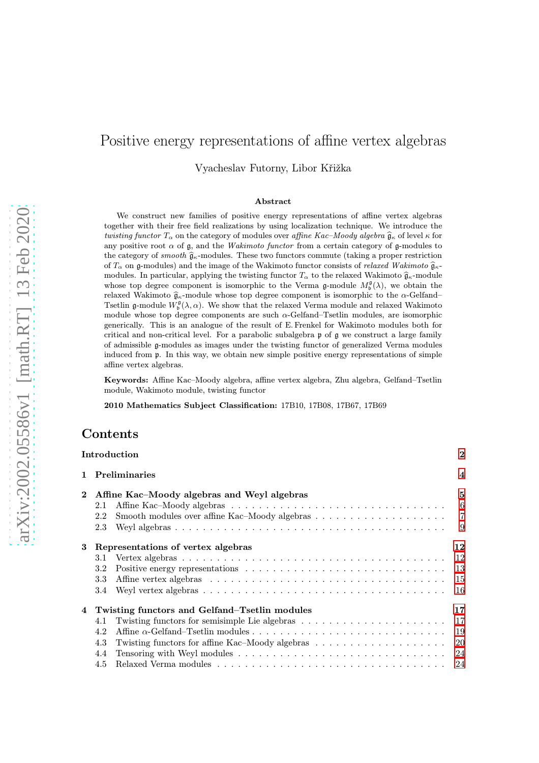# Positive energy representations of affine vertex algebras

Vyacheslav Futorny, Libor Křižka

### Abstract

We construct new families of positive energy representations of affine vertex algebras together with their free field realizations by using localization technique. We introduce the *twisting functor* $T_\alpha$ on the category of modules over *affine Kac–Moody algebra* $\widehat{\mathfrak{g}}_\kappa$ of level $\kappa$ for any positive root $\alpha$ of $\mathfrak{g}$, and the *Wakimoto functor* from a certain category of $\mathfrak{g}$-modules to the category of *smooth* $\widehat{\mathfrak{g}}_\kappa$-modules. These two functors commute (taking a proper restriction of $T_\alpha$ on $\mathfrak{g}$-modules) and the image of the Wakimoto functor consists of *relaxed Wakimoto* $\widehat{\mathfrak{g}}_\kappa$-modules. In particular, applying the twisting functor $T_\alpha$ to the relaxed Wakimoto $\widehat{\mathfrak{g}}_\kappa$-module whose top degree component is isomorphic to the Verma $\mathfrak{g}$-module $M_{\mathfrak{b}}^{\mathfrak{g}}(\lambda)$, we obtain the relaxed Wakimoto $\widehat{\mathfrak{g}}_\kappa$-module whose top degree component is isomorphic to the $\alpha$-Gelfand–Tsetlin $\mathfrak{g}$-module $W_{\mathfrak{b}}^{\mathfrak{g}}(\lambda, \alpha)$. We show that the relaxed Verma module and relaxed Wakimoto module whose top degree components are such $\alpha$-Gelfand–Tsetlin modules, are isomorphic generically. This is an analogue of the result of E. Frenkel for Wakimoto modules both for critical and non-critical level. For a parabolic subalgebra $\mathfrak{p}$ of $\mathfrak{g}$ we construct a large family of admissible $\mathfrak{g}$-modules as images under the twisting functor of generalized Verma modules induced from $\mathfrak{p}$. In this way, we obtain new simple positive energy representations of simple affine vertex algebras.

**Keywords:** Affine Kac–Moody algebra, affine vertex algebra, Zhu algebra, Gelfand–Tsetlin module, Wakimoto module, twisting functor

**2010 Mathematics Subject Classification:** 17B10, 17B08, 17B67, 17B69

## Contents

- **Introduction** — 2
- **1 Preliminaries** — 4
- **2 Affine Kac–Moody algebras and Weyl algebras** — 5
  - 2.1 Affine Kac–Moody algebras — 6
  - 2.2 Smooth modules over affine Kac–Moody algebras — 7
  - 2.3 Weyl algebras — 9
- **3 Representations of vertex algebras** — 12
  - 3.1 Vertex algebras — 12
  - 3.2 Positive energy representations — 13
  - 3.3 Affine vertex algebras — 15
  - 3.4 Weyl vertex algebras — 16
- **4 Twisting functors and Gelfand–Tsetlin modules** — 17
  - 4.1 Twisting functors for semisimple Lie algebras — 17
  - 4.2 Affine $\alpha$-Gelfand–Tsetlin modules — 19
  - 4.3 Twisting functors for affine Kac–Moody algebras — 20
  - 4.4 Tensoring with Weyl modules — 24
  - 4.5 Relaxed Verma modules — 24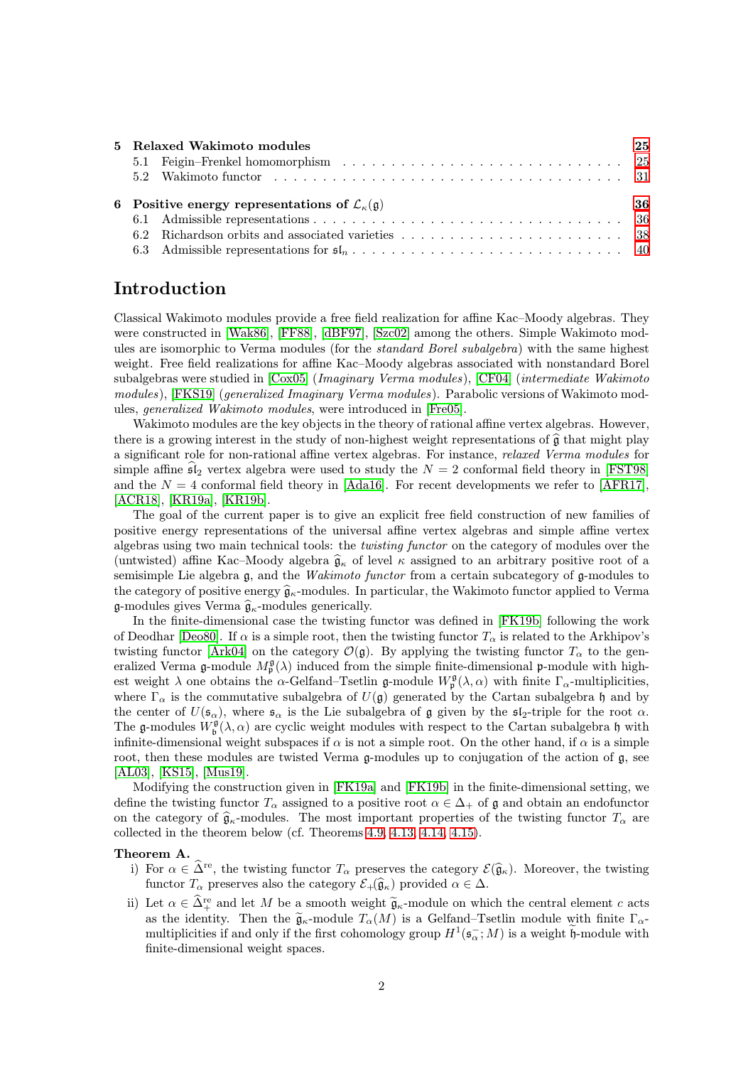**5 Relaxed Wakimoto modules** 25
- 5.1 Feigin–Frenkel homomorphism . . . 25
- 5.2 Wakimoto functor . . . 31

**6 Positive energy representations of $\mathcal{L}_\kappa(\mathfrak{g})$** 36
- 6.1 Admissible representations . . . 36
- 6.2 Richardson orbits and associated varieties . . . 38
- 6.3 Admissible representations for $\mathfrak{sl}_n$ . . . 40

# Introduction

Classical Wakimoto modules provide a free field realization for affine Kac–Moody algebras. They were constructed in [Wak86], [FF88], [dBF97], [Szc02] among the others. Simple Wakimoto modules are isomorphic to Verma modules (for the *standard Borel subalgebra*) with the same highest weight. Free field realizations for affine Kac–Moody algebras associated with nonstandard Borel subalgebras were studied in [Cox05] (*Imaginary Verma modules*), [CF04] (*intermediate Wakimoto modules*), [FKS19] (*generalized Imaginary Verma modules*). Parabolic versions of Wakimoto modules, *generalized Wakimoto modules*, were introduced in [Fre05].

Wakimoto modules are the key objects in the theory of rational affine vertex algebras. However, there is a growing interest in the study of non-highest weight representations of $\widehat{\mathfrak{g}}$ that might play a significant role for non-rational affine vertex algebras. For instance, *relaxed Verma modules* for simple affine $\widehat{\mathfrak{sl}}_2$ vertex algebra were used to study the $N = 2$ conformal field theory in [FST98] and the $N = 4$ conformal field theory in [Ada16]. For recent developments we refer to [AFR17], [ACR18], [KR19a], [KR19b].

The goal of the current paper is to give an explicit free field construction of new families of positive energy representations of the universal affine vertex algebras and simple affine vertex algebras using two main technical tools: the *twisting functor* on the category of modules over the (untwisted) affine Kac–Moody algebra $\widehat{\mathfrak{g}}_\kappa$ of level $\kappa$ assigned to an arbitrary positive root of a semisimple Lie algebra $\mathfrak{g}$, and the *Wakimoto functor* from a certain subcategory of $\mathfrak{g}$-modules to the category of positive energy $\widehat{\mathfrak{g}}_\kappa$-modules. In particular, the Wakimoto functor applied to Verma $\mathfrak{g}$-modules gives Verma $\widehat{\mathfrak{g}}_\kappa$-modules generically.

In the finite-dimensional case the twisting functor was defined in [FK19b] following the work of Deodhar [Deo80]. If $\alpha$ is a simple root, then the twisting functor $T_\alpha$ is related to the Arkhipov's twisting functor [Ark04] on the category $\mathcal{O}(\mathfrak{g})$. By applying the twisting functor $T_\alpha$ to the generalized Verma $\mathfrak{g}$-module $M^{\mathfrak{g}}_{\mathfrak{p}}(\lambda)$ induced from the simple finite-dimensional $\mathfrak{p}$-module with highest weight $\lambda$ one obtains the $\alpha$-Gelfand–Tsetlin $\mathfrak{g}$-module $W^{\mathfrak{g}}_{\mathfrak{p}}(\lambda, \alpha)$ with finite $\Gamma_\alpha$-multiplicities, where $\Gamma_\alpha$ is the commutative subalgebra of $U(\mathfrak{g})$ generated by the Cartan subalgebra $\mathfrak{h}$ and by the center of $U(\mathfrak{s}_\alpha)$, where $\mathfrak{s}_\alpha$ is the Lie subalgebra of $\mathfrak{g}$ given by the $\mathfrak{sl}_2$-triple for the root $\alpha$. The $\mathfrak{g}$-modules $W^{\mathfrak{g}}_{\mathfrak{b}}(\lambda, \alpha)$ are cyclic weight modules with respect to the Cartan subalgebra $\mathfrak{h}$ with infinite-dimensional weight subspaces if $\alpha$ is not a simple root. On the other hand, if $\alpha$ is a simple root, then these modules are twisted Verma $\mathfrak{g}$-modules up to conjugation of the action of $\mathfrak{g}$, see [AL03], [KS15], [Mus19].

Modifying the construction given in [FK19a] and [FK19b] in the finite-dimensional setting, we define the twisting functor $T_\alpha$ assigned to a positive root $\alpha \in \Delta_+$ of $\mathfrak{g}$ and obtain an endofunctor on the category of $\widehat{\mathfrak{g}}_\kappa$-modules. The most important properties of the twisting functor $T_\alpha$ are collected in the theorem below (cf. Theorems 4.9, 4.13, 4.14, 4.15).

**Theorem A.**

i) For $\alpha \in \widehat{\Delta}^{\mathrm{re}}$, the twisting functor $T_\alpha$ preserves the category $\mathcal{E}(\widehat{\mathfrak{g}}_\kappa)$. Moreover, the twisting functor $T_\alpha$ preserves also the category $\mathcal{E}_+(\widehat{\mathfrak{g}}_\kappa)$ provided $\alpha \in \Delta$.

ii) Let $\alpha \in \widehat{\Delta}^{\mathrm{re}}_+$ and let $M$ be a smooth weight $\widetilde{\mathfrak{g}}_\kappa$-module on which the central element $c$ acts as the identity. Then the $\widetilde{\mathfrak{g}}_\kappa$-module $T_\alpha(M)$ is a Gelfand–Tsetlin module with finite $\Gamma_\alpha$-multiplicities if and only if the first cohomology group $H^1(\mathfrak{s}_\alpha^-; M)$ is a weight $\mathfrak{h}$-module with finite-dimensional weight spaces.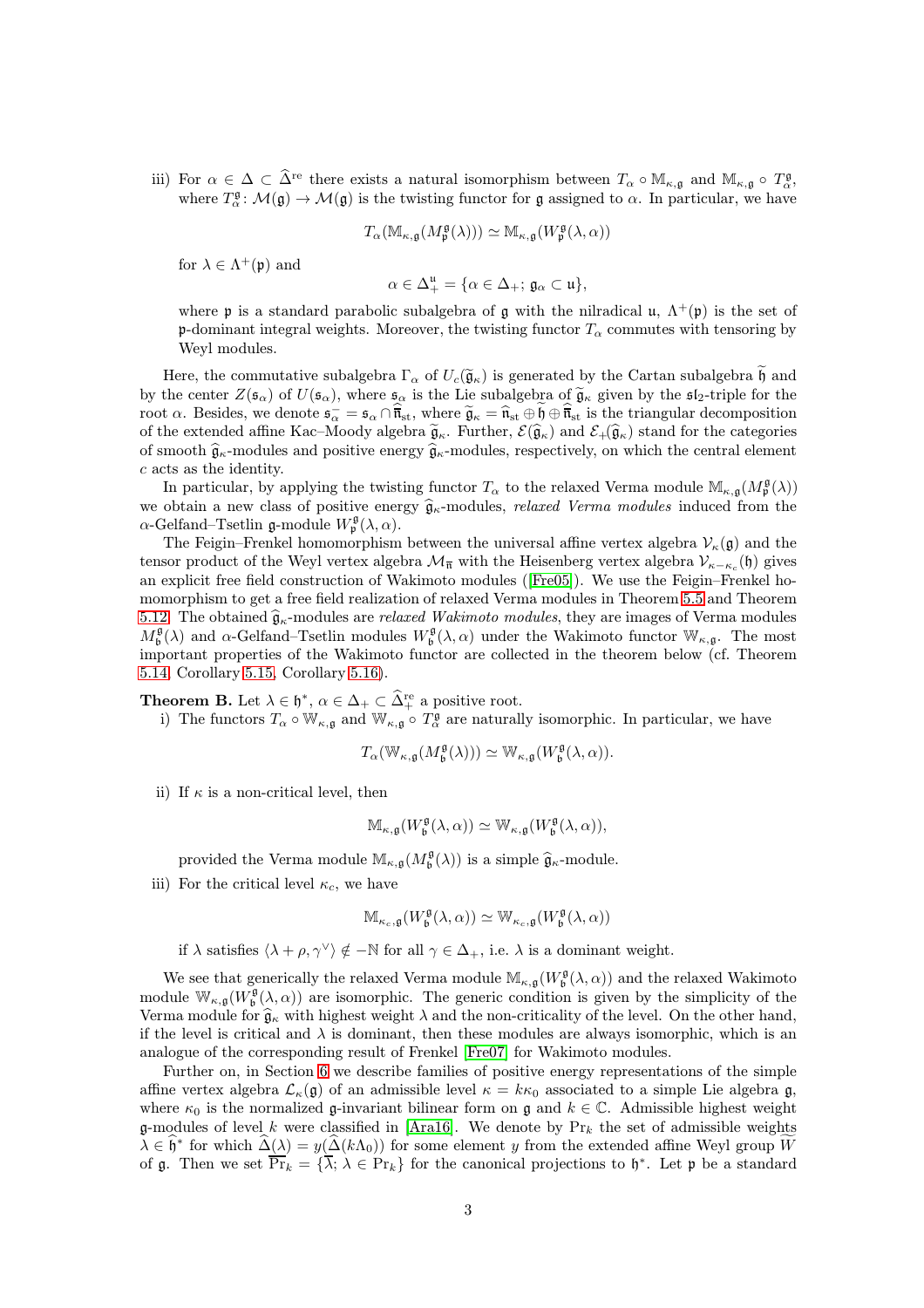iii) For $\alpha \in \Delta \subset \widehat{\Delta}^{\mathrm{re}}$ there exists a natural isomorphism between $T_\alpha \circ \mathbb{M}_{\kappa,\mathfrak{g}}$ and $\mathbb{M}_{\kappa,\mathfrak{g}} \circ T_\alpha^{\mathfrak{g}}$, where $T_\alpha^{\mathfrak{g}} \colon \mathcal{M}(\mathfrak{g}) \to \mathcal{M}(\mathfrak{g})$ is the twisting functor for $\mathfrak{g}$ assigned to $\alpha$. In particular, we have

$$T_\alpha(\mathbb{M}_{\kappa,\mathfrak{g}}(M_{\mathfrak{p}}^{\mathfrak{g}}(\lambda))) \simeq \mathbb{M}_{\kappa,\mathfrak{g}}(W_{\mathfrak{p}}^{\mathfrak{g}}(\lambda,\alpha))$$

for $\lambda \in \Lambda^+(\mathfrak{p})$ and

$$\alpha \in \Delta_+^{\mathfrak{u}} = \{\alpha \in \Delta_+;\, \mathfrak{g}_\alpha \subset \mathfrak{u}\},$$

where $\mathfrak{p}$ is a standard parabolic subalgebra of $\mathfrak{g}$ with the nilradical $\mathfrak{u}$, $\Lambda^+(\mathfrak{p})$ is the set of $\mathfrak{p}$-dominant integral weights. Moreover, the twisting functor $T_\alpha$ commutes with tensoring by Weyl modules.

Here, the commutative subalgebra $\Gamma_\alpha$ of $U_c(\widetilde{\mathfrak{g}}_\kappa)$ is generated by the Cartan subalgebra $\widetilde{\mathfrak{h}}$ and by the center $Z(\mathfrak{s}_\alpha)$ of $U(\mathfrak{s}_\alpha)$, where $\mathfrak{s}_\alpha$ is the Lie subalgebra of $\widetilde{\mathfrak{g}}_\kappa$ given by the $\mathfrak{sl}_2$-triple for the root $\alpha$. Besides, we denote $\mathfrak{s}_\alpha^- = \mathfrak{s}_\alpha \cap \overline{\widehat{\mathfrak{n}}}_{\mathrm{st}}$, where $\widetilde{\mathfrak{g}}_\kappa = \widehat{\mathfrak{n}}_{\mathrm{st}} \oplus \widetilde{\mathfrak{h}} \oplus \overline{\widehat{\mathfrak{n}}}_{\mathrm{st}}$ is the triangular decomposition of the extended affine Kac–Moody algebra $\widetilde{\mathfrak{g}}_\kappa$. Further, $\mathcal{E}(\widehat{\mathfrak{g}}_\kappa)$ and $\mathcal{E}_+(\widehat{\mathfrak{g}}_\kappa)$ stand for the categories of smooth $\widehat{\mathfrak{g}}_\kappa$-modules and positive energy $\widehat{\mathfrak{g}}_\kappa$-modules, respectively, on which the central element $c$ acts as the identity.

In particular, by applying the twisting functor $T_\alpha$ to the relaxed Verma module $\mathbb{M}_{\kappa,\mathfrak{g}}(M_{\mathfrak{p}}^{\mathfrak{g}}(\lambda))$ we obtain a new class of positive energy $\widehat{\mathfrak{g}}_\kappa$-modules, *relaxed Verma modules* induced from the $\alpha$-Gelfand–Tsetlin $\mathfrak{g}$-module $W_{\mathfrak{p}}^{\mathfrak{g}}(\lambda,\alpha)$.

The Feigin–Frenkel homomorphism between the universal affine vertex algebra $\mathcal{V}_\kappa(\mathfrak{g})$ and the tensor product of the Weyl vertex algebra $\mathcal{M}_{\overline{\mathfrak{n}}}$ with the Heisenberg vertex algebra $\mathcal{V}_{\kappa-\kappa_c}(\mathfrak{h})$ gives an explicit free field construction of Wakimoto modules ([Fre05]). We use the Feigin–Frenkel homomorphism to get a free field realization of relaxed Verma modules in Theorem 5.5 and Theorem 5.12. The obtained $\widehat{\mathfrak{g}}_\kappa$-modules are *relaxed Wakimoto modules*, they are images of Verma modules $M_{\mathfrak{b}}^{\mathfrak{g}}(\lambda)$ and $\alpha$-Gelfand–Tsetlin modules $W_{\mathfrak{b}}^{\mathfrak{g}}(\lambda,\alpha)$ under the Wakimoto functor $\mathbb{W}_{\kappa,\mathfrak{g}}$. The most important properties of the Wakimoto functor are collected in the theorem below (cf. Theorem 5.14, Corollary 5.15, Corollary 5.16).

**Theorem B.** Let $\lambda \in \mathfrak{h}^*$, $\alpha \in \Delta_+ \subset \widehat{\Delta}_+^{\mathrm{re}}$ a positive root.

i) The functors $T_\alpha \circ \mathbb{W}_{\kappa,\mathfrak{g}}$ and $\mathbb{W}_{\kappa,\mathfrak{g}} \circ T_\alpha^{\mathfrak{g}}$ are naturally isomorphic. In particular, we have

$$T_\alpha(\mathbb{W}_{\kappa,\mathfrak{g}}(M_{\mathfrak{b}}^{\mathfrak{g}}(\lambda))) \simeq \mathbb{W}_{\kappa,\mathfrak{g}}(W_{\mathfrak{b}}^{\mathfrak{g}}(\lambda,\alpha)).$$

ii) If $\kappa$ is a non-critical level, then

$$\mathbb{M}_{\kappa,\mathfrak{g}}(W_{\mathfrak{b}}^{\mathfrak{g}}(\lambda,\alpha)) \simeq \mathbb{W}_{\kappa,\mathfrak{g}}(W_{\mathfrak{b}}^{\mathfrak{g}}(\lambda,\alpha)),$$

provided the Verma module $\mathbb{M}_{\kappa,\mathfrak{g}}(M_{\mathfrak{b}}^{\mathfrak{g}}(\lambda))$ is a simple $\widehat{\mathfrak{g}}_\kappa$-module.

iii) For the critical level $\kappa_c$, we have

$$\mathbb{M}_{\kappa_c,\mathfrak{g}}(W_{\mathfrak{b}}^{\mathfrak{g}}(\lambda,\alpha)) \simeq \mathbb{W}_{\kappa_c,\mathfrak{g}}(W_{\mathfrak{b}}^{\mathfrak{g}}(\lambda,\alpha))$$

if $\lambda$ satisfies $\langle \lambda + \rho, \gamma^\vee \rangle \notin -\mathbb{N}$ for all $\gamma \in \Delta_+$, i.e. $\lambda$ is a dominant weight.

We see that generically the relaxed Verma module $\mathbb{M}_{\kappa,\mathfrak{g}}(W_{\mathfrak{b}}^{\mathfrak{g}}(\lambda,\alpha))$ and the relaxed Wakimoto module $\mathbb{W}_{\kappa,\mathfrak{g}}(W_{\mathfrak{b}}^{\mathfrak{g}}(\lambda,\alpha))$ are isomorphic. The generic condition is given by the simplicity of the Verma module for $\widehat{\mathfrak{g}}_\kappa$ with highest weight $\lambda$ and the non-criticality of the level. On the other hand, if the level is critical and $\lambda$ is dominant, then these modules are always isomorphic, which is an analogue of the corresponding result of Frenkel [Fre07] for Wakimoto modules.

Further on, in Section 6 we describe families of positive energy representations of the simple affine vertex algebra $\mathcal{L}_\kappa(\mathfrak{g})$ of an admissible level $\kappa = k\kappa_0$ associated to a simple Lie algebra $\mathfrak{g}$, where $\kappa_0$ is the normalized $\mathfrak{g}$-invariant bilinear form on $\mathfrak{g}$ and $k \in \mathbb{C}$. Admissible highest weight $\mathfrak{g}$-modules of level $k$ were classified in [Ara16]. We denote by $\mathrm{Pr}_k$ the set of admissible weights $\lambda \in \widehat{\mathfrak{h}}^*$ for which $\widehat{\Delta}(\lambda) = y(\widehat{\Delta}(k\Lambda_0))$ for some element $y$ from the extended affine Weyl group $\widetilde{W}$ of $\mathfrak{g}$. Then we set $\overline{\mathrm{Pr}}_k = \{\overline{\lambda};\, \lambda \in \mathrm{Pr}_k\}$ for the canonical projections to $\mathfrak{h}^*$. Let $\mathfrak{p}$ be a standard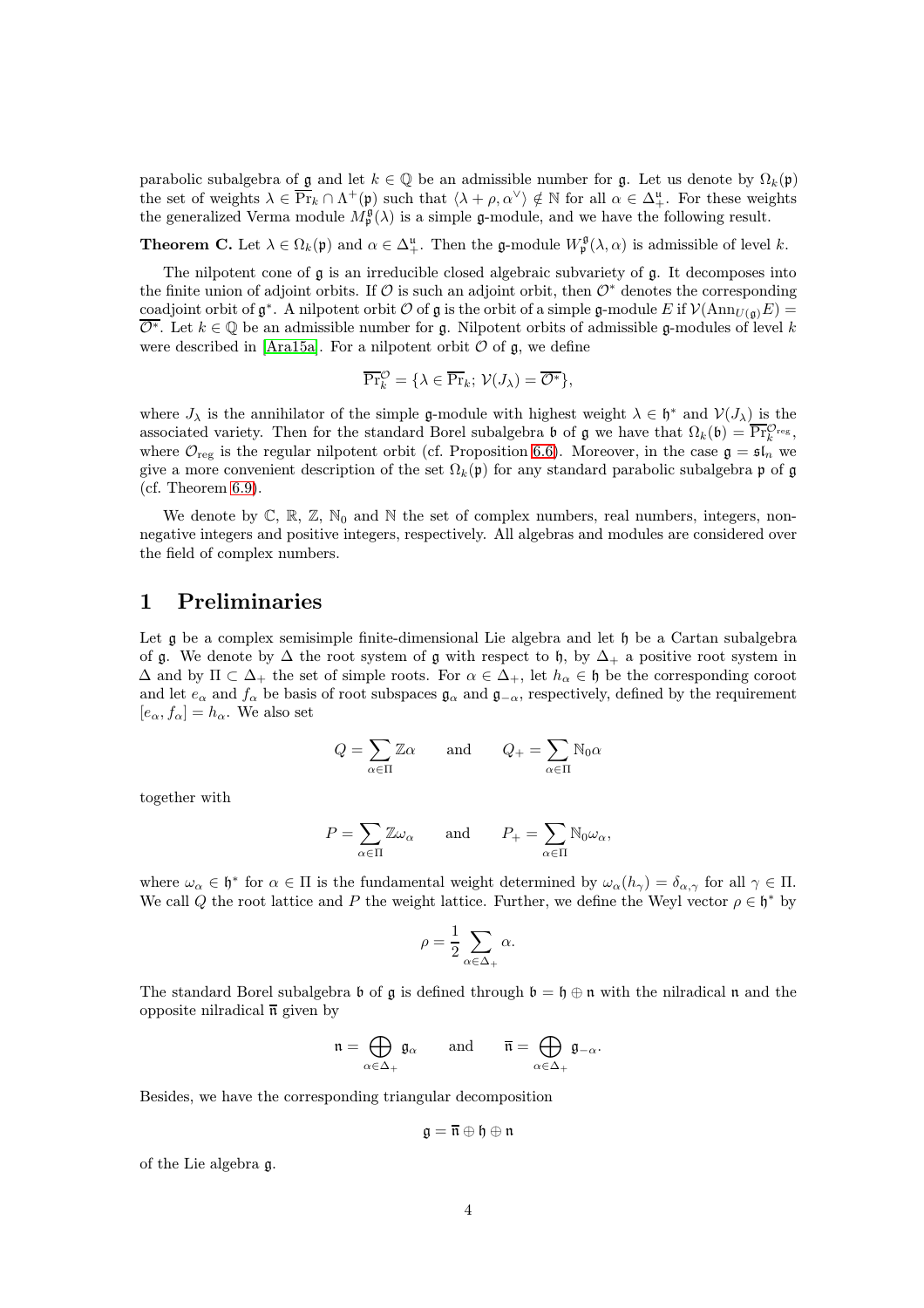parabolic subalgebra of $\mathfrak{g}$ and let $k \in \mathbb{Q}$ be an admissible number for $\mathfrak{g}$. Let us denote by $\Omega_k(\mathfrak{p})$ the set of weights $\lambda \in \overline{\mathrm{Pr}}_k \cap \Lambda^+(\mathfrak{p})$ such that $\langle \lambda + \rho, \alpha^\vee \rangle \notin \mathbb{N}$ for all $\alpha \in \Delta_+^{\mathfrak{u}}$. For these weights the generalized Verma module $M_{\mathfrak{p}}^{\mathfrak{g}}(\lambda)$ is a simple $\mathfrak{g}$-module, and we have the following result.

**Theorem C.** Let $\lambda \in \Omega_k(\mathfrak{p})$ and $\alpha \in \Delta_+^{\mathfrak{u}}$. Then the $\mathfrak{g}$-module $W_{\mathfrak{p}}^{\mathfrak{g}}(\lambda, \alpha)$ is admissible of level $k$.

The nilpotent cone of $\mathfrak{g}$ is an irreducible closed algebraic subvariety of $\mathfrak{g}$. It decomposes into the finite union of adjoint orbits. If $\mathcal{O}$ is such an adjoint orbit, then $\mathcal{O}^*$ denotes the corresponding coadjoint orbit of $\mathfrak{g}^*$. A nilpotent orbit $\mathcal{O}$ of $\mathfrak{g}$ is the orbit of a simple $\mathfrak{g}$-module $E$ if $\mathcal{V}(\mathrm{Ann}_{U(\mathfrak{g})} E) = \overline{\mathcal{O}^*}$. Let $k \in \mathbb{Q}$ be an admissible number for $\mathfrak{g}$. Nilpotent orbits of admissible $\mathfrak{g}$-modules of level $k$ were described in [Ara15a]. For a nilpotent orbit $\mathcal{O}$ of $\mathfrak{g}$, we define

$$\overline{\mathrm{Pr}}_k^{\mathcal{O}} = \{\lambda \in \overline{\mathrm{Pr}}_k;\ \mathcal{V}(J_\lambda) = \overline{\mathcal{O}^*}\},$$

where $J_\lambda$ is the annihilator of the simple $\mathfrak{g}$-module with highest weight $\lambda \in \mathfrak{h}^*$ and $\mathcal{V}(J_\lambda)$ is the associated variety. Then for the standard Borel subalgebra $\mathfrak{b}$ of $\mathfrak{g}$ we have that $\Omega_k(\mathfrak{b}) = \overline{\mathrm{Pr}}_k^{\mathcal{O}_{\mathrm{reg}}}$, where $\mathcal{O}_{\mathrm{reg}}$ is the regular nilpotent orbit (cf. Proposition 6.6). Moreover, in the case $\mathfrak{g} = \mathfrak{sl}_n$ we give a more convenient description of the set $\Omega_k(\mathfrak{p})$ for any standard parabolic subalgebra $\mathfrak{p}$ of $\mathfrak{g}$ (cf. Theorem 6.9).

We denote by $\mathbb{C}$, $\mathbb{R}$, $\mathbb{Z}$, $\mathbb{N}_0$ and $\mathbb{N}$ the set of complex numbers, real numbers, integers, nonnegative integers and positive integers, respectively. All algebras and modules are considered over the field of complex numbers.

# 1 Preliminaries

Let $\mathfrak{g}$ be a complex semisimple finite-dimensional Lie algebra and let $\mathfrak{h}$ be a Cartan subalgebra of $\mathfrak{g}$. We denote by $\Delta$ the root system of $\mathfrak{g}$ with respect to $\mathfrak{h}$, by $\Delta_+$ a positive root system in $\Delta$ and by $\Pi \subset \Delta_+$ the set of simple roots. For $\alpha \in \Delta_+$, let $h_\alpha \in \mathfrak{h}$ be the corresponding coroot and let $e_\alpha$ and $f_\alpha$ be basis of root subspaces $\mathfrak{g}_\alpha$ and $\mathfrak{g}_{-\alpha}$, respectively, defined by the requirement $[e_\alpha, f_\alpha] = h_\alpha$. We also set

$$Q = \sum_{\alpha \in \Pi} \mathbb{Z}\alpha \qquad \text{and} \qquad Q_+ = \sum_{\alpha \in \Pi} \mathbb{N}_0 \alpha$$

together with

$$P = \sum_{\alpha \in \Pi} \mathbb{Z}\omega_\alpha \qquad \text{and} \qquad P_+ = \sum_{\alpha \in \Pi} \mathbb{N}_0 \omega_\alpha,$$

where $\omega_\alpha \in \mathfrak{h}^*$ for $\alpha \in \Pi$ is the fundamental weight determined by $\omega_\alpha(h_\gamma) = \delta_{\alpha,\gamma}$ for all $\gamma \in \Pi$. We call $Q$ the root lattice and $P$ the weight lattice. Further, we define the Weyl vector $\rho \in \mathfrak{h}^*$ by

$$\rho = \frac{1}{2} \sum_{\alpha \in \Delta_+} \alpha.$$

The standard Borel subalgebra $\mathfrak{b}$ of $\mathfrak{g}$ is defined through $\mathfrak{b} = \mathfrak{h} \oplus \mathfrak{n}$ with the nilradical $\mathfrak{n}$ and the opposite nilradical $\overline{\mathfrak{n}}$ given by

$$\mathfrak{n} = \bigoplus_{\alpha \in \Delta_+} \mathfrak{g}_\alpha \qquad \text{and} \qquad \overline{\mathfrak{n}} = \bigoplus_{\alpha \in \Delta_+} \mathfrak{g}_{-\alpha}.$$

Besides, we have the corresponding triangular decomposition

$$\mathfrak{g} = \overline{\mathfrak{n}} \oplus \mathfrak{h} \oplus \mathfrak{n}$$

of the Lie algebra $\mathfrak{g}$.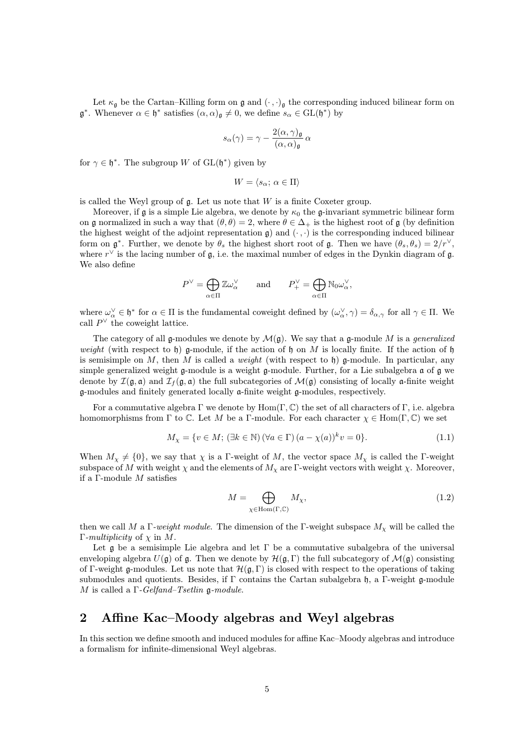Let $\kappa_{\mathfrak{g}}$ be the Cartan–Killing form on $\mathfrak{g}$ and $(\cdot\,,\cdot)_{\mathfrak{g}}$ the corresponding induced bilinear form on $\mathfrak{g}^*$. Whenever $\alpha \in \mathfrak{h}^*$ satisfies $(\alpha,\alpha)_{\mathfrak{g}} \neq 0$, we define $s_\alpha \in \mathrm{GL}(\mathfrak{h}^*)$ by

$$s_\alpha(\gamma) = \gamma - \frac{2(\alpha,\gamma)_{\mathfrak{g}}}{(\alpha,\alpha)_{\mathfrak{g}}}\,\alpha$$

for $\gamma \in \mathfrak{h}^*$. The subgroup $W$ of $\mathrm{GL}(\mathfrak{h}^*)$ given by

$$W = \langle s_\alpha;\, \alpha \in \Pi \rangle$$

is called the Weyl group of $\mathfrak{g}$. Let us note that $W$ is a finite Coxeter group.

Moreover, if $\mathfrak{g}$ is a simple Lie algebra, we denote by $\kappa_0$ the $\mathfrak{g}$-invariant symmetric bilinear form on $\mathfrak{g}$ normalized in such a way that $(\theta,\theta) = 2$, where $\theta \in \Delta_+$ is the highest root of $\mathfrak{g}$ (by definition the highest weight of the adjoint representation $\mathfrak{g}$) and $(\cdot\,,\cdot)$ is the corresponding induced bilinear form on $\mathfrak{g}^*$. Further, we denote by $\theta_s$ the highest short root of $\mathfrak{g}$. Then we have $(\theta_s,\theta_s) = 2/r^\vee$, where $r^\vee$ is the lacing number of $\mathfrak{g}$, i.e. the maximal number of edges in the Dynkin diagram of $\mathfrak{g}$. We also define

$$P^\vee = \bigoplus_{\alpha\in\Pi} \mathbb{Z}\omega_\alpha^\vee \qquad \text{and} \qquad P_+^\vee = \bigoplus_{\alpha\in\Pi} \mathbb{N}_0\omega_\alpha^\vee,$$

where $\omega_\alpha^\vee \in \mathfrak{h}^*$ for $\alpha \in \Pi$ is the fundamental coweight defined by $(\omega_\alpha^\vee, \gamma) = \delta_{\alpha,\gamma}$ for all $\gamma \in \Pi$. We call $P^\vee$ the coweight lattice.

The category of all $\mathfrak{g}$-modules we denote by $\mathcal{M}(\mathfrak{g})$. We say that a $\mathfrak{g}$-module $M$ is a *generalized weight* (with respect to $\mathfrak{h}$) $\mathfrak{g}$-module, if the action of $\mathfrak{h}$ on $M$ is locally finite. If the action of $\mathfrak{h}$ is semisimple on $M$, then $M$ is called a *weight* (with respect to $\mathfrak{h}$) $\mathfrak{g}$-module. In particular, any simple generalized weight $\mathfrak{g}$-module is a weight $\mathfrak{g}$-module. Further, for a Lie subalgebra $\mathfrak{a}$ of $\mathfrak{g}$ we denote by $\mathcal{I}(\mathfrak{g},\mathfrak{a})$ and $\mathcal{I}_f(\mathfrak{g},\mathfrak{a})$ the full subcategories of $\mathcal{M}(\mathfrak{g})$ consisting of locally $\mathfrak{a}$-finite weight $\mathfrak{g}$-modules and finitely generated locally $\mathfrak{a}$-finite weight $\mathfrak{g}$-modules, respectively.

For a commutative algebra $\Gamma$ we denote by $\mathrm{Hom}(\Gamma,\mathbb{C})$ the set of all characters of $\Gamma$, i.e. algebra homomorphisms from $\Gamma$ to $\mathbb{C}$. Let $M$ be a $\Gamma$-module. For each character $\chi \in \mathrm{Hom}(\Gamma,\mathbb{C})$ we set

$$M_\chi = \{v \in M;\, (\exists k \in \mathbb{N})\, (\forall a \in \Gamma)\, (a - \chi(a))^k v = 0\}. \tag{1.1}$$

When $M_\chi \neq \{0\}$, we say that $\chi$ is a $\Gamma$-weight of $M$, the vector space $M_\chi$ is called the $\Gamma$-weight subspace of $M$ with weight $\chi$ and the elements of $M_\chi$ are $\Gamma$-weight vectors with weight $\chi$. Moreover, if a $\Gamma$-module $M$ satisfies

$$M = \bigoplus_{\chi\in\mathrm{Hom}(\Gamma,\mathbb{C})} M_\chi, \tag{1.2}$$

then we call $M$ a $\Gamma$-*weight module*. The dimension of the $\Gamma$-weight subspace $M_\chi$ will be called the $\Gamma$-*multiplicity* of $\chi$ in $M$.

Let $\mathfrak{g}$ be a semisimple Lie algebra and let $\Gamma$ be a commutative subalgebra of the universal enveloping algebra $U(\mathfrak{g})$ of $\mathfrak{g}$. Then we denote by $\mathcal{H}(\mathfrak{g},\Gamma)$ the full subcategory of $\mathcal{M}(\mathfrak{g})$ consisting of $\Gamma$-weight $\mathfrak{g}$-modules. Let us note that $\mathcal{H}(\mathfrak{g},\Gamma)$ is closed with respect to the operations of taking submodules and quotients. Besides, if $\Gamma$ contains the Cartan subalgebra $\mathfrak{h}$, a $\Gamma$-weight $\mathfrak{g}$-module $M$ is called a $\Gamma$-*Gelfand–Tsetlin* $\mathfrak{g}$-*module*.

## 2 Affine Kac–Moody algebras and Weyl algebras

In this section we define smooth and induced modules for affine Kac–Moody algebras and introduce a formalism for infinite-dimensional Weyl algebras.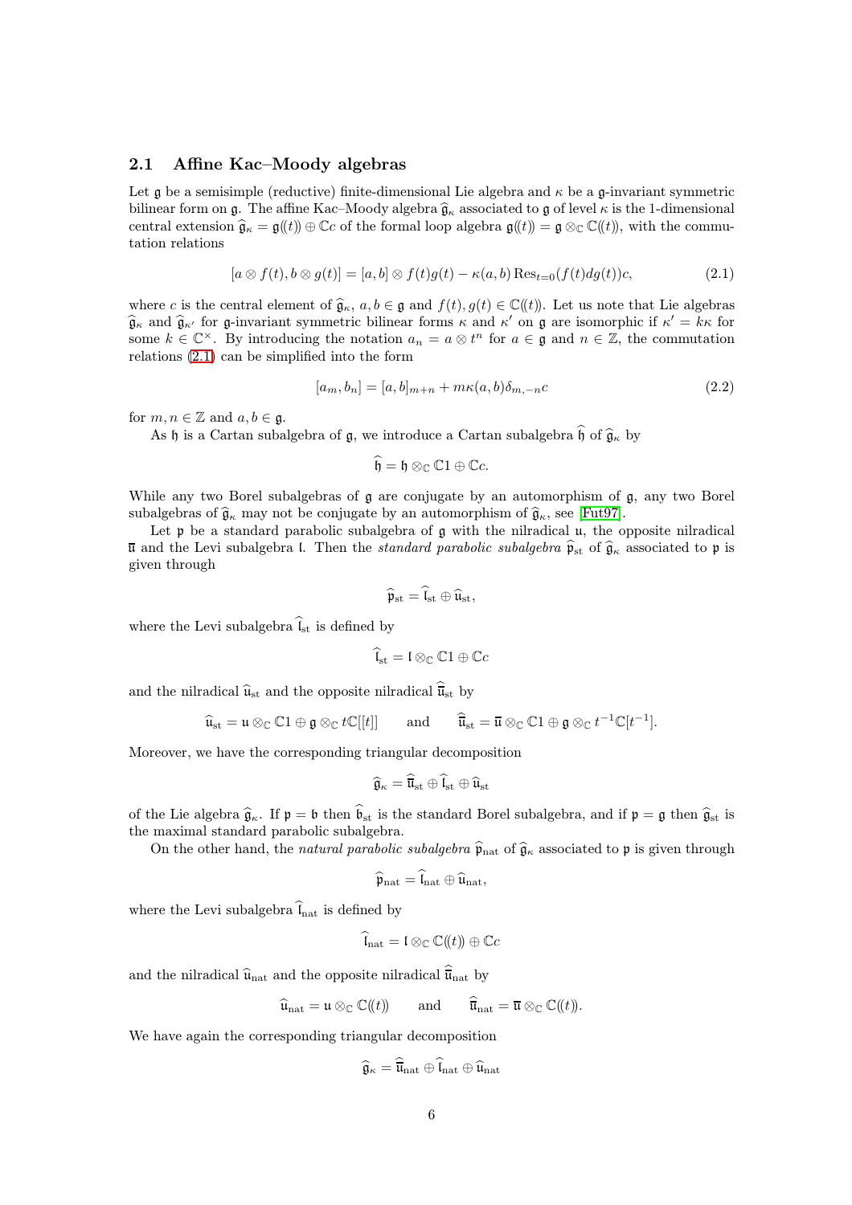### 2.1 Affine Kac–Moody algebras

Let $\mathfrak{g}$ be a semisimple (reductive) finite-dimensional Lie algebra and $\kappa$ be a $\mathfrak{g}$-invariant symmetric bilinear form on $\mathfrak{g}$. The affine Kac–Moody algebra $\widehat{\mathfrak{g}}_\kappa$ associated to $\mathfrak{g}$ of level $\kappa$ is the 1-dimensional central extension $\widehat{\mathfrak{g}}_\kappa = \mathfrak{g}(\!(t)\!) \oplus \mathbb{C}c$ of the formal loop algebra $\mathfrak{g}(\!(t)\!) = \mathfrak{g} \otimes_\mathbb{C} \mathbb{C}(\!(t)\!)$, with the commutation relations

$$[a \otimes f(t), b \otimes g(t)] = [a,b] \otimes f(t)g(t) - \kappa(a,b) \operatorname{Res}_{t=0}(f(t)dg(t))c, \tag{2.1}$$

where $c$ is the central element of $\widehat{\mathfrak{g}}_\kappa$, $a, b \in \mathfrak{g}$ and $f(t), g(t) \in \mathbb{C}(\!(t)\!)$. Let us note that Lie algebras $\widehat{\mathfrak{g}}_\kappa$ and $\widehat{\mathfrak{g}}_{\kappa'}$ for $\mathfrak{g}$-invariant symmetric bilinear forms $\kappa$ and $\kappa'$ on $\mathfrak{g}$ are isomorphic if $\kappa' = k\kappa$ for some $k \in \mathbb{C}^\times$. By introducing the notation $a_n = a \otimes t^n$ for $a \in \mathfrak{g}$ and $n \in \mathbb{Z}$, the commutation relations (2.1) can be simplified into the form

$$[a_m, b_n] = [a,b]_{m+n} + m\kappa(a,b)\delta_{m,-n}c \tag{2.2}$$

for $m, n \in \mathbb{Z}$ and $a, b \in \mathfrak{g}$.

As $\mathfrak{h}$ is a Cartan subalgebra of $\mathfrak{g}$, we introduce a Cartan subalgebra $\widehat{\mathfrak{h}}$ of $\widehat{\mathfrak{g}}_\kappa$ by

$$\widehat{\mathfrak{h}} = \mathfrak{h} \otimes_\mathbb{C} \mathbb{C}1 \oplus \mathbb{C}c.$$

While any two Borel subalgebras of $\mathfrak{g}$ are conjugate by an automorphism of $\mathfrak{g}$, any two Borel subalgebras of $\widehat{\mathfrak{g}}_\kappa$ may not be conjugate by an automorphism of $\widehat{\mathfrak{g}}_\kappa$, see [Fut97].

Let $\mathfrak{p}$ be a standard parabolic subalgebra of $\mathfrak{g}$ with the nilradical $\mathfrak{u}$, the opposite nilradical $\overline{\mathfrak{u}}$ and the Levi subalgebra $\mathfrak{l}$. Then the *standard parabolic subalgebra* $\widehat{\mathfrak{p}}_{\rm st}$ of $\widehat{\mathfrak{g}}_\kappa$ associated to $\mathfrak{p}$ is given through

$$\widehat{\mathfrak{p}}_{\rm st} = \widehat{\mathfrak{l}}_{\rm st} \oplus \widehat{\mathfrak{u}}_{\rm st},$$

where the Levi subalgebra $\widehat{\mathfrak{l}}_{\rm st}$ is defined by

$$\widehat{\mathfrak{l}}_{\rm st} = \mathfrak{l} \otimes_\mathbb{C} \mathbb{C}1 \oplus \mathbb{C}c$$

and the nilradical $\widehat{\mathfrak{u}}_{\rm st}$ and the opposite nilradical $\widehat{\overline{\mathfrak{u}}}_{\rm st}$ by

$$\widehat{\mathfrak{u}}_{\rm st} = \mathfrak{u} \otimes_\mathbb{C} \mathbb{C}1 \oplus \mathfrak{g} \otimes_\mathbb{C} t\mathbb{C}[[t]] \qquad \text{and} \qquad \widehat{\overline{\mathfrak{u}}}_{\rm st} = \overline{\mathfrak{u}} \otimes_\mathbb{C} \mathbb{C}1 \oplus \mathfrak{g} \otimes_\mathbb{C} t^{-1}\mathbb{C}[t^{-1}].$$

Moreover, we have the corresponding triangular decomposition

$$\widehat{\mathfrak{g}}_\kappa = \widehat{\overline{\mathfrak{u}}}_{\rm st} \oplus \widehat{\mathfrak{l}}_{\rm st} \oplus \widehat{\mathfrak{u}}_{\rm st}$$

of the Lie algebra $\widehat{\mathfrak{g}}_\kappa$. If $\mathfrak{p} = \mathfrak{b}$ then $\widehat{\mathfrak{b}}_{\rm st}$ is the standard Borel subalgebra, and if $\mathfrak{p} = \mathfrak{g}$ then $\widehat{\mathfrak{g}}_{\rm st}$ is the maximal standard parabolic subalgebra.

On the other hand, the *natural parabolic subalgebra* $\widehat{\mathfrak{p}}_{\rm nat}$ of $\widehat{\mathfrak{g}}_\kappa$ associated to $\mathfrak{p}$ is given through

$$\widehat{\mathfrak{p}}_{\rm nat} = \widehat{\mathfrak{l}}_{\rm nat} \oplus \widehat{\mathfrak{u}}_{\rm nat},$$

where the Levi subalgebra $\widehat{\mathfrak{l}}_{\rm nat}$ is defined by

$$\widehat{\mathfrak{l}}_{\rm nat} = \mathfrak{l} \otimes_\mathbb{C} \mathbb{C}(\!(t)\!) \oplus \mathbb{C}c$$

and the nilradical $\widehat{\mathfrak{u}}_{\rm nat}$ and the opposite nilradical $\widehat{\overline{\mathfrak{u}}}_{\rm nat}$ by

$$\widehat{\mathfrak{u}}_{\rm nat} = \mathfrak{u} \otimes_\mathbb{C} \mathbb{C}(\!(t)\!) \qquad \text{and} \qquad \widehat{\overline{\mathfrak{u}}}_{\rm nat} = \overline{\mathfrak{u}} \otimes_\mathbb{C} \mathbb{C}(\!(t)\!).$$

We have again the corresponding triangular decomposition

$$\widehat{\mathfrak{g}}_\kappa = \widehat{\overline{\mathfrak{u}}}_{\rm nat} \oplus \widehat{\mathfrak{l}}_{\rm nat} \oplus \widehat{\mathfrak{u}}_{\rm nat}$$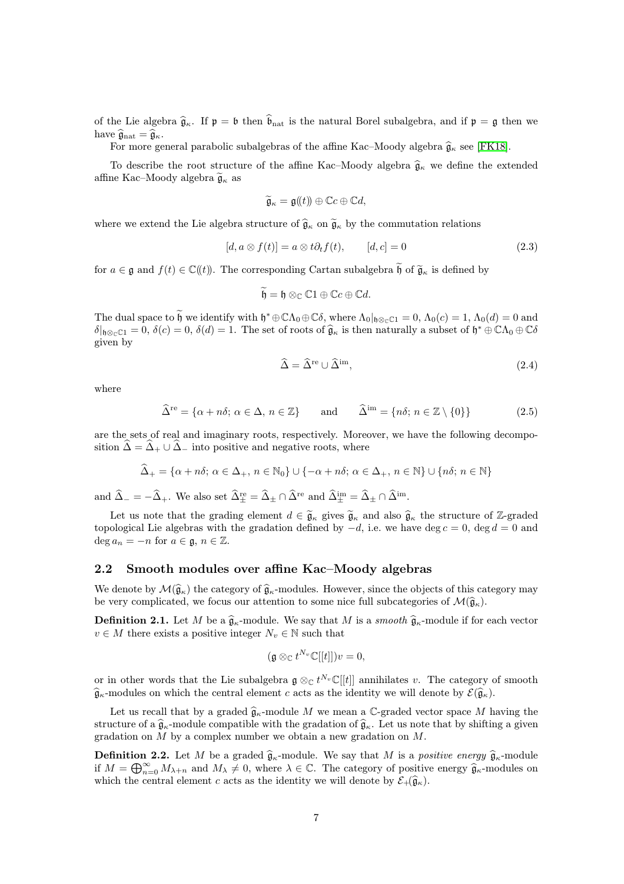of the Lie algebra $\widehat{\mathfrak{g}}_\kappa$. If $\mathfrak{p} = \mathfrak{b}$ then $\widehat{\mathfrak{b}}_{\rm nat}$ is the natural Borel subalgebra, and if $\mathfrak{p} = \mathfrak{g}$ then we have $\widehat{\mathfrak{g}}_{\rm nat} = \widehat{\mathfrak{g}}_\kappa$.

For more general parabolic subalgebras of the affine Kac–Moody algebra $\widehat{\mathfrak{g}}_\kappa$ see [FK18].

To describe the root structure of the affine Kac–Moody algebra $\widehat{\mathfrak{g}}_\kappa$ we define the extended affine Kac–Moody algebra $\widetilde{\mathfrak{g}}_\kappa$ as

$$\widetilde{\mathfrak{g}}_\kappa = \mathfrak{g}(\!(t)\!) \oplus \mathbb{C}c \oplus \mathbb{C}d,$$

where we extend the Lie algebra structure of $\widehat{\mathfrak{g}}_\kappa$ on $\widetilde{\mathfrak{g}}_\kappa$ by the commutation relations

$$[d, a \otimes f(t)] = a \otimes t\partial_t f(t), \qquad [d, c] = 0 \tag{2.3}$$

for $a \in \mathfrak{g}$ and $f(t) \in \mathbb{C}(\!(t)\!)$. The corresponding Cartan subalgebra $\widetilde{\mathfrak{h}}$ of $\widetilde{\mathfrak{g}}_\kappa$ is defined by

$$\widetilde{\mathfrak{h}} = \mathfrak{h} \otimes_\mathbb{C} \mathbb{C}1 \oplus \mathbb{C}c \oplus \mathbb{C}d.$$

The dual space to $\widetilde{\mathfrak{h}}$ we identify with $\mathfrak{h}^* \oplus \mathbb{C}\Lambda_0 \oplus \mathbb{C}\delta$, where $\Lambda_0|_{\mathfrak{h}\otimes_\mathbb{C}\mathbb{C}1} = 0$, $\Lambda_0(c) = 1$, $\Lambda_0(d) = 0$ and $\delta|_{\mathfrak{h}\otimes_\mathbb{C}\mathbb{C}1} = 0$, $\delta(c) = 0$, $\delta(d) = 1$. The set of roots of $\widehat{\mathfrak{g}}_\kappa$ is then naturally a subset of $\mathfrak{h}^* \oplus \mathbb{C}\Lambda_0 \oplus \mathbb{C}\delta$ given by

$$\widehat{\Delta} = \widehat{\Delta}^{\rm re} \cup \widehat{\Delta}^{\rm im}, \tag{2.4}$$

where

$$\widehat{\Delta}^{\rm re} = \{\alpha + n\delta;\, \alpha \in \Delta,\, n \in \mathbb{Z}\} \qquad \text{and} \qquad \widehat{\Delta}^{\rm im} = \{n\delta;\, n \in \mathbb{Z} \setminus \{0\}\} \tag{2.5}$$

are the sets of real and imaginary roots, respectively. Moreover, we have the following decomposition $\widehat{\Delta} = \widehat{\Delta}_+ \cup \widehat{\Delta}_-$ into positive and negative roots, where

$$\widehat{\Delta}_+ = \{\alpha + n\delta;\, \alpha \in \Delta_+,\, n \in \mathbb{N}_0\} \cup \{-\alpha + n\delta;\, \alpha \in \Delta_+,\, n \in \mathbb{N}\} \cup \{n\delta;\, n \in \mathbb{N}\}$$

and $\widehat{\Delta}_- = -\widehat{\Delta}_+$. We also set $\widehat{\Delta}^{\rm re}_\pm = \widehat{\Delta}_\pm \cap \widehat{\Delta}^{\rm re}$ and $\widehat{\Delta}^{\rm im}_\pm = \widehat{\Delta}_\pm \cap \widehat{\Delta}^{\rm im}$.

Let us note that the grading element $d \in \widetilde{\mathfrak{g}}_\kappa$ gives $\widetilde{\mathfrak{g}}_\kappa$ and also $\widehat{\mathfrak{g}}_\kappa$ the structure of $\mathbb{Z}$-graded topological Lie algebras with the gradation defined by $-d$, i.e. we have $\deg c = 0$, $\deg d = 0$ and $\deg a_n = -n$ for $a \in \mathfrak{g}$, $n \in \mathbb{Z}$.

## 2.2 Smooth modules over affine Kac–Moody algebras

We denote by $\mathcal{M}(\widehat{\mathfrak{g}}_\kappa)$ the category of $\widehat{\mathfrak{g}}_\kappa$-modules. However, since the objects of this category may be very complicated, we focus our attention to some nice full subcategories of $\mathcal{M}(\widehat{\mathfrak{g}}_\kappa)$.

**Definition 2.1.** Let $M$ be a $\widehat{\mathfrak{g}}_\kappa$-module. We say that $M$ is a *smooth* $\widehat{\mathfrak{g}}_\kappa$-module if for each vector $v \in M$ there exists a positive integer $N_v \in \mathbb{N}$ such that

$$(\mathfrak{g} \otimes_\mathbb{C} t^{N_v}\mathbb{C}[[t]])v = 0,$$

or in other words that the Lie subalgebra $\mathfrak{g} \otimes_\mathbb{C} t^{N_v}\mathbb{C}[[t]]$ annihilates $v$. The category of smooth $\widehat{\mathfrak{g}}_\kappa$-modules on which the central element $c$ acts as the identity we will denote by $\mathcal{E}(\widehat{\mathfrak{g}}_\kappa)$.

Let us recall that by a graded $\widehat{\mathfrak{g}}_\kappa$-module $M$ we mean a $\mathbb{C}$-graded vector space $M$ having the structure of a $\widehat{\mathfrak{g}}_\kappa$-module compatible with the gradation of $\widehat{\mathfrak{g}}_\kappa$. Let us note that by shifting a given gradation on $M$ by a complex number we obtain a new gradation on $M$.

**Definition 2.2.** Let $M$ be a graded $\widehat{\mathfrak{g}}_\kappa$-module. We say that $M$ is a *positive energy* $\widehat{\mathfrak{g}}_\kappa$-module if $M = \bigoplus_{n=0}^\infty M_{\lambda+n}$ and $M_\lambda \neq 0$, where $\lambda \in \mathbb{C}$. The category of positive energy $\widehat{\mathfrak{g}}_\kappa$-modules on which the central element $c$ acts as the identity we will denote by $\mathcal{E}_+(\widehat{\mathfrak{g}}_\kappa)$.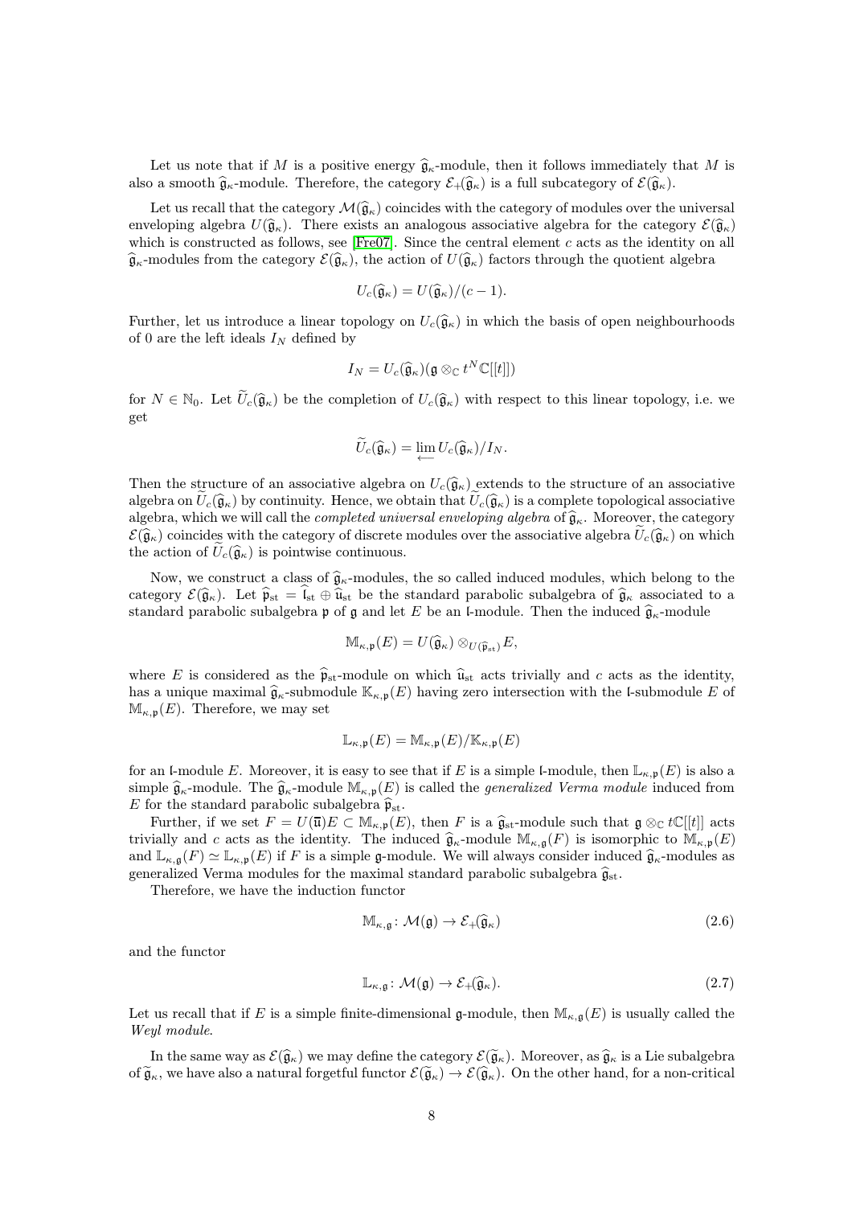Let us note that if $M$ is a positive energy $\widehat{\mathfrak{g}}_\kappa$-module, then it follows immediately that $M$ is also a smooth $\widehat{\mathfrak{g}}_\kappa$-module. Therefore, the category $\mathcal{E}_+(\widehat{\mathfrak{g}}_\kappa)$ is a full subcategory of $\mathcal{E}(\widehat{\mathfrak{g}}_\kappa)$.

Let us recall that the category $\mathcal{M}(\widehat{\mathfrak{g}}_\kappa)$ coincides with the category of modules over the universal enveloping algebra $U(\widehat{\mathfrak{g}}_\kappa)$. There exists an analogous associative algebra for the category $\mathcal{E}(\widehat{\mathfrak{g}}_\kappa)$ which is constructed as follows, see [Fre07]. Since the central element $c$ acts as the identity on all $\widehat{\mathfrak{g}}_\kappa$-modules from the category $\mathcal{E}(\widehat{\mathfrak{g}}_\kappa)$, the action of $U(\widehat{\mathfrak{g}}_\kappa)$ factors through the quotient algebra

$$U_c(\widehat{\mathfrak{g}}_\kappa) = U(\widehat{\mathfrak{g}}_\kappa)/(c-1).$$

Further, let us introduce a linear topology on $U_c(\widehat{\mathfrak{g}}_\kappa)$ in which the basis of open neighbourhoods of 0 are the left ideals $I_N$ defined by

$$I_N = U_c(\widehat{\mathfrak{g}}_\kappa)(\mathfrak{g} \otimes_{\mathbb{C}} t^N\mathbb{C}[[t]])$$

for $N \in \mathbb{N}_0$. Let $\widetilde{U}_c(\widehat{\mathfrak{g}}_\kappa)$ be the completion of $U_c(\widehat{\mathfrak{g}}_\kappa)$ with respect to this linear topology, i.e. we get

$$\widetilde{U}_c(\widehat{\mathfrak{g}}_\kappa) = \varprojlim U_c(\widehat{\mathfrak{g}}_\kappa)/I_N.$$

Then the structure of an associative algebra on $U_c(\widehat{\mathfrak{g}}_\kappa)$ extends to the structure of an associative algebra on $\widetilde{U}_c(\widehat{\mathfrak{g}}_\kappa)$ by continuity. Hence, we obtain that $\widetilde{U}_c(\widehat{\mathfrak{g}}_\kappa)$ is a complete topological associative algebra, which we will call the *completed universal enveloping algebra* of $\widehat{\mathfrak{g}}_\kappa$. Moreover, the category $\mathcal{E}(\widehat{\mathfrak{g}}_\kappa)$ coincides with the category of discrete modules over the associative algebra $\widetilde{U}_c(\widehat{\mathfrak{g}}_\kappa)$ on which the action of $\widetilde{U}_c(\widehat{\mathfrak{g}}_\kappa)$ is pointwise continuous.

Now, we construct a class of $\widehat{\mathfrak{g}}_\kappa$-modules, the so called induced modules, which belong to the category $\mathcal{E}(\widehat{\mathfrak{g}}_\kappa)$. Let $\widehat{\mathfrak{p}}_{\rm st} = \widehat{\mathfrak{l}}_{\rm st} \oplus \widehat{\mathfrak{u}}_{\rm st}$ be the standard parabolic subalgebra of $\widehat{\mathfrak{g}}_\kappa$ associated to a standard parabolic subalgebra $\mathfrak{p}$ of $\mathfrak{g}$ and let $E$ be an $\mathfrak{l}$-module. Then the induced $\widehat{\mathfrak{g}}_\kappa$-module

$$\mathbb{M}_{\kappa,\mathfrak{p}}(E) = U(\widehat{\mathfrak{g}}_\kappa) \otimes_{U(\widehat{\mathfrak{p}}_{\rm st})} E,$$

where $E$ is considered as the $\widehat{\mathfrak{p}}_{\rm st}$-module on which $\widehat{\mathfrak{u}}_{\rm st}$ acts trivially and $c$ acts as the identity, has a unique maximal $\widehat{\mathfrak{g}}_\kappa$-submodule $\mathbb{K}_{\kappa,\mathfrak{p}}(E)$ having zero intersection with the $\mathfrak{l}$-submodule $E$ of $\mathbb{M}_{\kappa,\mathfrak{p}}(E)$. Therefore, we may set

$$\mathbb{L}_{\kappa,\mathfrak{p}}(E) = \mathbb{M}_{\kappa,\mathfrak{p}}(E)/\mathbb{K}_{\kappa,\mathfrak{p}}(E)$$

for an $\mathfrak{l}$-module $E$. Moreover, it is easy to see that if $E$ is a simple $\mathfrak{l}$-module, then $\mathbb{L}_{\kappa,\mathfrak{p}}(E)$ is also a simple $\widehat{\mathfrak{g}}_\kappa$-module. The $\widehat{\mathfrak{g}}_\kappa$-module $\mathbb{M}_{\kappa,\mathfrak{p}}(E)$ is called the *generalized Verma module* induced from $E$ for the standard parabolic subalgebra $\widehat{\mathfrak{p}}_{\rm st}$.

Further, if we set $F = U(\overline{\mathfrak{u}})E \subset \mathbb{M}_{\kappa,\mathfrak{p}}(E)$, then $F$ is a $\widehat{\mathfrak{g}}_{\rm st}$-module such that $\mathfrak{g} \otimes_{\mathbb{C}} t\mathbb{C}[[t]]$ acts trivially and $c$ acts as the identity. The induced $\widehat{\mathfrak{g}}_\kappa$-module $\mathbb{M}_{\kappa,\mathfrak{g}}(F)$ is isomorphic to $\mathbb{M}_{\kappa,\mathfrak{p}}(E)$ and $\mathbb{L}_{\kappa,\mathfrak{g}}(F) \simeq \mathbb{L}_{\kappa,\mathfrak{p}}(E)$ if $F$ is a simple $\mathfrak{g}$-module. We will always consider induced $\widehat{\mathfrak{g}}_\kappa$-modules as generalized Verma modules for the maximal standard parabolic subalgebra $\widehat{\mathfrak{g}}_{\rm st}$.

Therefore, we have the induction functor

$$\mathbb{M}_{\kappa,\mathfrak{g}} \colon \mathcal{M}(\mathfrak{g}) \to \mathcal{E}_+(\widehat{\mathfrak{g}}_\kappa) \tag{2.6}$$

and the functor

$$\mathbb{L}_{\kappa,\mathfrak{g}} \colon \mathcal{M}(\mathfrak{g}) \to \mathcal{E}_+(\widehat{\mathfrak{g}}_\kappa). \tag{2.7}$$

Let us recall that if $E$ is a simple finite-dimensional $\mathfrak{g}$-module, then $\mathbb{M}_{\kappa,\mathfrak{g}}(E)$ is usually called the *Weyl module*.

In the same way as $\mathcal{E}(\widehat{\mathfrak{g}}_\kappa)$ we may define the category $\mathcal{E}(\widetilde{\mathfrak{g}}_\kappa)$. Moreover, as $\widehat{\mathfrak{g}}_\kappa$ is a Lie subalgebra of $\widetilde{\mathfrak{g}}_\kappa$, we have also a natural forgetful functor $\mathcal{E}(\widetilde{\mathfrak{g}}_\kappa) \to \mathcal{E}(\widehat{\mathfrak{g}}_\kappa)$. On the other hand, for a non-critical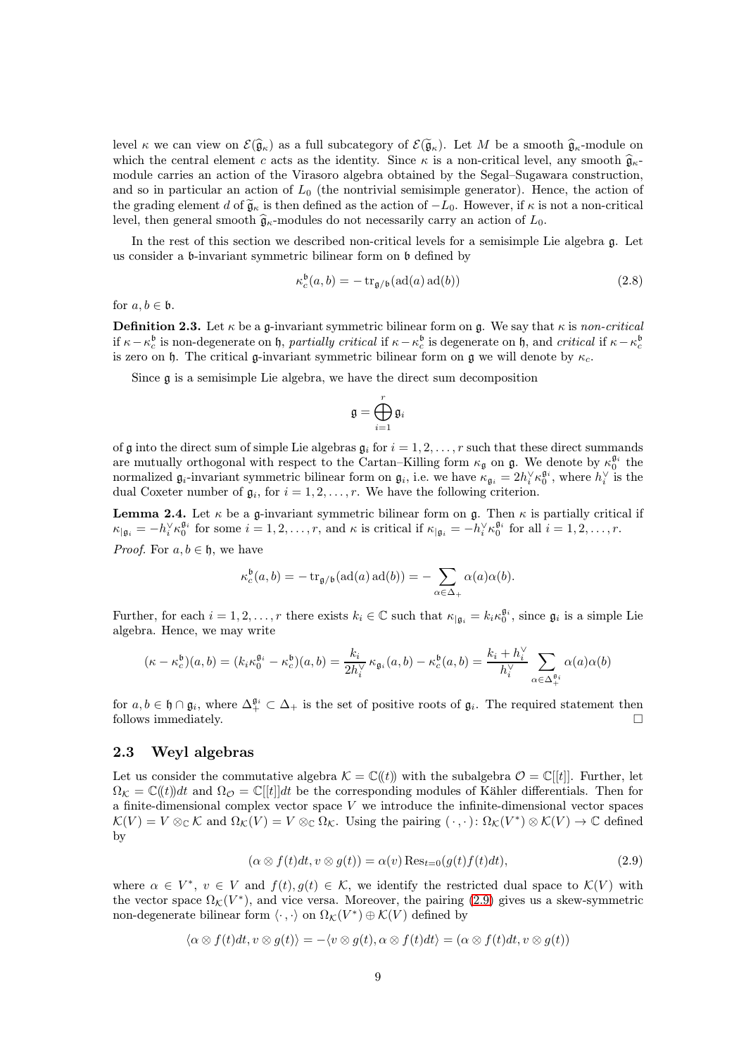level $\kappa$ we can view on $\mathcal{E}(\widehat{\mathfrak{g}}_\kappa)$ as a full subcategory of $\mathcal{E}(\widetilde{\mathfrak{g}}_\kappa)$. Let $M$ be a smooth $\widehat{\mathfrak{g}}_\kappa$-module on which the central element $c$ acts as the identity. Since $\kappa$ is a non-critical level, any smooth $\widehat{\mathfrak{g}}_\kappa$-module carries an action of the Virasoro algebra obtained by the Segal–Sugawara construction, and so in particular an action of $L_0$ (the nontrivial semisimple generator). Hence, the action of the grading element $d$ of $\widetilde{\mathfrak{g}}_\kappa$ is then defined as the action of $-L_0$. However, if $\kappa$ is not a non-critical level, then general smooth $\widehat{\mathfrak{g}}_\kappa$-modules do not necessarily carry an action of $L_0$.

In the rest of this section we described non-critical levels for a semisimple Lie algebra $\mathfrak{g}$. Let us consider a $\mathfrak{b}$-invariant symmetric bilinear form on $\mathfrak{b}$ defined by

$$\kappa_c^{\mathfrak{b}}(a,b) = -\operatorname{tr}_{\mathfrak{g}/\mathfrak{b}}(\operatorname{ad}(a)\operatorname{ad}(b)) \tag{2.8}$$

for $a, b \in \mathfrak{b}$.

**Definition 2.3.** Let $\kappa$ be a $\mathfrak{g}$-invariant symmetric bilinear form on $\mathfrak{g}$. We say that $\kappa$ is *non-critical* if $\kappa - \kappa_c^{\mathfrak{b}}$ is non-degenerate on $\mathfrak{h}$, *partially critical* if $\kappa - \kappa_c^{\mathfrak{b}}$ is degenerate on $\mathfrak{h}$, and *critical* if $\kappa - \kappa_c^{\mathfrak{b}}$ is zero on $\mathfrak{h}$. The critical $\mathfrak{g}$-invariant symmetric bilinear form on $\mathfrak{g}$ we will denote by $\kappa_c$.

Since $\mathfrak{g}$ is a semisimple Lie algebra, we have the direct sum decomposition

$$\mathfrak{g} = \bigoplus_{i=1}^{r} \mathfrak{g}_i$$

of $\mathfrak{g}$ into the direct sum of simple Lie algebras $\mathfrak{g}_i$ for $i = 1, 2, \dots, r$ such that these direct summands are mutually orthogonal with respect to the Cartan–Killing form $\kappa_{\mathfrak{g}}$ on $\mathfrak{g}$. We denote by $\kappa_0^{\mathfrak{g}_i}$ the normalized $\mathfrak{g}_i$-invariant symmetric bilinear form on $\mathfrak{g}_i$, i.e. we have $\kappa_{\mathfrak{g}_i} = 2h_i^\vee \kappa_0^{\mathfrak{g}_i}$, where $h_i^\vee$ is the dual Coxeter number of $\mathfrak{g}_i$, for $i = 1, 2, \dots, r$. We have the following criterion.

**Lemma 2.4.** Let $\kappa$ be a $\mathfrak{g}$-invariant symmetric bilinear form on $\mathfrak{g}$. Then $\kappa$ is partially critical if $\kappa_{|\mathfrak{g}_i} = -h_i^\vee \kappa_0^{\mathfrak{g}_i}$ for some $i = 1, 2, \dots, r$, and $\kappa$ is critical if $\kappa_{|\mathfrak{g}_i} = -h_i^\vee \kappa_0^{\mathfrak{g}_i}$ for all $i = 1, 2, \dots, r$.

*Proof.* For $a, b \in \mathfrak{h}$, we have

$$\kappa_c^{\mathfrak{b}}(a,b) = -\operatorname{tr}_{\mathfrak{g}/\mathfrak{b}}(\operatorname{ad}(a)\operatorname{ad}(b)) = -\sum_{\alpha \in \Delta_+} \alpha(a)\alpha(b).$$

Further, for each $i = 1, 2, \dots, r$ there exists $k_i \in \mathbb{C}$ such that $\kappa_{|\mathfrak{g}_i} = k_i \kappa_0^{\mathfrak{g}_i}$, since $\mathfrak{g}_i$ is a simple Lie algebra. Hence, we may write

$$(\kappa - \kappa_c^{\mathfrak{b}})(a,b) = (k_i \kappa_0^{\mathfrak{g}_i} - \kappa_c^{\mathfrak{b}})(a,b) = \frac{k_i}{2h_i^\vee}\kappa_{\mathfrak{g}_i}(a,b) - \kappa_c^{\mathfrak{b}}(a,b) = \frac{k_i + h_i^\vee}{h_i^\vee} \sum_{\alpha \in \Delta_+^{\mathfrak{g}_i}} \alpha(a)\alpha(b)$$

for $a, b \in \mathfrak{h} \cap \mathfrak{g}_i$, where $\Delta_+^{\mathfrak{g}_i} \subset \Delta_+$ is the set of positive roots of $\mathfrak{g}_i$. The required statement then follows immediately. $\square$

### 2.3 Weyl algebras

Let us consider the commutative algebra $\mathcal{K} = \mathbb{C}(\!(t)\!)$ with the subalgebra $\mathcal{O} = \mathbb{C}[[t]]$. Further, let $\Omega_{\mathcal{K}} = \mathbb{C}(\!(t)\!)dt$ and $\Omega_{\mathcal{O}} = \mathbb{C}[[t]]dt$ be the corresponding modules of Kähler differentials. Then for a finite-dimensional complex vector space $V$ we introduce the infinite-dimensional vector spaces $\mathcal{K}(V) = V \otimes_{\mathbb{C}} \mathcal{K}$ and $\Omega_{\mathcal{K}}(V) = V \otimes_{\mathbb{C}} \Omega_{\mathcal{K}}$. Using the pairing $(\cdot\,,\cdot)\colon \Omega_{\mathcal{K}}(V^*) \otimes \mathcal{K}(V) \to \mathbb{C}$ defined by

$$(\alpha \otimes f(t)dt, v \otimes g(t)) = \alpha(v) \operatorname{Res}_{t=0}(g(t)f(t)dt), \tag{2.9}$$

where $\alpha \in V^*$, $v \in V$ and $f(t), g(t) \in \mathcal{K}$, we identify the restricted dual space to $\mathcal{K}(V)$ with the vector space $\Omega_{\mathcal{K}}(V^*)$, and vice versa. Moreover, the pairing (2.9) gives us a skew-symmetric non-degenerate bilinear form $\langle\cdot\,,\cdot\rangle$ on $\Omega_{\mathcal{K}}(V^*) \oplus \mathcal{K}(V)$ defined by

$$\langle \alpha \otimes f(t)dt, v \otimes g(t)\rangle = -\langle v \otimes g(t), \alpha \otimes f(t)dt\rangle = (\alpha \otimes f(t)dt, v \otimes g(t))$$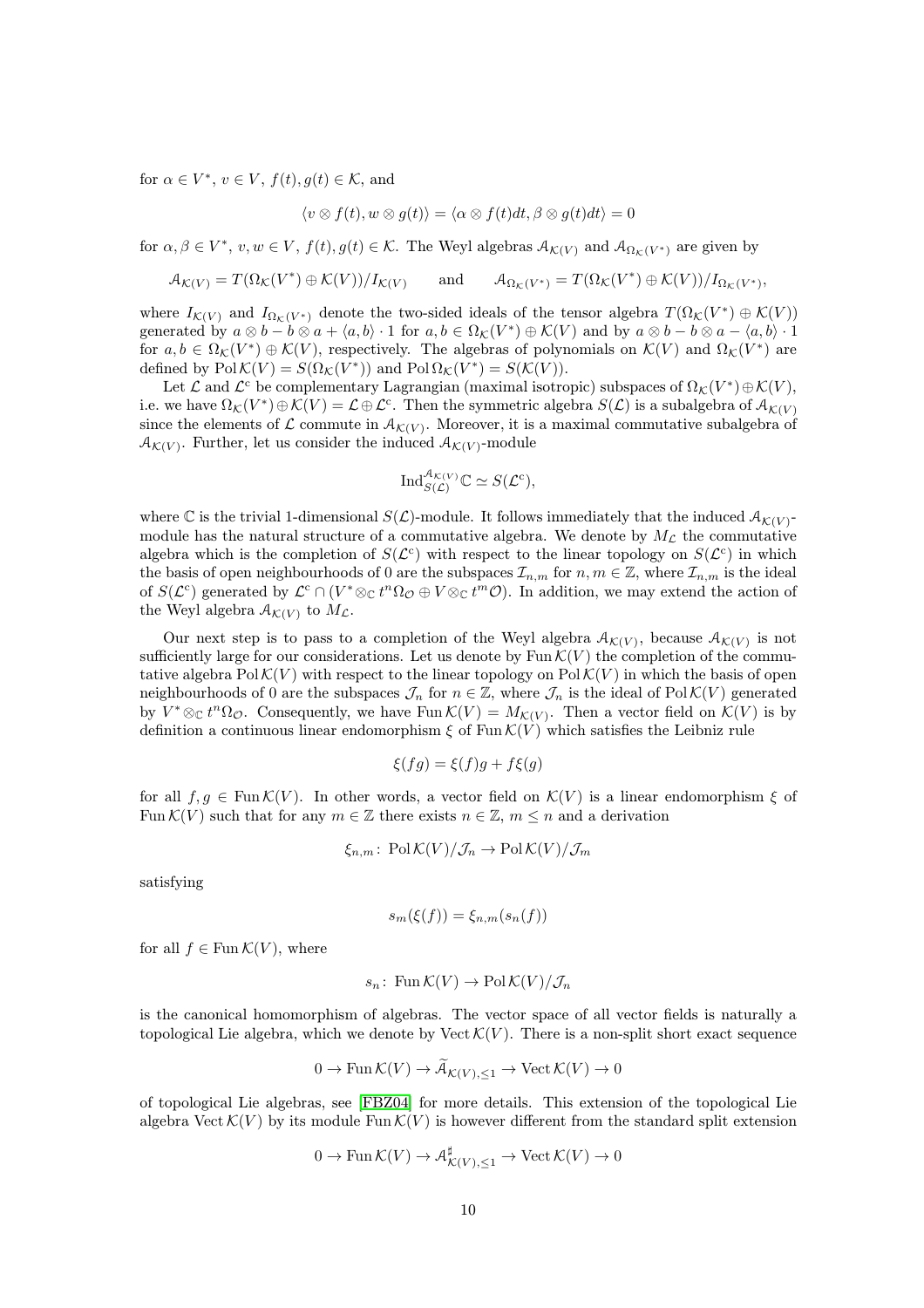for $\alpha \in V^*$, $v \in V$, $f(t), g(t) \in \mathcal{K}$, and

$$\langle v \otimes f(t), w \otimes g(t)\rangle = \langle \alpha \otimes f(t)dt, \beta \otimes g(t)dt\rangle = 0$$

for $\alpha, \beta \in V^*$, $v, w \in V$, $f(t), g(t) \in \mathcal{K}$. The Weyl algebras $\mathcal{A}_{\mathcal{K}(V)}$ and $\mathcal{A}_{\Omega_{\mathcal{K}}(V^*)}$ are given by

$$\mathcal{A}_{\mathcal{K}(V)} = T(\Omega_{\mathcal{K}}(V^*) \oplus \mathcal{K}(V))/I_{\mathcal{K}(V)} \qquad \text{and} \qquad \mathcal{A}_{\Omega_{\mathcal{K}}(V^*)} = T(\Omega_{\mathcal{K}}(V^*) \oplus \mathcal{K}(V))/I_{\Omega_{\mathcal{K}}(V^*)},$$

where $I_{\mathcal{K}(V)}$ and $I_{\Omega_{\mathcal{K}}(V^*)}$ denote the two-sided ideals of the tensor algebra $T(\Omega_{\mathcal{K}}(V^*) \oplus \mathcal{K}(V))$ generated by $a \otimes b - b \otimes a + \langle a, b\rangle \cdot 1$ for $a, b \in \Omega_{\mathcal{K}}(V^*) \oplus \mathcal{K}(V)$ and by $a \otimes b - b \otimes a - \langle a, b\rangle \cdot 1$ for $a, b \in \Omega_{\mathcal{K}}(V^*) \oplus \mathcal{K}(V)$, respectively. The algebras of polynomials on $\mathcal{K}(V)$ and $\Omega_{\mathcal{K}}(V^*)$ are defined by $\operatorname{Pol}\mathcal{K}(V) = S(\Omega_{\mathcal{K}}(V^*))$ and $\operatorname{Pol}\Omega_{\mathcal{K}}(V^*) = S(\mathcal{K}(V))$.

Let $\mathcal{L}$ and $\mathcal{L}^{\mathrm{c}}$ be complementary Lagrangian (maximal isotropic) subspaces of $\Omega_{\mathcal{K}}(V^*) \oplus \mathcal{K}(V)$, i.e. we have $\Omega_{\mathcal{K}}(V^*) \oplus \mathcal{K}(V) = \mathcal{L} \oplus \mathcal{L}^{\mathrm{c}}$. Then the symmetric algebra $S(\mathcal{L})$ is a subalgebra of $\mathcal{A}_{\mathcal{K}(V)}$ since the elements of $\mathcal{L}$ commute in $\mathcal{A}_{\mathcal{K}(V)}$. Moreover, it is a maximal commutative subalgebra of $\mathcal{A}_{\mathcal{K}(V)}$. Further, let us consider the induced $\mathcal{A}_{\mathcal{K}(V)}$-module

$$\operatorname{Ind}_{S(\mathcal{L})}^{\mathcal{A}_{\mathcal{K}(V)}} \mathbb{C} \simeq S(\mathcal{L}^{\mathrm{c}}),$$

where $\mathbb{C}$ is the trivial 1-dimensional $S(\mathcal{L})$-module. It follows immediately that the induced $\mathcal{A}_{\mathcal{K}(V)}$-module has the natural structure of a commutative algebra. We denote by $M_{\mathcal{L}}$ the commutative algebra which is the completion of $S(\mathcal{L}^{\mathrm{c}})$ with respect to the linear topology on $S(\mathcal{L}^{\mathrm{c}})$ in which the basis of open neighbourhoods of 0 are the subspaces $\mathcal{I}_{n,m}$ for $n, m \in \mathbb{Z}$, where $\mathcal{I}_{n,m}$ is the ideal of $S(\mathcal{L}^{\mathrm{c}})$ generated by $\mathcal{L}^{\mathrm{c}} \cap (V^* \otimes_{\mathbb{C}} t^n \Omega_{\mathcal{O}} \oplus V \otimes_{\mathbb{C}} t^m \mathcal{O})$. In addition, we may extend the action of the Weyl algebra $\mathcal{A}_{\mathcal{K}(V)}$ to $M_{\mathcal{L}}$.

Our next step is to pass to a completion of the Weyl algebra $\mathcal{A}_{\mathcal{K}(V)}$, because $\mathcal{A}_{\mathcal{K}(V)}$ is not sufficiently large for our considerations. Let us denote by $\operatorname{Fun}\mathcal{K}(V)$ the completion of the commutative algebra $\operatorname{Pol}\mathcal{K}(V)$ with respect to the linear topology on $\operatorname{Pol}\mathcal{K}(V)$ in which the basis of open neighbourhoods of 0 are the subspaces $\mathcal{J}_n$ for $n \in \mathbb{Z}$, where $\mathcal{J}_n$ is the ideal of $\operatorname{Pol}\mathcal{K}(V)$ generated by $V^* \otimes_{\mathbb{C}} t^n \Omega_{\mathcal{O}}$. Consequently, we have $\operatorname{Fun}\mathcal{K}(V) = M_{\mathcal{K}(V)}$. Then a vector field on $\mathcal{K}(V)$ is by definition a continuous linear endomorphism $\xi$ of $\operatorname{Fun}\mathcal{K}(V)$ which satisfies the Leibniz rule

$$\xi(fg) = \xi(f)g + f\xi(g)$$

for all $f, g \in \operatorname{Fun}\mathcal{K}(V)$. In other words, a vector field on $\mathcal{K}(V)$ is a linear endomorphism $\xi$ of $\operatorname{Fun}\mathcal{K}(V)$ such that for any $m \in \mathbb{Z}$ there exists $n \in \mathbb{Z}$, $m \leq n$ and a derivation

$$\xi_{n,m} \colon \operatorname{Pol}\mathcal{K}(V)/\mathcal{J}_n \to \operatorname{Pol}\mathcal{K}(V)/\mathcal{J}_m$$

satisfying

$$s_m(\xi(f)) = \xi_{n,m}(s_n(f))$$

for all $f \in \operatorname{Fun}\mathcal{K}(V)$, where

$$s_n \colon \operatorname{Fun}\mathcal{K}(V) \to \operatorname{Pol}\mathcal{K}(V)/\mathcal{J}_n$$

is the canonical homomorphism of algebras. The vector space of all vector fields is naturally a topological Lie algebra, which we denote by $\operatorname{Vect}\mathcal{K}(V)$. There is a non-split short exact sequence

$$0 \to \operatorname{Fun}\mathcal{K}(V) \to \widetilde{\mathcal{A}}_{\mathcal{K}(V), \leq 1} \to \operatorname{Vect}\mathcal{K}(V) \to 0$$

of topological Lie algebras, see [FBZ04] for more details. This extension of the topological Lie algebra $\operatorname{Vect}\mathcal{K}(V)$ by its module $\operatorname{Fun}\mathcal{K}(V)$ is however different from the standard split extension

$$0 \to \operatorname{Fun}\mathcal{K}(V) \to \mathcal{A}^{\sharp}_{\mathcal{K}(V), \leq 1} \to \operatorname{Vect}\mathcal{K}(V) \to 0$$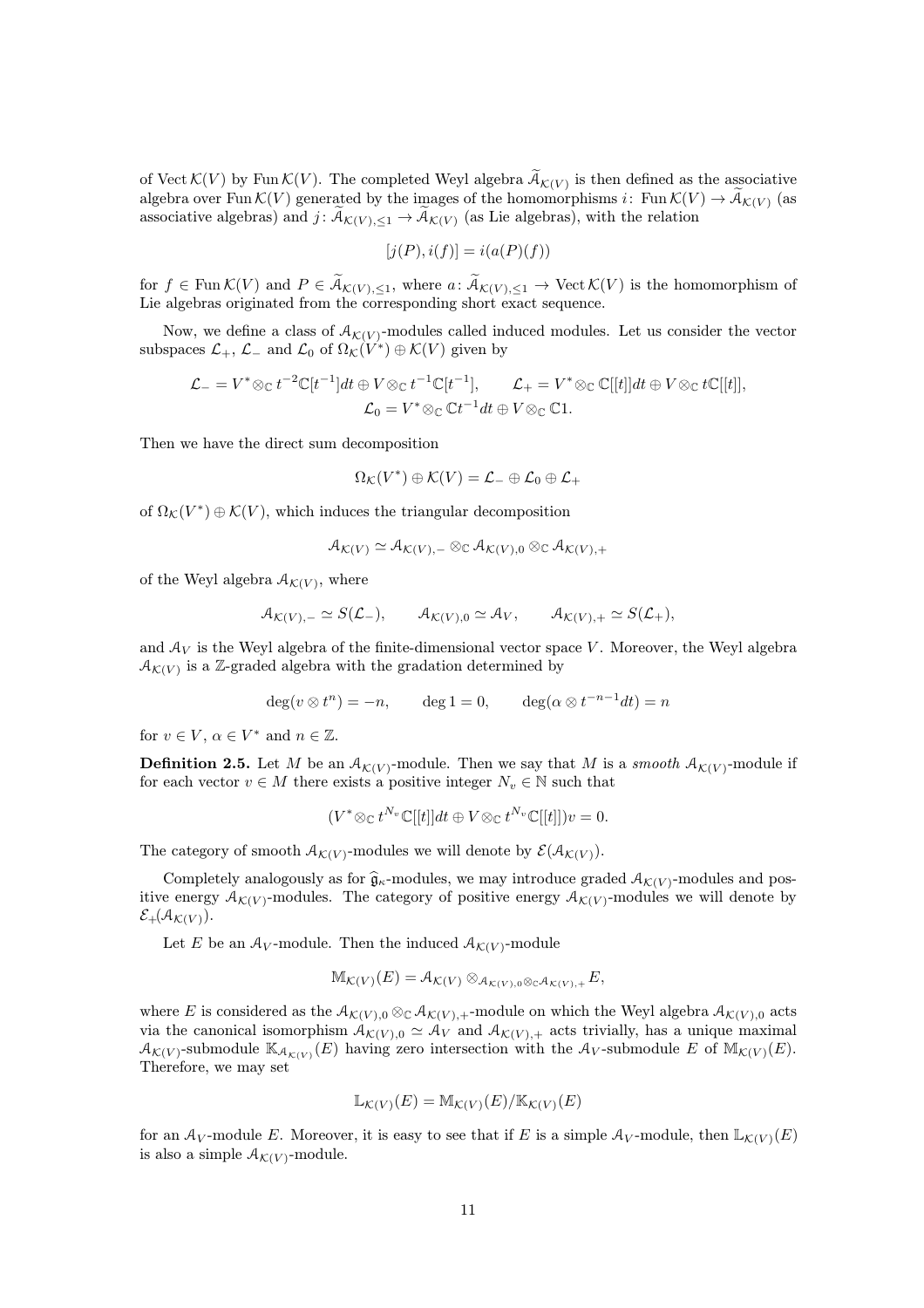of $\operatorname{Vect} \mathcal{K}(V)$ by $\operatorname{Fun} \mathcal{K}(V)$. The completed Weyl algebra $\widetilde{\mathcal{A}}_{\mathcal{K}(V)}$ is then defined as the associative algebra over $\operatorname{Fun} \mathcal{K}(V)$ generated by the images of the homomorphisms $i\colon \operatorname{Fun} \mathcal{K}(V) \to \widetilde{\mathcal{A}}_{\mathcal{K}(V)}$ (as associative algebras) and $j\colon \widetilde{\mathcal{A}}_{\mathcal{K}(V),\leq 1} \to \widetilde{\mathcal{A}}_{\mathcal{K}(V)}$ (as Lie algebras), with the relation

$$[j(P), i(f)] = i(a(P)(f))$$

for $f \in \operatorname{Fun} \mathcal{K}(V)$ and $P \in \widetilde{\mathcal{A}}_{\mathcal{K}(V),\leq 1}$, where $a\colon \widetilde{\mathcal{A}}_{\mathcal{K}(V),\leq 1} \to \operatorname{Vect} \mathcal{K}(V)$ is the homomorphism of Lie algebras originated from the corresponding short exact sequence.

Now, we define a class of $\mathcal{A}_{\mathcal{K}(V)}$-modules called induced modules. Let us consider the vector subspaces $\mathcal{L}_+$, $\mathcal{L}_-$ and $\mathcal{L}_0$ of $\Omega_{\mathcal{K}}(V^*) \oplus \mathcal{K}(V)$ given by

$$\mathcal{L}_- = V^* \otimes_{\mathbb{C}} t^{-2}\mathbb{C}[t^{-1}]dt \oplus V \otimes_{\mathbb{C}} t^{-1}\mathbb{C}[t^{-1}], \qquad \mathcal{L}_+ = V^* \otimes_{\mathbb{C}} \mathbb{C}[[t]]dt \oplus V \otimes_{\mathbb{C}} t\mathbb{C}[[t]],$$
$$\mathcal{L}_0 = V^* \otimes_{\mathbb{C}} \mathbb{C}t^{-1}dt \oplus V \otimes_{\mathbb{C}} \mathbb{C}1.$$

Then we have the direct sum decomposition

$$\Omega_{\mathcal{K}}(V^*) \oplus \mathcal{K}(V) = \mathcal{L}_- \oplus \mathcal{L}_0 \oplus \mathcal{L}_+$$

of $\Omega_{\mathcal{K}}(V^*) \oplus \mathcal{K}(V)$, which induces the triangular decomposition

$$\mathcal{A}_{\mathcal{K}(V)} \simeq \mathcal{A}_{\mathcal{K}(V),-} \otimes_{\mathbb{C}} \mathcal{A}_{\mathcal{K}(V),0} \otimes_{\mathbb{C}} \mathcal{A}_{\mathcal{K}(V),+}$$

of the Weyl algebra $\mathcal{A}_{\mathcal{K}(V)}$, where

$$\mathcal{A}_{\mathcal{K}(V),-} \simeq S(\mathcal{L}_-), \qquad \mathcal{A}_{\mathcal{K}(V),0} \simeq \mathcal{A}_V, \qquad \mathcal{A}_{\mathcal{K}(V),+} \simeq S(\mathcal{L}_+),$$

and $\mathcal{A}_V$ is the Weyl algebra of the finite-dimensional vector space $V$. Moreover, the Weyl algebra $\mathcal{A}_{\mathcal{K}(V)}$ is a $\mathbb{Z}$-graded algebra with the gradation determined by

$$\deg(v \otimes t^n) = -n, \qquad \deg 1 = 0, \qquad \deg(\alpha \otimes t^{-n-1}dt) = n$$

for $v \in V$, $\alpha \in V^*$ and $n \in \mathbb{Z}$.

**Definition 2.5.** Let $M$ be an $\mathcal{A}_{\mathcal{K}(V)}$-module. Then we say that $M$ is a *smooth* $\mathcal{A}_{\mathcal{K}(V)}$-module if for each vector $v \in M$ there exists a positive integer $N_v \in \mathbb{N}$ such that

$$(V^* \otimes_{\mathbb{C}} t^{N_v}\mathbb{C}[[t]]dt \oplus V \otimes_{\mathbb{C}} t^{N_v}\mathbb{C}[[t]])v = 0.$$

The category of smooth $\mathcal{A}_{\mathcal{K}(V)}$-modules we will denote by $\mathcal{E}(\mathcal{A}_{\mathcal{K}(V)})$.

Completely analogously as for $\widehat{\mathfrak{g}}_\kappa$-modules, we may introduce graded $\mathcal{A}_{\mathcal{K}(V)}$-modules and positive energy $\mathcal{A}_{\mathcal{K}(V)}$-modules. The category of positive energy $\mathcal{A}_{\mathcal{K}(V)}$-modules we will denote by $\mathcal{E}_+(\mathcal{A}_{\mathcal{K}(V)})$.

Let $E$ be an $\mathcal{A}_V$-module. Then the induced $\mathcal{A}_{\mathcal{K}(V)}$-module

$$\mathbb{M}_{\mathcal{K}(V)}(E) = \mathcal{A}_{\mathcal{K}(V)} \otimes_{\mathcal{A}_{\mathcal{K}(V),0} \otimes_{\mathbb{C}} \mathcal{A}_{\mathcal{K}(V),+}} E,$$

where $E$ is considered as the $\mathcal{A}_{\mathcal{K}(V),0} \otimes_{\mathbb{C}} \mathcal{A}_{\mathcal{K}(V),+}$-module on which the Weyl algebra $\mathcal{A}_{\mathcal{K}(V),0}$ acts via the canonical isomorphism $\mathcal{A}_{\mathcal{K}(V),0} \simeq \mathcal{A}_V$ and $\mathcal{A}_{\mathcal{K}(V),+}$ acts trivially, has a unique maximal $\mathcal{A}_{\mathcal{K}(V)}$-submodule $\mathbb{K}_{\mathcal{A}_{\mathcal{K}(V)}}(E)$ having zero intersection with the $\mathcal{A}_V$-submodule $E$ of $\mathbb{M}_{\mathcal{K}(V)}(E)$. Therefore, we may set

$$\mathbb{L}_{\mathcal{K}(V)}(E) = \mathbb{M}_{\mathcal{K}(V)}(E)/\mathbb{K}_{\mathcal{K}(V)}(E)$$

for an $\mathcal{A}_V$-module $E$. Moreover, it is easy to see that if $E$ is a simple $\mathcal{A}_V$-module, then $\mathbb{L}_{\mathcal{K}(V)}(E)$ is also a simple $\mathcal{A}_{\mathcal{K}(V)}$-module.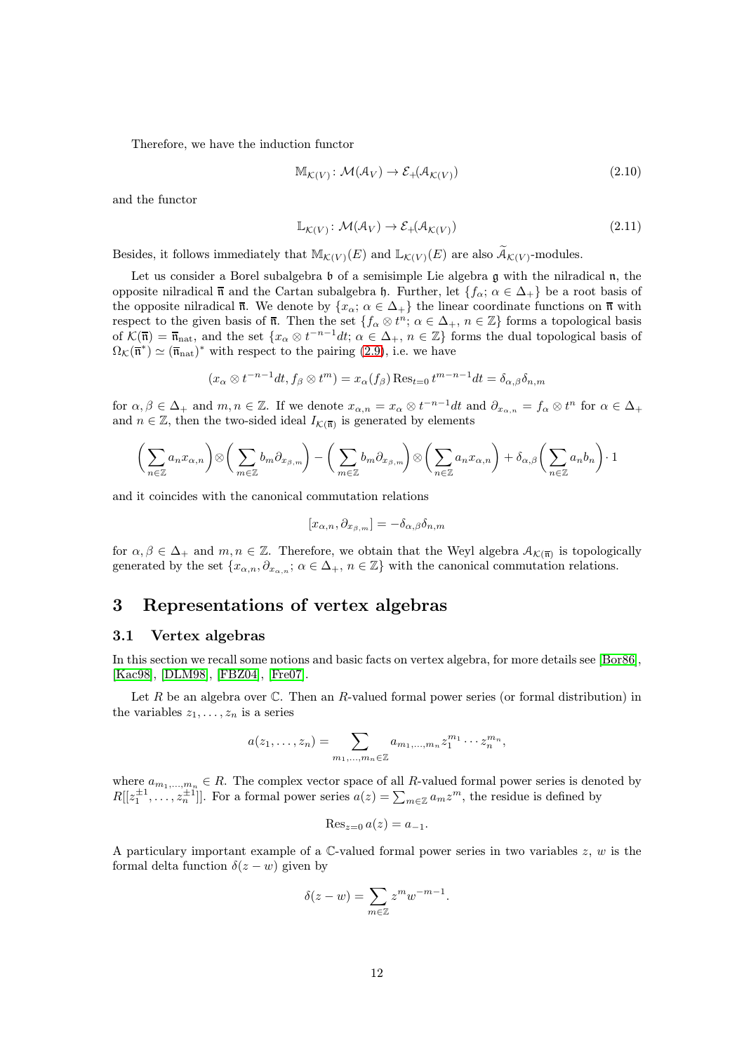Therefore, we have the induction functor

$$\mathbb{M}_{\mathcal{K}(V)}\colon \mathcal{M}(\mathcal{A}_V) \to \mathcal{E}_+(\mathcal{A}_{\mathcal{K}(V)}) \tag{2.10}$$

and the functor

$$\mathbb{L}_{\mathcal{K}(V)}\colon \mathcal{M}(\mathcal{A}_V) \to \mathcal{E}_+(\mathcal{A}_{\mathcal{K}(V)}) \tag{2.11}$$

Besides, it follows immediately that $\mathbb{M}_{\mathcal{K}(V)}(E)$ and $\mathbb{L}_{\mathcal{K}(V)}(E)$ are also $\widetilde{\mathcal{A}}_{\mathcal{K}(V)}$-modules.

Let us consider a Borel subalgebra $\mathfrak{b}$ of a semisimple Lie algebra $\mathfrak{g}$ with the nilradical $\mathfrak{n}$, the opposite nilradical $\overline{\mathfrak{n}}$ and the Cartan subalgebra $\mathfrak{h}$. Further, let $\{f_\alpha;\, \alpha \in \Delta_+\}$ be a root basis of the opposite nilradical $\overline{\mathfrak{n}}$. We denote by $\{x_\alpha;\, \alpha \in \Delta_+\}$ the linear coordinate functions on $\overline{\mathfrak{n}}$ with respect to the given basis of $\overline{\mathfrak{n}}$. Then the set $\{f_\alpha \otimes t^n;\, \alpha \in \Delta_+,\, n \in \mathbb{Z}\}$ forms a topological basis of $\mathcal{K}(\overline{\mathfrak{n}}) = \overline{\mathfrak{n}}_{\rm nat}$, and the set $\{x_\alpha \otimes t^{-n-1}dt;\, \alpha \in \Delta_+,\, n \in \mathbb{Z}\}$ forms the dual topological basis of $\Omega_{\mathcal{K}}(\overline{\mathfrak{n}}^*) \simeq (\overline{\mathfrak{n}}_{\rm nat})^*$ with respect to the pairing (2.9), i.e. we have

$$(x_\alpha \otimes t^{-n-1}dt, f_\beta \otimes t^m) = x_\alpha(f_\beta) \operatorname{Res}_{t=0} t^{m-n-1}dt = \delta_{\alpha,\beta}\delta_{n,m}$$

for $\alpha, \beta \in \Delta_+$ and $m, n \in \mathbb{Z}$. If we denote $x_{\alpha,n} = x_\alpha \otimes t^{-n-1}dt$ and $\partial_{x_{\alpha,n}} = f_\alpha \otimes t^n$ for $\alpha \in \Delta_+$ and $n \in \mathbb{Z}$, then the two-sided ideal $I_{\mathcal{K}(\overline{\mathfrak{n}})}$ is generated by elements

$$\bigg(\sum_{n \in \mathbb{Z}} a_n x_{\alpha,n}\bigg) \otimes \bigg(\sum_{m \in \mathbb{Z}} b_m \partial_{x_{\beta,m}}\bigg) - \bigg(\sum_{m \in \mathbb{Z}} b_m \partial_{x_{\beta,m}}\bigg) \otimes \bigg(\sum_{n \in \mathbb{Z}} a_n x_{\alpha,n}\bigg) + \delta_{\alpha,\beta}\bigg(\sum_{n \in \mathbb{Z}} a_n b_n\bigg) \cdot 1$$

and it coincides with the canonical commutation relations

$$[x_{\alpha,n}, \partial_{x_{\beta,m}}] = -\delta_{\alpha,\beta}\delta_{n,m}$$

for $\alpha, \beta \in \Delta_+$ and $m, n \in \mathbb{Z}$. Therefore, we obtain that the Weyl algebra $\mathcal{A}_{\mathcal{K}(\overline{\mathfrak{n}})}$ is topologically generated by the set $\{x_{\alpha,n}, \partial_{x_{\alpha,n}};\, \alpha \in \Delta_+,\, n \in \mathbb{Z}\}$ with the canonical commutation relations.

# 3 Representations of vertex algebras

## 3.1 Vertex algebras

In this section we recall some notions and basic facts on vertex algebra, for more details see [Bor86], [Kac98], [DLM98], [FBZ04], [Fre07].

Let $R$ be an algebra over $\mathbb{C}$. Then an $R$-valued formal power series (or formal distribution) in the variables $z_1, \dots, z_n$ is a series

$$a(z_1, \dots, z_n) = \sum_{m_1, \dots, m_n \in \mathbb{Z}} a_{m_1, \dots, m_n} z_1^{m_1} \cdots z_n^{m_n},$$

where $a_{m_1,\dots,m_n} \in R$. The complex vector space of all $R$-valued formal power series is denoted by $R[[z_1^{\pm 1}, \dots, z_n^{\pm 1}]]$. For a formal power series $a(z) = \sum_{m \in \mathbb{Z}} a_m z^m$, the residue is defined by

$$\operatorname{Res}_{z=0} a(z) = a_{-1}.$$

A particulary important example of a $\mathbb{C}$-valued formal power series in two variables $z$, $w$ is the formal delta function $\delta(z - w)$ given by

$$\delta(z - w) = \sum_{m \in \mathbb{Z}} z^m w^{-m-1}.$$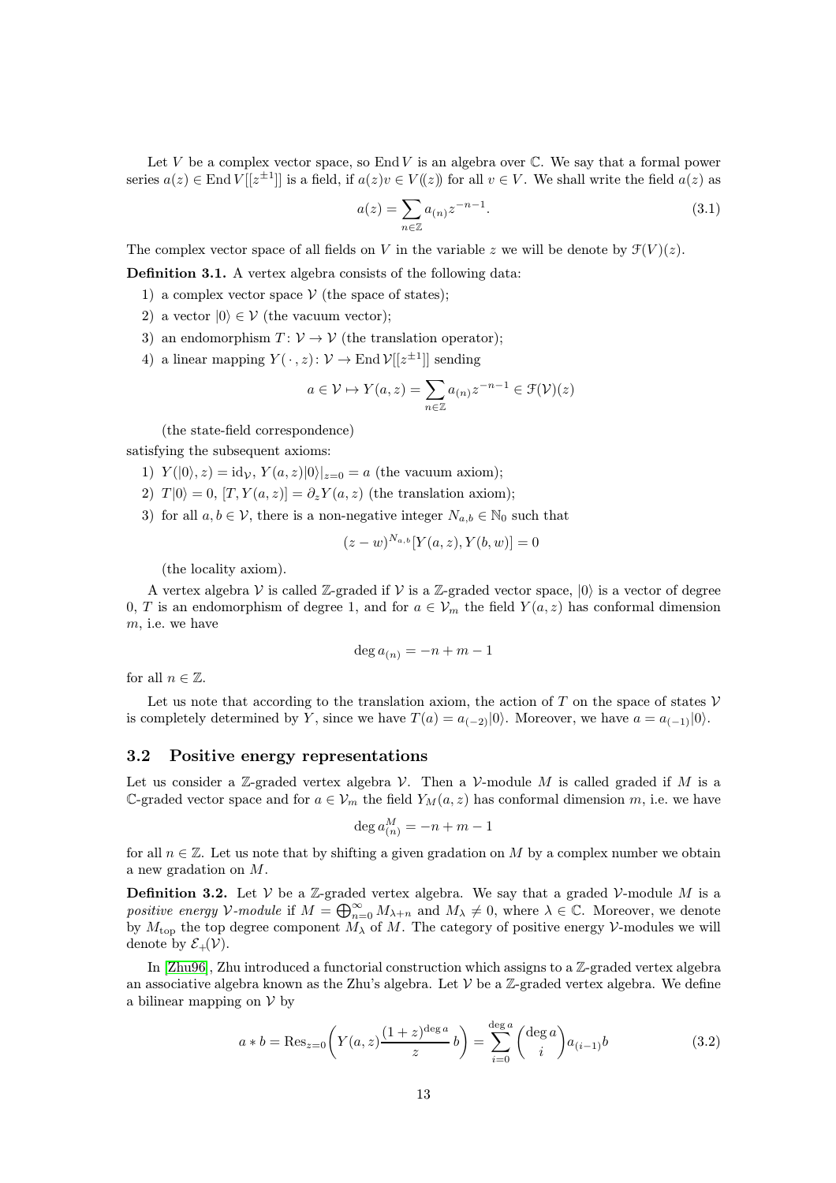Let $V$ be a complex vector space, so $\operatorname{End} V$ is an algebra over $\mathbb{C}$. We say that a formal power series $a(z) \in \operatorname{End} V[[z^{\pm 1}]]$ is a field, if $a(z)v \in V(\!(z)\!)$ for all $v \in V$. We shall write the field $a(z)$ as

$$a(z) = \sum_{n \in \mathbb{Z}} a_{(n)} z^{-n-1}. \tag{3.1}$$

The complex vector space of all fields on $V$ in the variable $z$ we will be denote by $\mathcal{F}(V)(z)$.

**Definition 3.1.** A vertex algebra consists of the following data:

1) a complex vector space $\mathcal{V}$ (the space of states);
2) a vector $|0\rangle \in \mathcal{V}$ (the vacuum vector);
3) an endomorphism $T \colon \mathcal{V} \to \mathcal{V}$ (the translation operator);
4) a linear mapping $Y(\,\cdot\,, z) \colon \mathcal{V} \to \operatorname{End} \mathcal{V}[[z^{\pm 1}]]$ sending

$$a \in \mathcal{V} \mapsto Y(a, z) = \sum_{n \in \mathbb{Z}} a_{(n)} z^{-n-1} \in \mathcal{F}(\mathcal{V})(z)$$

(the state-field correspondence)

satisfying the subsequent axioms:

1) $Y(|0\rangle, z) = \mathrm{id}_{\mathcal{V}}$, $Y(a, z)|0\rangle|_{z=0} = a$ (the vacuum axiom);
2) $T|0\rangle = 0$, $[T, Y(a, z)] = \partial_z Y(a, z)$ (the translation axiom);
3) for all $a, b \in \mathcal{V}$, there is a non-negative integer $N_{a,b} \in \mathbb{N}_0$ such that

$$(z - w)^{N_{a,b}} [Y(a, z), Y(b, w)] = 0$$

(the locality axiom).

A vertex algebra $\mathcal{V}$ is called $\mathbb{Z}$-graded if $\mathcal{V}$ is a $\mathbb{Z}$-graded vector space, $|0\rangle$ is a vector of degree 0, $T$ is an endomorphism of degree 1, and for $a \in \mathcal{V}_m$ the field $Y(a, z)$ has conformal dimension $m$, i.e. we have

$$\deg a_{(n)} = -n + m - 1$$

for all $n \in \mathbb{Z}$.

Let us note that according to the translation axiom, the action of $T$ on the space of states $\mathcal{V}$ is completely determined by $Y$, since we have $T(a) = a_{(-2)}|0\rangle$. Moreover, we have $a = a_{(-1)}|0\rangle$.

## 3.2 Positive energy representations

Let us consider a $\mathbb{Z}$-graded vertex algebra $\mathcal{V}$. Then a $\mathcal{V}$-module $M$ is called graded if $M$ is a $\mathbb{C}$-graded vector space and for $a \in \mathcal{V}_m$ the field $Y_M(a, z)$ has conformal dimension $m$, i.e. we have

$$\deg a^M_{(n)} = -n + m - 1$$

for all $n \in \mathbb{Z}$. Let us note that by shifting a given gradation on $M$ by a complex number we obtain a new gradation on $M$.

**Definition 3.2.** Let $\mathcal{V}$ be a $\mathbb{Z}$-graded vertex algebra. We say that a graded $\mathcal{V}$-module $M$ is a *positive energy $\mathcal{V}$-module* if $M = \bigoplus_{n=0}^{\infty} M_{\lambda+n}$ and $M_\lambda \neq 0$, where $\lambda \in \mathbb{C}$. Moreover, we denote by $M_{\mathrm{top}}$ the top degree component $M_\lambda$ of $M$. The category of positive energy $\mathcal{V}$-modules we will denote by $\mathcal{E}_+(\mathcal{V})$.

In [Zhu96], Zhu introduced a functorial construction which assigns to a $\mathbb{Z}$-graded vertex algebra an associative algebra known as the Zhu's algebra. Let $\mathcal{V}$ be a $\mathbb{Z}$-graded vertex algebra. We define a bilinear mapping on $\mathcal{V}$ by

$$a * b = \operatorname{Res}_{z=0}\!\left( Y(a, z) \frac{(1 + z)^{\deg a}}{z}\, b \right) = \sum_{i=0}^{\deg a} \binom{\deg a}{i} a_{(i-1)} b \tag{3.2}$$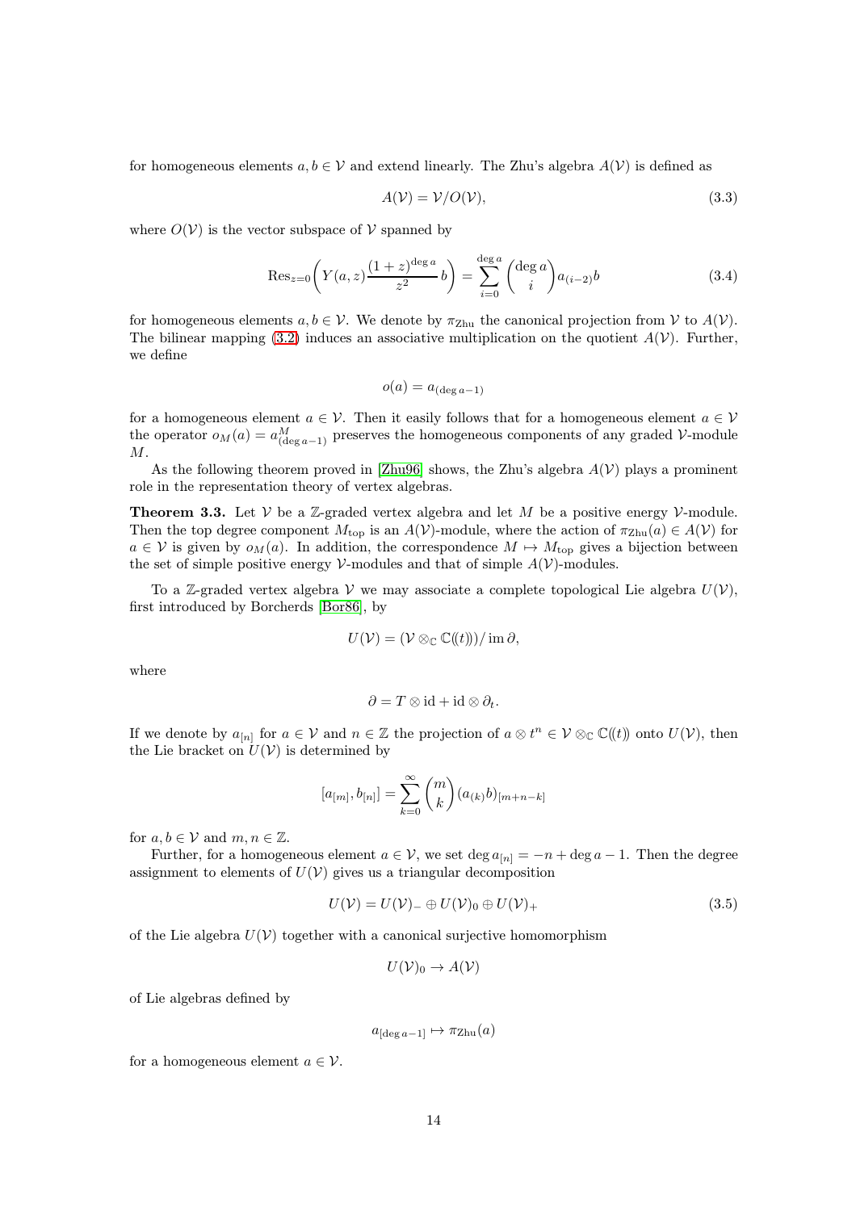for homogeneous elements $a, b \in \mathcal{V}$ and extend linearly. The Zhu's algebra $A(\mathcal{V})$ is defined as

$$A(\mathcal{V}) = \mathcal{V}/O(\mathcal{V}), \tag{3.3}$$

where $O(\mathcal{V})$ is the vector subspace of $\mathcal{V}$ spanned by

$$\operatorname{Res}_{z=0}\bigg(Y(a,z)\frac{(1+z)^{\deg a}}{z^2}\,b\bigg) = \sum_{i=0}^{\deg a}\binom{\deg a}{i}a_{(i-2)}b \tag{3.4}$$

for homogeneous elements $a, b \in \mathcal{V}$. We denote by $\pi_{\rm Zhu}$ the canonical projection from $\mathcal{V}$ to $A(\mathcal{V})$. The bilinear mapping (3.2) induces an associative multiplication on the quotient $A(\mathcal{V})$. Further, we define

$$o(a) = a_{(\deg a - 1)}$$

for a homogeneous element $a \in \mathcal{V}$. Then it easily follows that for a homogeneous element $a \in \mathcal{V}$ the operator $o_M(a) = a^M_{(\deg a-1)}$ preserves the homogeneous components of any graded $\mathcal{V}$-module $M$.

As the following theorem proved in [Zhu96] shows, the Zhu's algebra $A(\mathcal{V})$ plays a prominent role in the representation theory of vertex algebras.

**Theorem 3.3.** *Let $\mathcal{V}$ be a $\mathbb{Z}$-graded vertex algebra and let $M$ be a positive energy $\mathcal{V}$-module. Then the top degree component $M_{\rm top}$ is an $A(\mathcal{V})$-module, where the action of $\pi_{\rm Zhu}(a) \in A(\mathcal{V})$ for $a \in \mathcal{V}$ is given by $o_M(a)$. In addition, the correspondence $M \mapsto M_{\rm top}$ gives a bijection between the set of simple positive energy $\mathcal{V}$-modules and that of simple $A(\mathcal{V})$-modules.*

To a $\mathbb{Z}$-graded vertex algebra $\mathcal{V}$ we may associate a complete topological Lie algebra $U(\mathcal{V})$, first introduced by Borcherds [Bor86], by

$$U(\mathcal{V}) = (\mathcal{V} \otimes_{\mathbb{C}} \mathbb{C}(\!(t)\!))/\operatorname{im}\partial,$$

where

$$\partial = T \otimes {\rm id} + {\rm id} \otimes \partial_t.$$

If we denote by $a_{[n]}$ for $a \in \mathcal{V}$ and $n \in \mathbb{Z}$ the projection of $a \otimes t^n \in \mathcal{V} \otimes_{\mathbb{C}} \mathbb{C}(\!(t)\!)$ onto $U(\mathcal{V})$, then the Lie bracket on $U(\mathcal{V})$ is determined by

$$[a_{[m]}, b_{[n]}] = \sum_{k=0}^{\infty}\binom{m}{k}(a_{(k)}b)_{[m+n-k]}$$

for $a, b \in \mathcal{V}$ and $m, n \in \mathbb{Z}$.

Further, for a homogeneous element $a \in \mathcal{V}$, we set $\deg a_{[n]} = -n + \deg a - 1$. Then the degree assignment to elements of $U(\mathcal{V})$ gives us a triangular decomposition

$$U(\mathcal{V}) = U(\mathcal{V})_- \oplus U(\mathcal{V})_0 \oplus U(\mathcal{V})_+ \tag{3.5}$$

of the Lie algebra $U(\mathcal{V})$ together with a canonical surjective homomorphism

$$U(\mathcal{V})_0 \to A(\mathcal{V})$$

of Lie algebras defined by

$$a_{[\deg a - 1]} \mapsto \pi_{\rm Zhu}(a)$$

for a homogeneous element $a \in \mathcal{V}$.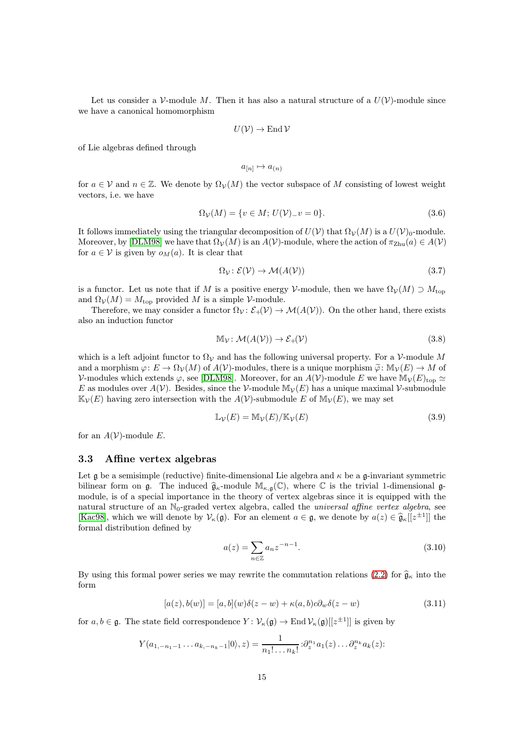Let us consider a $\mathcal{V}$-module $M$. Then it has also a natural structure of a $U(\mathcal{V})$-module since we have a canonical homomorphism

$$U(\mathcal{V}) \to \operatorname{End} \mathcal{V}$$

of Lie algebras defined through

$$a_{[n]} \mapsto a_{(n)}$$

for $a \in \mathcal{V}$ and $n \in \mathbb{Z}$. We denote by $\Omega_{\mathcal{V}}(M)$ the vector subspace of $M$ consisting of lowest weight vectors, i.e. we have

$$\Omega_{\mathcal{V}}(M) = \{v \in M;\, U(\mathcal{V})_- v = 0\}. \tag{3.6}$$

It follows immediately using the triangular decomposition of $U(\mathcal{V})$ that $\Omega_{\mathcal{V}}(M)$ is a $U(\mathcal{V})_0$-module. Moreover, by [DLM98] we have that $\Omega_{\mathcal{V}}(M)$ is an $A(\mathcal{V})$-module, where the action of $\pi_{\mathrm{Zhu}}(a) \in A(\mathcal{V})$ for $a \in \mathcal{V}$ is given by $o_M(a)$. It is clear that

$$\Omega_{\mathcal{V}} \colon \mathcal{E}(\mathcal{V}) \to \mathcal{M}(A(\mathcal{V})) \tag{3.7}$$

is a functor. Let us note that if $M$ is a positive energy $\mathcal{V}$-module, then we have $\Omega_{\mathcal{V}}(M) \supset M_{\mathrm{top}}$ and $\Omega_{\mathcal{V}}(M) = M_{\mathrm{top}}$ provided $M$ is a simple $\mathcal{V}$-module.

Therefore, we may consider a functor $\Omega_{\mathcal{V}} \colon \mathcal{E}_+(\mathcal{V}) \to \mathcal{M}(A(\mathcal{V}))$. On the other hand, there exists also an induction functor

$$\mathbb{M}_{\mathcal{V}} \colon \mathcal{M}(A(\mathcal{V})) \to \mathcal{E}_+(\mathcal{V}) \tag{3.8}$$

which is a left adjoint functor to $\Omega_{\mathcal{V}}$ and has the following universal property. For a $\mathcal{V}$-module $M$ and a morphism $\varphi \colon E \to \Omega_{\mathcal{V}}(M)$ of $A(\mathcal{V})$-modules, there is a unique morphism $\widetilde{\varphi} \colon \mathbb{M}_{\mathcal{V}}(E) \to M$ of $\mathcal{V}$-modules which extends $\varphi$, see [DLM98]. Moreover, for an $A(\mathcal{V})$-module $E$ we have $\mathbb{M}_{\mathcal{V}}(E)_{\mathrm{top}} \simeq E$ as modules over $A(\mathcal{V})$. Besides, since the $\mathcal{V}$-module $\mathbb{M}_{\mathcal{V}}(E)$ has a unique maximal $\mathcal{V}$-submodule $\mathbb{K}_{\mathcal{V}}(E)$ having zero intersection with the $A(\mathcal{V})$-submodule $E$ of $\mathbb{M}_{\mathcal{V}}(E)$, we may set

$$\mathbb{L}_{\mathcal{V}}(E) = \mathbb{M}_{\mathcal{V}}(E)/\mathbb{K}_{\mathcal{V}}(E) \tag{3.9}$$

for an $A(\mathcal{V})$-module $E$.

### 3.3 Affine vertex algebras

Let $\mathfrak{g}$ be a semisimple (reductive) finite-dimensional Lie algebra and $\kappa$ be a $\mathfrak{g}$-invariant symmetric bilinear form on $\mathfrak{g}$. The induced $\widehat{\mathfrak{g}}_\kappa$-module $\mathbb{M}_{\kappa,\mathfrak{g}}(\mathbb{C})$, where $\mathbb{C}$ is the trivial 1-dimensional $\mathfrak{g}$-module, is of a special importance in the theory of vertex algebras since it is equipped with the natural structure of an $\mathbb{N}_0$-graded vertex algebra, called the *universal affine vertex algebra*, see [Kac98], which we will denote by $\mathcal{V}_\kappa(\mathfrak{g})$. For an element $a \in \mathfrak{g}$, we denote by $a(z) \in \widehat{\mathfrak{g}}_\kappa[[z^{\pm 1}]]$ the formal distribution defined by

$$a(z) = \sum_{n \in \mathbb{Z}} a_n z^{-n-1}. \tag{3.10}$$

By using this formal power series we may rewrite the commutation relations (2.2) for $\widehat{\mathfrak{g}}_\kappa$ into the form

$$[a(z), b(w)] = [a,b](w)\delta(z-w) + \kappa(a,b)c\partial_w \delta(z-w) \tag{3.11}$$

for $a, b \in \mathfrak{g}$. The state field correspondence $Y \colon \mathcal{V}_\kappa(\mathfrak{g}) \to \operatorname{End} \mathcal{V}_\kappa(\mathfrak{g})[[z^{\pm 1}]]$ is given by

$$Y(a_{1,-n_1-1} \dots a_{k,-n_k-1}|0\rangle, z) = \frac{1}{n_1! \dots n_k!} {:}\partial_z^{n_1} a_1(z) \dots \partial_z^{n_k} a_k(z){:}$$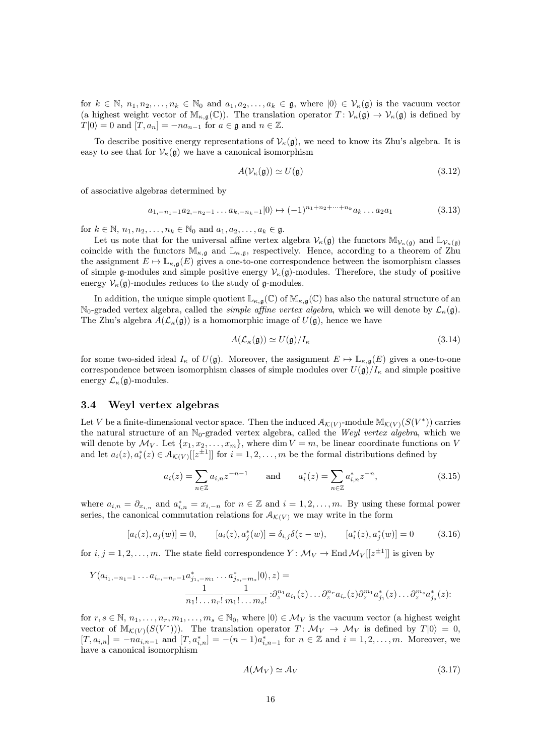for $k \in \mathbb{N}$, $n_1, n_2, \dots, n_k \in \mathbb{N}_0$ and $a_1, a_2, \dots, a_k \in \mathfrak{g}$, where $|0\rangle \in \mathcal{V}_\kappa(\mathfrak{g})$ is the vacuum vector (a highest weight vector of $\mathbb{M}_{\kappa,\mathfrak{g}}(\mathbb{C})$). The translation operator $T \colon \mathcal{V}_\kappa(\mathfrak{g}) \to \mathcal{V}_\kappa(\mathfrak{g})$ is defined by $T|0\rangle = 0$ and $[T, a_n] = -n a_{n-1}$ for $a \in \mathfrak{g}$ and $n \in \mathbb{Z}$.

To describe positive energy representations of $\mathcal{V}_\kappa(\mathfrak{g})$, we need to know its Zhu's algebra. It is easy to see that for $\mathcal{V}_\kappa(\mathfrak{g})$ we have a canonical isomorphism

$$A(\mathcal{V}_\kappa(\mathfrak{g})) \simeq U(\mathfrak{g}) \tag{3.12}$$

of associative algebras determined by

$$a_{1,-n_1-1} a_{2,-n_2-1} \dots a_{k,-n_k-1}|0\rangle \mapsto (-1)^{n_1+n_2+\dots+n_k} a_k \dots a_2 a_1 \tag{3.13}$$

for $k \in \mathbb{N}$, $n_1, n_2, \dots, n_k \in \mathbb{N}_0$ and $a_1, a_2, \dots, a_k \in \mathfrak{g}$.

Let us note that for the universal affine vertex algebra $\mathcal{V}_\kappa(\mathfrak{g})$ the functors $\mathbb{M}_{\mathcal{V}_\kappa(\mathfrak{g})}$ and $\mathbb{L}_{\mathcal{V}_\kappa(\mathfrak{g})}$ coincide with the functors $\mathbb{M}_{\kappa,\mathfrak{g}}$ and $\mathbb{L}_{\kappa,\mathfrak{g}}$, respectively. Hence, according to a theorem of Zhu the assignment $E \mapsto \mathbb{L}_{\kappa,\mathfrak{g}}(E)$ gives a one-to-one correspondence between the isomorphism classes of simple $\mathfrak{g}$-modules and simple positive energy $\mathcal{V}_\kappa(\mathfrak{g})$-modules. Therefore, the study of positive energy $\mathcal{V}_\kappa(\mathfrak{g})$-modules reduces to the study of $\mathfrak{g}$-modules.

In addition, the unique simple quotient $\mathbb{L}_{\kappa,\mathfrak{g}}(\mathbb{C})$ of $\mathbb{M}_{\kappa,\mathfrak{g}}(\mathbb{C})$ has also the natural structure of an $\mathbb{N}_0$-graded vertex algebra, called the *simple affine vertex algebra*, which we will denote by $\mathcal{L}_\kappa(\mathfrak{g})$. The Zhu's algebra $A(\mathcal{L}_\kappa(\mathfrak{g}))$ is a homomorphic image of $U(\mathfrak{g})$, hence we have

$$A(\mathcal{L}_\kappa(\mathfrak{g})) \simeq U(\mathfrak{g})/I_\kappa \tag{3.14}$$

for some two-sided ideal $I_\kappa$ of $U(\mathfrak{g})$. Moreover, the assignment $E \mapsto \mathbb{L}_{\kappa,\mathfrak{g}}(E)$ gives a one-to-one correspondence between isomorphism classes of simple modules over $U(\mathfrak{g})/I_\kappa$ and simple positive energy $\mathcal{L}_\kappa(\mathfrak{g})$-modules.

### 3.4 Weyl vertex algebras

Let $V$ be a finite-dimensional vector space. Then the induced $\mathcal{A}_{\mathcal{K}(V)}$-module $\mathbb{M}_{\mathcal{K}(V)}(S(V^*))$ carries the natural structure of an $\mathbb{N}_0$-graded vertex algebra, called the *Weyl vertex algebra*, which we will denote by $\mathcal{M}_V$. Let $\{x_1, x_2, \dots, x_m\}$, where $\dim V = m$, be linear coordinate functions on $V$ and let $a_i(z), a_i^*(z) \in \mathcal{A}_{\mathcal{K}(V)}[[z^{\pm 1}]]$ for $i = 1, 2, \dots, m$ be the formal distributions defined by

$$a_i(z) = \sum_{n \in \mathbb{Z}} a_{i,n} z^{-n-1} \qquad \text{and} \qquad a_i^*(z) = \sum_{n \in \mathbb{Z}} a_{i,n}^* z^{-n}, \tag{3.15}$$

where $a_{i,n} = \partial_{x_{i,n}}$ and $a_{i,n}^* = x_{i,-n}$ for $n \in \mathbb{Z}$ and $i = 1, 2, \dots, m$. By using these formal power series, the canonical commutation relations for $\mathcal{A}_{\mathcal{K}(V)}$ we may write in the form

$$[a_i(z), a_j(w)] = 0, \qquad [a_i(z), a_j^*(w)] = \delta_{i,j}\delta(z-w), \qquad [a_i^*(z), a_j^*(w)] = 0 \tag{3.16}$$

for $i, j = 1, 2, \dots, m$. The state field correspondence $Y \colon \mathcal{M}_V \to \operatorname{End} \mathcal{M}_V[[z^{\pm 1}]]$ is given by

$$Y(a_{i_1,-n_1-1} \dots a_{i_r,-n_r-1} a_{j_1,-m_1}^* \dots a_{j_s,-m_s}^*|0\rangle, z) = \frac{1}{n_1! \dots n_r!} \frac{1}{m_1! \dots m_s!} :\!\partial_z^{n_1} a_{i_1}(z) \dots \partial_z^{n_r} a_{i_r}(z) \partial_z^{m_1} a_{j_1}^*(z) \dots \partial_z^{m_s} a_{j_s}^*(z)\!:$$

for $r, s \in \mathbb{N}$, $n_1, \dots, n_r, m_1, \dots, m_s \in \mathbb{N}_0$, where $|0\rangle \in \mathcal{M}_V$ is the vacuum vector (a highest weight vector of $\mathbb{M}_{\mathcal{K}(V)}(S(V^*))$). The translation operator $T \colon \mathcal{M}_V \to \mathcal{M}_V$ is defined by $T|0\rangle = 0$, $[T, a_{i,n}] = -n a_{i,n-1}$ and $[T, a_{i,n}^*] = -(n-1) a_{i,n-1}^*$ for $n \in \mathbb{Z}$ and $i = 1, 2, \dots, m$. Moreover, we have a canonical isomorphism

$$A(\mathcal{M}_V) \simeq \mathcal{A}_V \tag{3.17}$$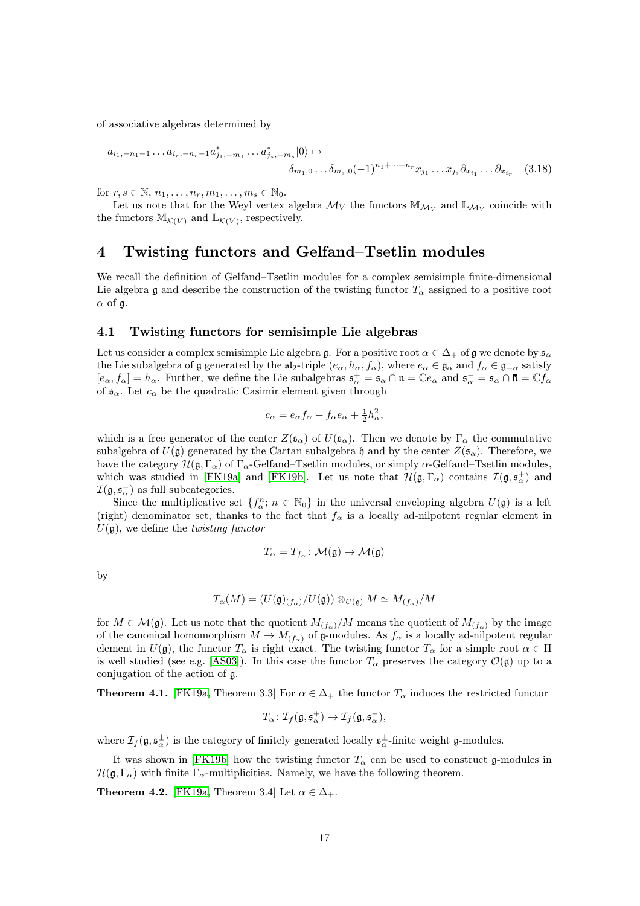of associative algebras determined by

$$a_{i_1,-n_1-1}\dots a_{i_r,-n_r-1}a^*_{j_1,-m_1}\dots a^*_{j_s,-m_s}|0\rangle \mapsto \delta_{m_1,0}\dots\delta_{m_s,0}(-1)^{n_1+\dots+n_r}x_{j_1}\dots x_{j_s}\partial_{x_{i_1}}\dots\partial_{x_{i_r}} \tag{3.18}$$

for $r,s\in\mathbb{N}$, $n_1,\dots,n_r,m_1,\dots,m_s\in\mathbb{N}_0$.

Let us note that for the Weyl vertex algebra $\mathcal{M}_V$ the functors $\mathbb{M}_{\mathcal{M}_V}$ and $\mathbb{L}_{\mathcal{M}_V}$ coincide with the functors $\mathbb{M}_{\mathcal{K}(V)}$ and $\mathbb{L}_{\mathcal{K}(V)}$, respectively.

# 4 Twisting functors and Gelfand–Tsetlin modules

We recall the definition of Gelfand–Tsetlin modules for a complex semisimple finite-dimensional Lie algebra $\mathfrak{g}$ and describe the construction of the twisting functor $T_\alpha$ assigned to a positive root $\alpha$ of $\mathfrak{g}$.

## 4.1 Twisting functors for semisimple Lie algebras

Let us consider a complex semisimple Lie algebra $\mathfrak{g}$. For a positive root $\alpha\in\Delta_+$ of $\mathfrak{g}$ we denote by $\mathfrak{s}_\alpha$ the Lie subalgebra of $\mathfrak{g}$ generated by the $\mathfrak{sl}_2$-triple $(e_\alpha,h_\alpha,f_\alpha)$, where $e_\alpha\in\mathfrak{g}_\alpha$ and $f_\alpha\in\mathfrak{g}_{-\alpha}$ satisfy $[e_\alpha,f_\alpha]=h_\alpha$. Further, we define the Lie subalgebras $\mathfrak{s}_\alpha^+=\mathfrak{s}_\alpha\cap\mathfrak{n}=\mathbb{C}e_\alpha$ and $\mathfrak{s}_\alpha^-=\mathfrak{s}_\alpha\cap\bar{\mathfrak{n}}=\mathbb{C}f_\alpha$ of $\mathfrak{s}_\alpha$. Let $c_\alpha$ be the quadratic Casimir element given through

$$c_\alpha=e_\alpha f_\alpha+f_\alpha e_\alpha+\tfrac{1}{2}h_\alpha^2,$$

which is a free generator of the center $Z(\mathfrak{s}_\alpha)$ of $U(\mathfrak{s}_\alpha)$. Then we denote by $\Gamma_\alpha$ the commutative subalgebra of $U(\mathfrak{g})$ generated by the Cartan subalgebra $\mathfrak{h}$ and by the center $Z(\mathfrak{s}_\alpha)$. Therefore, we have the category $\mathcal{H}(\mathfrak{g},\Gamma_\alpha)$ of $\Gamma_\alpha$-Gelfand–Tsetlin modules, or simply $\alpha$-Gelfand–Tsetlin modules, which was studied in [FK19a] and [FK19b]. Let us note that $\mathcal{H}(\mathfrak{g},\Gamma_\alpha)$ contains $\mathcal{I}(\mathfrak{g},\mathfrak{s}_\alpha^+)$ and $\mathcal{I}(\mathfrak{g},\mathfrak{s}_\alpha^-)$ as full subcategories.

Since the multiplicative set $\{f_\alpha^n;\,n\in\mathbb{N}_0\}$ in the universal enveloping algebra $U(\mathfrak{g})$ is a left (right) denominator set, thanks to the fact that $f_\alpha$ is a locally ad-nilpotent regular element in $U(\mathfrak{g})$, we define the *twisting functor*

$$T_\alpha=T_{f_\alpha}\colon\mathcal{M}(\mathfrak{g})\to\mathcal{M}(\mathfrak{g})$$

by

$$T_\alpha(M)=(U(\mathfrak{g})_{(f_\alpha)}/U(\mathfrak{g}))\otimes_{U(\mathfrak{g})}M\simeq M_{(f_\alpha)}/M$$

for $M\in\mathcal{M}(\mathfrak{g})$. Let us note that the quotient $M_{(f_\alpha)}/M$ means the quotient of $M_{(f_\alpha)}$ by the image of the canonical homomorphism $M\to M_{(f_\alpha)}$ of $\mathfrak{g}$-modules. As $f_\alpha$ is a locally ad-nilpotent regular element in $U(\mathfrak{g})$, the functor $T_\alpha$ is right exact. The twisting functor $T_\alpha$ for a simple root $\alpha\in\Pi$ is well studied (see e.g. [AS03]). In this case the functor $T_\alpha$ preserves the category $\mathcal{O}(\mathfrak{g})$ up to a conjugation of the action of $\mathfrak{g}$.

**Theorem 4.1.** [FK19a, Theorem 3.3] For $\alpha\in\Delta_+$ the functor $T_\alpha$ induces the restricted functor

$$T_\alpha\colon\mathcal{I}_f(\mathfrak{g},\mathfrak{s}_\alpha^+)\to\mathcal{I}_f(\mathfrak{g},\mathfrak{s}_\alpha^-),$$

where $\mathcal{I}_f(\mathfrak{g},\mathfrak{s}_\alpha^\pm)$ is the category of finitely generated locally $\mathfrak{s}_\alpha^\pm$-finite weight $\mathfrak{g}$-modules.

It was shown in [FK19b] how the twisting functor $T_\alpha$ can be used to construct $\mathfrak{g}$-modules in $\mathcal{H}(\mathfrak{g},\Gamma_\alpha)$ with finite $\Gamma_\alpha$-multiplicities. Namely, we have the following theorem.

**Theorem 4.2.** [FK19a, Theorem 3.4] Let $\alpha\in\Delta_+$.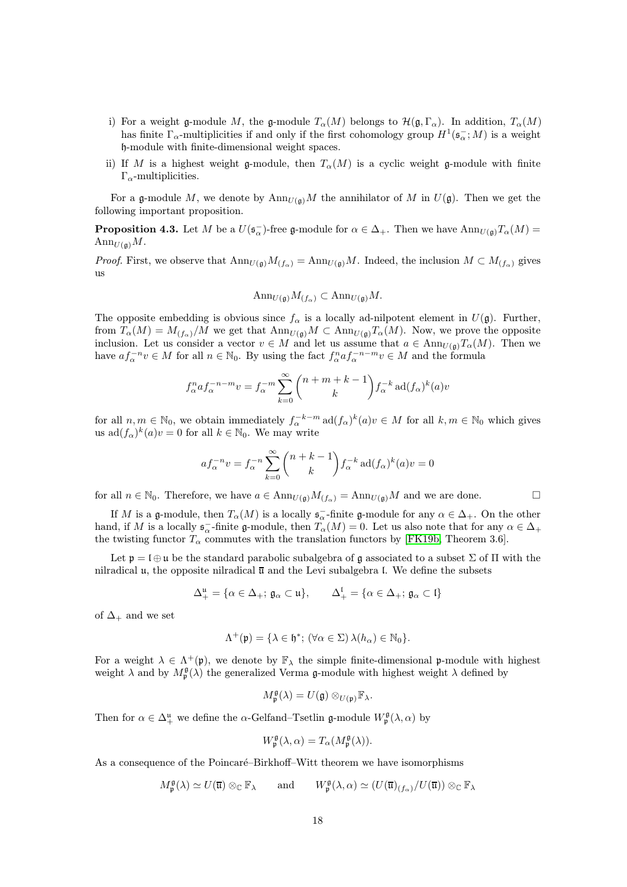i) For a weight $\mathfrak{g}$-module $M$, the $\mathfrak{g}$-module $T_\alpha(M)$ belongs to $\mathcal{H}(\mathfrak{g}, \Gamma_\alpha)$. In addition, $T_\alpha(M)$ has finite $\Gamma_\alpha$-multiplicities if and only if the first cohomology group $H^1(\mathfrak{s}_\alpha^-; M)$ is a weight $\mathfrak{h}$-module with finite-dimensional weight spaces.

ii) If $M$ is a highest weight $\mathfrak{g}$-module, then $T_\alpha(M)$ is a cyclic weight $\mathfrak{g}$-module with finite $\Gamma_\alpha$-multiplicities.

For a $\mathfrak{g}$-module $M$, we denote by $\mathrm{Ann}_{U(\mathfrak{g})}M$ the annihilator of $M$ in $U(\mathfrak{g})$. Then we get the following important proposition.

**Proposition 4.3.** Let $M$ be a $U(\mathfrak{s}_\alpha^-)$-free $\mathfrak{g}$-module for $\alpha \in \Delta_+$. Then we have $\mathrm{Ann}_{U(\mathfrak{g})}T_\alpha(M) = \mathrm{Ann}_{U(\mathfrak{g})}M$.

*Proof.* First, we observe that $\mathrm{Ann}_{U(\mathfrak{g})}M_{(f_\alpha)} = \mathrm{Ann}_{U(\mathfrak{g})}M$. Indeed, the inclusion $M \subset M_{(f_\alpha)}$ gives us

$$\mathrm{Ann}_{U(\mathfrak{g})}M_{(f_\alpha)} \subset \mathrm{Ann}_{U(\mathfrak{g})}M.$$

The opposite embedding is obvious since $f_\alpha$ is a locally ad-nilpotent element in $U(\mathfrak{g})$. Further, from $T_\alpha(M) = M_{(f_\alpha)}/M$ we get that $\mathrm{Ann}_{U(\mathfrak{g})}M \subset \mathrm{Ann}_{U(\mathfrak{g})}T_\alpha(M)$. Now, we prove the opposite inclusion. Let us consider a vector $v \in M$ and let us assume that $a \in \mathrm{Ann}_{U(\mathfrak{g})}T_\alpha(M)$. Then we have $af_\alpha^{-n}v \in M$ for all $n \in \mathbb{N}_0$. By using the fact $f_\alpha^n a f_\alpha^{-n-m}v \in M$ and the formula

$$f_\alpha^n a f_\alpha^{-n-m} v = f_\alpha^{-m} \sum_{k=0}^\infty \binom{n+m+k-1}{k} f_\alpha^{-k}\, \mathrm{ad}(f_\alpha)^k(a)v$$

for all $n, m \in \mathbb{N}_0$, we obtain immediately $f_\alpha^{-k-m}\, \mathrm{ad}(f_\alpha)^k(a)v \in M$ for all $k, m \in \mathbb{N}_0$ which gives us $\mathrm{ad}(f_\alpha)^k(a)v = 0$ for all $k \in \mathbb{N}_0$. We may write

$$af_\alpha^{-n}v = f_\alpha^{-n} \sum_{k=0}^\infty \binom{n+k-1}{k} f_\alpha^{-k}\, \mathrm{ad}(f_\alpha)^k(a)v = 0$$

for all $n \in \mathbb{N}_0$. Therefore, we have $a \in \mathrm{Ann}_{U(\mathfrak{g})}M_{(f_\alpha)} = \mathrm{Ann}_{U(\mathfrak{g})}M$ and we are done. $\square$

If $M$ is a $\mathfrak{g}$-module, then $T_\alpha(M)$ is a locally $\mathfrak{s}_\alpha^-$-finite $\mathfrak{g}$-module for any $\alpha \in \Delta_+$. On the other hand, if $M$ is a locally $\mathfrak{s}_\alpha^-$-finite $\mathfrak{g}$-module, then $T_\alpha(M) = 0$. Let us also note that for any $\alpha \in \Delta_+$ the twisting functor $T_\alpha$ commutes with the translation functors by [FK19b, Theorem 3.6].

Let $\mathfrak{p} = \mathfrak{l} \oplus \mathfrak{u}$ be the standard parabolic subalgebra of $\mathfrak{g}$ associated to a subset $\Sigma$ of $\Pi$ with the nilradical $\mathfrak{u}$, the opposite nilradical $\bar{\mathfrak{u}}$ and the Levi subalgebra $\mathfrak{l}$. We define the subsets

$$\Delta_+^{\mathfrak{u}} = \{\alpha \in \Delta_+;\, \mathfrak{g}_\alpha \subset \mathfrak{u}\}, \qquad \Delta_+^{\mathfrak{l}} = \{\alpha \in \Delta_+;\, \mathfrak{g}_\alpha \subset \mathfrak{l}\}$$

of $\Delta_+$ and we set

$$\Lambda^+(\mathfrak{p}) = \{\lambda \in \mathfrak{h}^*;\, (\forall \alpha \in \Sigma)\, \lambda(h_\alpha) \in \mathbb{N}_0\}.$$

For a weight $\lambda \in \Lambda^+(\mathfrak{p})$, we denote by $\mathbb{F}_\lambda$ the simple finite-dimensional $\mathfrak{p}$-module with highest weight $\lambda$ and by $M_{\mathfrak{p}}^{\mathfrak{g}}(\lambda)$ the generalized Verma $\mathfrak{g}$-module with highest weight $\lambda$ defined by

$$M_{\mathfrak{p}}^{\mathfrak{g}}(\lambda) = U(\mathfrak{g}) \otimes_{U(\mathfrak{p})} \mathbb{F}_\lambda.$$

Then for $\alpha \in \Delta_+^{\mathfrak{u}}$ we define the $\alpha$-Gelfand–Tsetlin $\mathfrak{g}$-module $W_{\mathfrak{p}}^{\mathfrak{g}}(\lambda, \alpha)$ by

$$W_{\mathfrak{p}}^{\mathfrak{g}}(\lambda, \alpha) = T_\alpha(M_{\mathfrak{p}}^{\mathfrak{g}}(\lambda)).$$

As a consequence of the Poincaré–Birkhoff–Witt theorem we have isomorphisms

$$M_{\mathfrak{p}}^{\mathfrak{g}}(\lambda) \simeq U(\bar{\mathfrak{u}}) \otimes_{\mathbb{C}} \mathbb{F}_\lambda \qquad \text{and} \qquad W_{\mathfrak{p}}^{\mathfrak{g}}(\lambda, \alpha) \simeq (U(\bar{\mathfrak{u}})_{(f_\alpha)}/U(\bar{\mathfrak{u}})) \otimes_{\mathbb{C}} \mathbb{F}_\lambda$$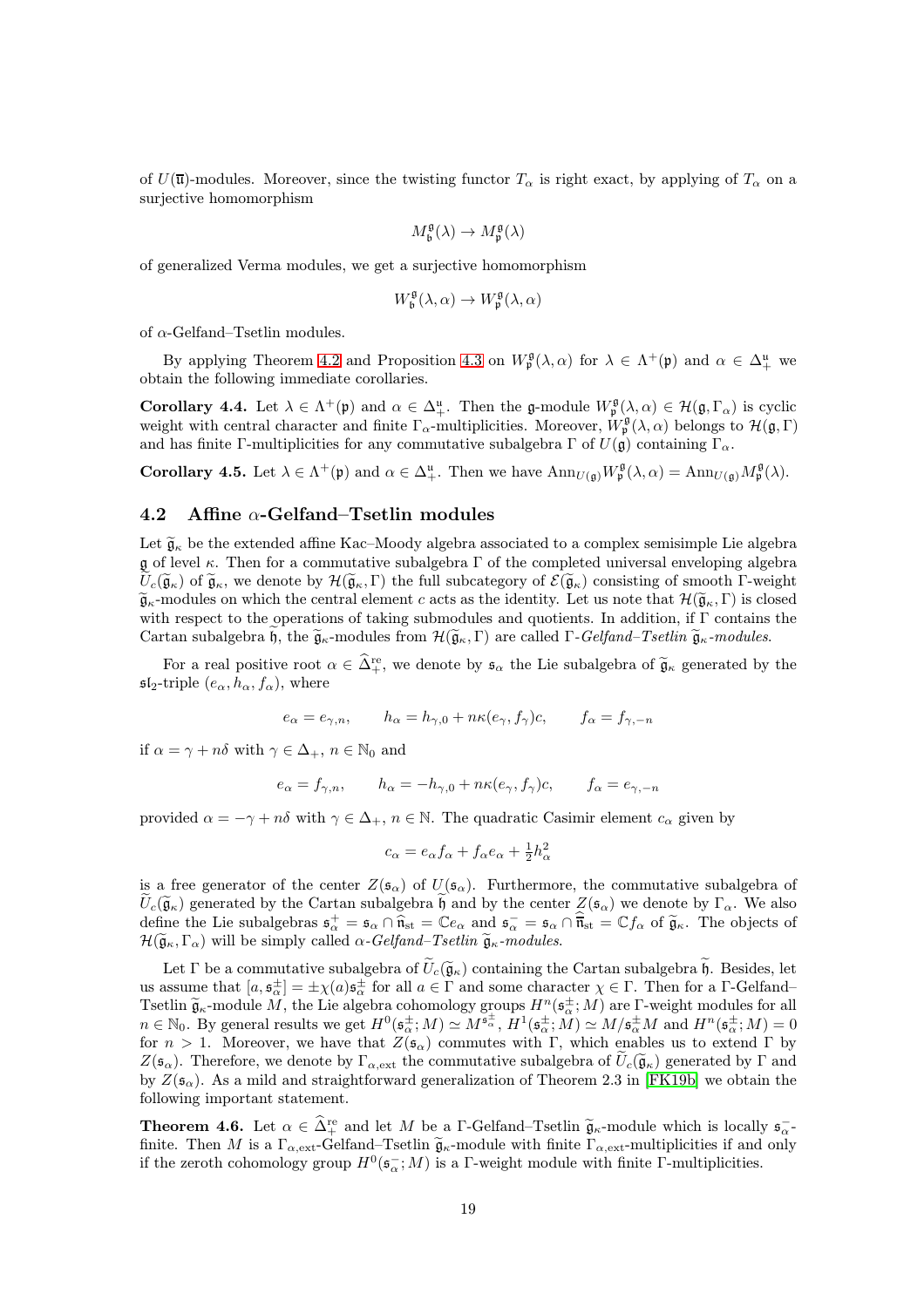of $U(\overline{\mathfrak{u}})$-modules. Moreover, since the twisting functor $T_\alpha$ is right exact, by applying of $T_\alpha$ on a surjective homomorphism

$$M^{\mathfrak{g}}_{\mathfrak{b}}(\lambda) \rightarrow M^{\mathfrak{g}}_{\mathfrak{p}}(\lambda)$$

of generalized Verma modules, we get a surjective homomorphism

$$W^{\mathfrak{g}}_{\mathfrak{b}}(\lambda, \alpha) \rightarrow W^{\mathfrak{g}}_{\mathfrak{p}}(\lambda, \alpha)$$

of $\alpha$-Gelfand–Tsetlin modules.

By applying Theorem 4.2 and Proposition 4.3 on $W^{\mathfrak{g}}_{\mathfrak{p}}(\lambda, \alpha)$ for $\lambda \in \Lambda^+(\mathfrak{p})$ and $\alpha \in \Delta^{\mathfrak{u}}_+$ we obtain the following immediate corollaries.

**Corollary 4.4.** Let $\lambda \in \Lambda^+(\mathfrak{p})$ and $\alpha \in \Delta^{\mathfrak{u}}_+$. Then the $\mathfrak{g}$-module $W^{\mathfrak{g}}_{\mathfrak{p}}(\lambda, \alpha) \in \mathcal{H}(\mathfrak{g}, \Gamma_\alpha)$ is cyclic weight with central character and finite $\Gamma_\alpha$-multiplicities. Moreover, $W^{\mathfrak{g}}_{\mathfrak{p}}(\lambda, \alpha)$ belongs to $\mathcal{H}(\mathfrak{g}, \Gamma)$ and has finite $\Gamma$-multiplicities for any commutative subalgebra $\Gamma$ of $U(\mathfrak{g})$ containing $\Gamma_\alpha$.

**Corollary 4.5.** Let $\lambda \in \Lambda^+(\mathfrak{p})$ and $\alpha \in \Delta^{\mathfrak{u}}_+$. Then we have $\mathrm{Ann}_{U(\mathfrak{g})} W^{\mathfrak{g}}_{\mathfrak{p}}(\lambda, \alpha) = \mathrm{Ann}_{U(\mathfrak{g})} M^{\mathfrak{g}}_{\mathfrak{p}}(\lambda)$.

## 4.2 Affine $\alpha$-Gelfand–Tsetlin modules

Let $\widetilde{\mathfrak{g}}_\kappa$ be the extended affine Kac–Moody algebra associated to a complex semisimple Lie algebra $\mathfrak{g}$ of level $\kappa$. Then for a commutative subalgebra $\Gamma$ of the completed universal enveloping algebra $\widetilde{U}_c(\widetilde{\mathfrak{g}}_\kappa)$ of $\widetilde{\mathfrak{g}}_\kappa$, we denote by $\mathcal{H}(\widetilde{\mathfrak{g}}_\kappa, \Gamma)$ the full subcategory of $\mathcal{E}(\widetilde{\mathfrak{g}}_\kappa)$ consisting of smooth $\Gamma$-weight $\widetilde{\mathfrak{g}}_\kappa$-modules on which the central element $c$ acts as the identity. Let us note that $\mathcal{H}(\widetilde{\mathfrak{g}}_\kappa, \Gamma)$ is closed with respect to the operations of taking submodules and quotients. In addition, if $\Gamma$ contains the Cartan subalgebra $\widetilde{\mathfrak{h}}$, the $\widetilde{\mathfrak{g}}_\kappa$-modules from $\mathcal{H}(\widetilde{\mathfrak{g}}_\kappa, \Gamma)$ are called *$\Gamma$-Gelfand–Tsetlin $\widetilde{\mathfrak{g}}_\kappa$-modules*.

For a real positive root $\alpha \in \widehat{\Delta}^{\mathrm{re}}_+$, we denote by $\mathfrak{s}_\alpha$ the Lie subalgebra of $\widetilde{\mathfrak{g}}_\kappa$ generated by the $\mathfrak{sl}_2$-triple $(e_\alpha, h_\alpha, f_\alpha)$, where

$$e_\alpha = e_{\gamma,n}, \qquad h_\alpha = h_{\gamma,0} + n\kappa(e_\gamma, f_\gamma)c, \qquad f_\alpha = f_{\gamma,-n}$$

if $\alpha = \gamma + n\delta$ with $\gamma \in \Delta_+$, $n \in \mathbb{N}_0$ and

$$e_\alpha = f_{\gamma,n}, \qquad h_\alpha = -h_{\gamma,0} + n\kappa(e_\gamma, f_\gamma)c, \qquad f_\alpha = e_{\gamma,-n}$$

provided $\alpha = -\gamma + n\delta$ with $\gamma \in \Delta_+$, $n \in \mathbb{N}$. The quadratic Casimir element $c_\alpha$ given by

$$c_\alpha = e_\alpha f_\alpha + f_\alpha e_\alpha + \tfrac{1}{2} h_\alpha^2$$

is a free generator of the center $Z(\mathfrak{s}_\alpha)$ of $U(\mathfrak{s}_\alpha)$. Furthermore, the commutative subalgebra of $\widetilde{U}_c(\widetilde{\mathfrak{g}}_\kappa)$ generated by the Cartan subalgebra $\widetilde{\mathfrak{h}}$ and by the center $Z(\mathfrak{s}_\alpha)$ we denote by $\Gamma_\alpha$. We also define the Lie subalgebras $\mathfrak{s}^+_\alpha = \mathfrak{s}_\alpha \cap \widehat{\mathfrak{n}}_{\mathrm{st}} = \mathbb{C}e_\alpha$ and $\mathfrak{s}^-_\alpha = \mathfrak{s}_\alpha \cap \widehat{\overline{\mathfrak{n}}}_{\mathrm{st}} = \mathbb{C}f_\alpha$ of $\widetilde{\mathfrak{g}}_\kappa$. The objects of $\mathcal{H}(\widetilde{\mathfrak{g}}_\kappa, \Gamma_\alpha)$ will be simply called *$\alpha$-Gelfand–Tsetlin $\widetilde{\mathfrak{g}}_\kappa$-modules*.

Let $\Gamma$ be a commutative subalgebra of $\widetilde{U}_c(\widetilde{\mathfrak{g}}_\kappa)$ containing the Cartan subalgebra $\widetilde{\mathfrak{h}}$. Besides, let us assume that $[a, \mathfrak{s}^\pm_\alpha] = \pm\chi(a)\mathfrak{s}^\pm_\alpha$ for all $a \in \Gamma$ and some character $\chi \in \Gamma$. Then for a $\Gamma$-Gelfand–Tsetlin $\widetilde{\mathfrak{g}}_\kappa$-module $M$, the Lie algebra cohomology groups $H^n(\mathfrak{s}^\pm_\alpha; M)$ are $\Gamma$-weight modules for all $n \in \mathbb{N}_0$. By general results we get $H^0(\mathfrak{s}^\pm_\alpha; M) \simeq M^{\mathfrak{s}^\pm_\alpha}$, $H^1(\mathfrak{s}^\pm_\alpha; M) \simeq M/\mathfrak{s}^\pm_\alpha M$ and $H^n(\mathfrak{s}^\pm_\alpha; M) = 0$ for $n > 1$. Moreover, we have that $Z(\mathfrak{s}_\alpha)$ commutes with $\Gamma$, which enables us to extend $\Gamma$ by $Z(\mathfrak{s}_\alpha)$. Therefore, we denote by $\Gamma_{\alpha,\mathrm{ext}}$ the commutative subalgebra of $\widetilde{U}_c(\widetilde{\mathfrak{g}}_\kappa)$ generated by $\Gamma$ and by $Z(\mathfrak{s}_\alpha)$. As a mild and straightforward generalization of Theorem 2.3 in [FK19b] we obtain the following important statement.

**Theorem 4.6.** Let $\alpha \in \widehat{\Delta}^{\mathrm{re}}_+$ and let $M$ be a $\Gamma$-Gelfand–Tsetlin $\widetilde{\mathfrak{g}}_\kappa$-module which is locally $\mathfrak{s}^-_\alpha$-finite. Then $M$ is a $\Gamma_{\alpha,\mathrm{ext}}$-Gelfand–Tsetlin $\widetilde{\mathfrak{g}}_\kappa$-module with finite $\Gamma_{\alpha,\mathrm{ext}}$-multiplicities if and only if the zeroth cohomology group $H^0(\mathfrak{s}^-_\alpha; M)$ is a $\Gamma$-weight module with finite $\Gamma$-multiplicities.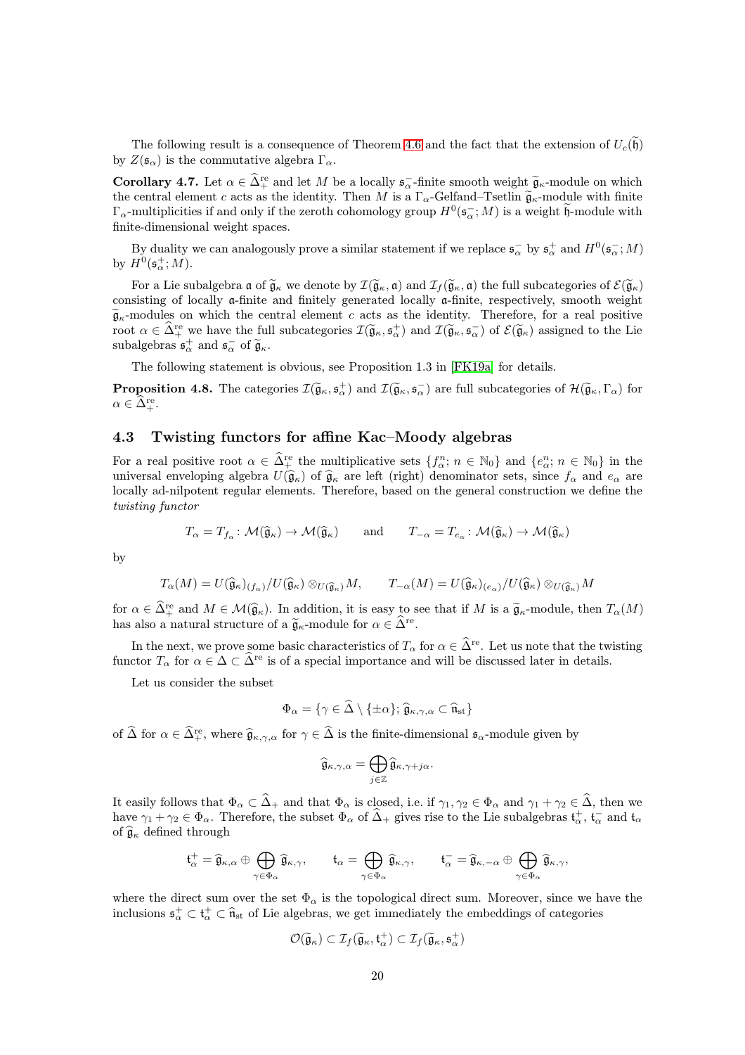The following result is a consequence of Theorem 4.6 and the fact that the extension of $U_c(\widetilde{\mathfrak{h}})$ by $Z(\mathfrak{s}_\alpha)$ is the commutative algebra $\Gamma_\alpha$.

**Corollary 4.7.** Let $\alpha \in \widehat{\Delta}_+^{\rm re}$ and let $M$ be a locally $\mathfrak{s}_\alpha^-$-finite smooth weight $\widetilde{\mathfrak{g}}_\kappa$-module on which the central element $c$ acts as the identity. Then $M$ is a $\Gamma_\alpha$-Gelfand–Tsetlin $\widetilde{\mathfrak{g}}_\kappa$-module with finite $\Gamma_\alpha$-multiplicities if and only if the zeroth cohomology group $H^0(\mathfrak{s}_\alpha^-; M)$ is a weight $\widetilde{\mathfrak{h}}$-module with finite-dimensional weight spaces.

By duality we can analogously prove a similar statement if we replace $\mathfrak{s}_\alpha^-$ by $\mathfrak{s}_\alpha^+$ and $H^0(\mathfrak{s}_\alpha^-; M)$ by $H^0(\mathfrak{s}_\alpha^+; M)$.

For a Lie subalgebra $\mathfrak{a}$ of $\widetilde{\mathfrak{g}}_\kappa$ we denote by $\mathcal{I}(\widetilde{\mathfrak{g}}_\kappa, \mathfrak{a})$ and $\mathcal{I}_f(\widetilde{\mathfrak{g}}_\kappa, \mathfrak{a})$ the full subcategories of $\mathcal{E}(\widetilde{\mathfrak{g}}_\kappa)$ consisting of locally $\mathfrak{a}$-finite and finitely generated locally $\mathfrak{a}$-finite, respectively, smooth weight $\widetilde{\mathfrak{g}}_\kappa$-modules on which the central element $c$ acts as the identity. Therefore, for a real positive root $\alpha \in \widehat{\Delta}_+^{\rm re}$ we have the full subcategories $\mathcal{I}(\widetilde{\mathfrak{g}}_\kappa, \mathfrak{s}_\alpha^+)$ and $\mathcal{I}(\widetilde{\mathfrak{g}}_\kappa, \mathfrak{s}_\alpha^-)$ of $\mathcal{E}(\widetilde{\mathfrak{g}}_\kappa)$ assigned to the Lie subalgebras $\mathfrak{s}_\alpha^+$ and $\mathfrak{s}_\alpha^-$ of $\widetilde{\mathfrak{g}}_\kappa$.

The following statement is obvious, see Proposition 1.3 in [FK19a] for details.

**Proposition 4.8.** The categories $\mathcal{I}(\widetilde{\mathfrak{g}}_\kappa, \mathfrak{s}_\alpha^+)$ and $\mathcal{I}(\widetilde{\mathfrak{g}}_\kappa, \mathfrak{s}_\alpha^-)$ are full subcategories of $\mathcal{H}(\widetilde{\mathfrak{g}}_\kappa, \Gamma_\alpha)$ for $\alpha \in \widehat{\Delta}_+^{\rm re}$.

### 4.3 Twisting functors for affine Kac–Moody algebras

For a real positive root $\alpha \in \widehat{\Delta}_+^{\rm re}$ the multiplicative sets $\{f_\alpha^n;\, n \in \mathbb{N}_0\}$ and $\{e_\alpha^n;\, n \in \mathbb{N}_0\}$ in the universal enveloping algebra $U(\widehat{\mathfrak{g}}_\kappa)$ of $\widehat{\mathfrak{g}}_\kappa$ are left (right) denominator sets, since $f_\alpha$ and $e_\alpha$ are locally ad-nilpotent regular elements. Therefore, based on the general construction we define the *twisting functor*

$$T_\alpha = T_{f_\alpha} \colon \mathcal{M}(\widehat{\mathfrak{g}}_\kappa) \rightarrow \mathcal{M}(\widehat{\mathfrak{g}}_\kappa) \qquad \text{and} \qquad T_{-\alpha} = T_{e_\alpha} \colon \mathcal{M}(\widehat{\mathfrak{g}}_\kappa) \rightarrow \mathcal{M}(\widehat{\mathfrak{g}}_\kappa)$$

by

$$T_\alpha(M) = U(\widehat{\mathfrak{g}}_\kappa)_{(f_\alpha)}/U(\widehat{\mathfrak{g}}_\kappa) \otimes_{U(\widehat{\mathfrak{g}}_\kappa)} M, \qquad T_{-\alpha}(M) = U(\widehat{\mathfrak{g}}_\kappa)_{(e_\alpha)}/U(\widehat{\mathfrak{g}}_\kappa) \otimes_{U(\widehat{\mathfrak{g}}_\kappa)} M$$

for $\alpha \in \widehat{\Delta}_+^{\rm re}$ and $M \in \mathcal{M}(\widehat{\mathfrak{g}}_\kappa)$. In addition, it is easy to see that if $M$ is a $\widetilde{\mathfrak{g}}_\kappa$-module, then $T_\alpha(M)$ has also a natural structure of a $\widetilde{\mathfrak{g}}_\kappa$-module for $\alpha \in \widehat{\Delta}^{\rm re}$.

In the next, we prove some basic characteristics of $T_\alpha$ for $\alpha \in \widehat{\Delta}^{\rm re}$. Let us note that the twisting functor $T_\alpha$ for $\alpha \in \Delta \subset \widehat{\Delta}^{\rm re}$ is of a special importance and will be discussed later in details.

Let us consider the subset

$$\Phi_\alpha = \{\gamma \in \widehat{\Delta} \setminus \{\pm\alpha\};\, \widehat{\mathfrak{g}}_{\kappa,\gamma,\alpha} \subset \widehat{\mathfrak{n}}_{\rm st}\}$$

of $\widehat{\Delta}$ for $\alpha \in \widehat{\Delta}_+^{\rm re}$, where $\widehat{\mathfrak{g}}_{\kappa,\gamma,\alpha}$ for $\gamma \in \widehat{\Delta}$ is the finite-dimensional $\mathfrak{s}_\alpha$-module given by

$$\widehat{\mathfrak{g}}_{\kappa,\gamma,\alpha} = \bigoplus_{j \in \mathbb{Z}} \widehat{\mathfrak{g}}_{\kappa,\gamma+j\alpha}.$$

It easily follows that $\Phi_\alpha \subset \widehat{\Delta}_+$ and that $\Phi_\alpha$ is closed, i.e. if $\gamma_1, \gamma_2 \in \Phi_\alpha$ and $\gamma_1 + \gamma_2 \in \widehat{\Delta}$, then we have $\gamma_1 + \gamma_2 \in \Phi_\alpha$. Therefore, the subset $\Phi_\alpha$ of $\widehat{\Delta}_+$ gives rise to the Lie subalgebras $\mathfrak{t}_\alpha^+$, $\mathfrak{t}_\alpha^-$ and $\mathfrak{t}_\alpha$ of $\widehat{\mathfrak{g}}_\kappa$ defined through

$$\mathfrak{t}_\alpha^+ = \widehat{\mathfrak{g}}_{\kappa,\alpha} \oplus \bigoplus_{\gamma \in \Phi_\alpha} \widehat{\mathfrak{g}}_{\kappa,\gamma}, \qquad \mathfrak{t}_\alpha = \bigoplus_{\gamma \in \Phi_\alpha} \widehat{\mathfrak{g}}_{\kappa,\gamma}, \qquad \mathfrak{t}_\alpha^- = \widehat{\mathfrak{g}}_{\kappa,-\alpha} \oplus \bigoplus_{\gamma \in \Phi_\alpha} \widehat{\mathfrak{g}}_{\kappa,\gamma},$$

where the direct sum over the set $\Phi_\alpha$ is the topological direct sum. Moreover, since we have the inclusions $\mathfrak{s}_\alpha^+ \subset \mathfrak{t}_\alpha^+ \subset \widehat{\mathfrak{n}}_{\rm st}$ of Lie algebras, we get immediately the embeddings of categories

$$\mathcal{O}(\widetilde{\mathfrak{g}}_\kappa) \subset \mathcal{I}_f(\widetilde{\mathfrak{g}}_\kappa, \mathfrak{t}_\alpha^+) \subset \mathcal{I}_f(\widetilde{\mathfrak{g}}_\kappa, \mathfrak{s}_\alpha^+)$$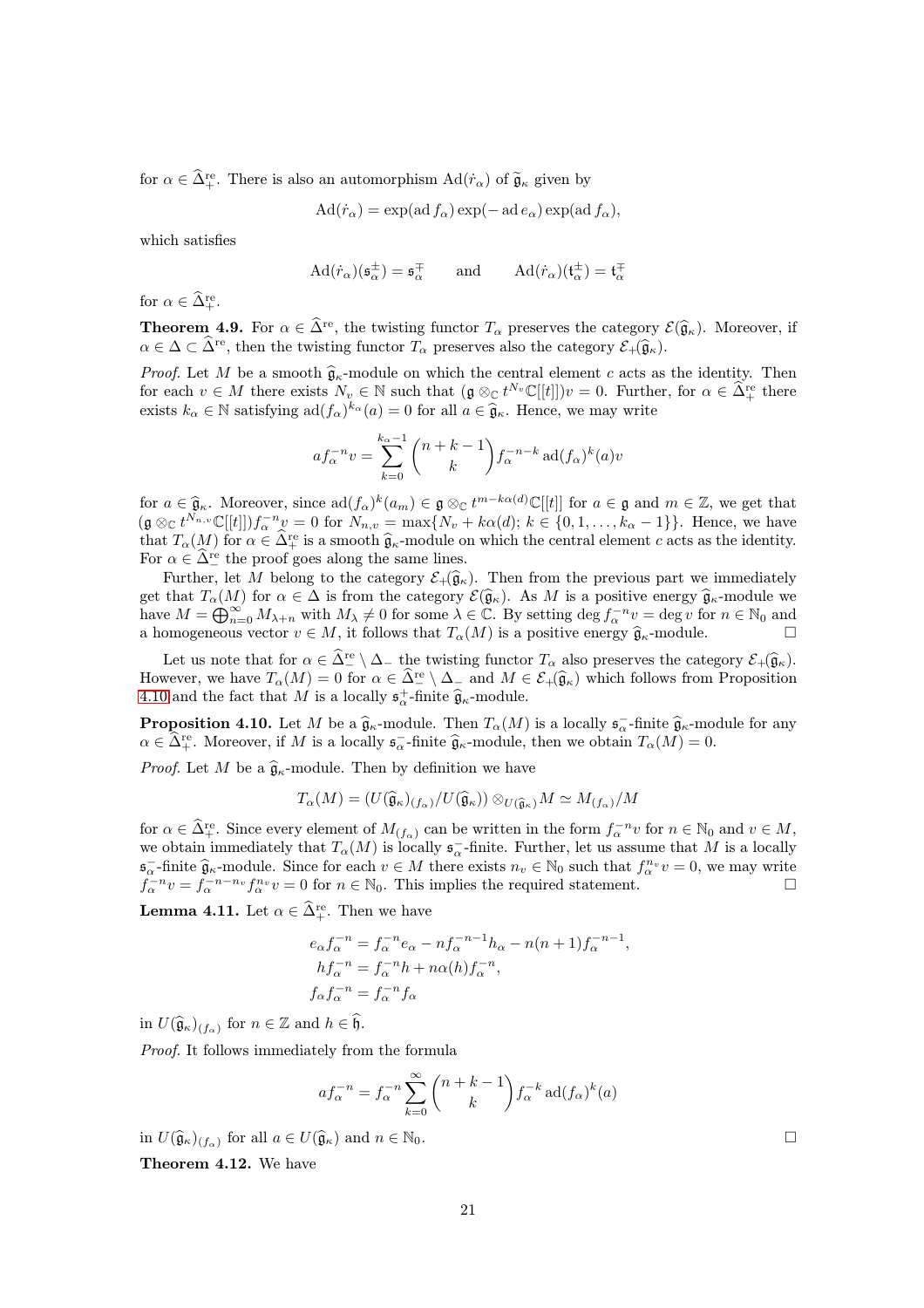for $\alpha \in \widehat{\Delta}^{\mathrm{re}}_+$. There is also an automorphism $\mathrm{Ad}(\dot{r}_\alpha)$ of $\widetilde{\mathfrak{g}}_\kappa$ given by

$$\mathrm{Ad}(\dot{r}_\alpha) = \exp(\operatorname{ad} f_\alpha) \exp(-\operatorname{ad} e_\alpha) \exp(\operatorname{ad} f_\alpha),$$

which satisfies

$$\mathrm{Ad}(\dot{r}_\alpha)(\mathfrak{s}^\pm_\alpha) = \mathfrak{s}^\mp_\alpha \qquad \text{and} \qquad \mathrm{Ad}(\dot{r}_\alpha)(\mathfrak{t}^\pm_\alpha) = \mathfrak{t}^\mp_\alpha$$

for $\alpha \in \widehat{\Delta}^{\mathrm{re}}_+$.

**Theorem 4.9.** For $\alpha \in \widehat{\Delta}^{\mathrm{re}}$, the twisting functor $T_\alpha$ preserves the category $\mathcal{E}(\widehat{\mathfrak{g}}_\kappa)$. Moreover, if $\alpha \in \Delta \subset \widehat{\Delta}^{\mathrm{re}}$, then the twisting functor $T_\alpha$ preserves also the category $\mathcal{E}_+(\widehat{\mathfrak{g}}_\kappa)$.

*Proof.* Let $M$ be a smooth $\widehat{\mathfrak{g}}_\kappa$-module on which the central element $c$ acts as the identity. Then for each $v \in M$ there exists $N_v \in \mathbb{N}$ such that $(\mathfrak{g} \otimes_{\mathbb{C}} t^{N_v}\mathbb{C}[[t]])v = 0$. Further, for $\alpha \in \widehat{\Delta}^{\mathrm{re}}_+$ there exists $k_\alpha \in \mathbb{N}$ satisfying $\operatorname{ad}(f_\alpha)^{k_\alpha}(a) = 0$ for all $a \in \widehat{\mathfrak{g}}_\kappa$. Hence, we may write

$$a f_\alpha^{-n} v = \sum_{k=0}^{k_\alpha - 1} \binom{n+k-1}{k} f_\alpha^{-n-k} \operatorname{ad}(f_\alpha)^k(a) v$$

for $a \in \widehat{\mathfrak{g}}_\kappa$. Moreover, since $\operatorname{ad}(f_\alpha)^k(a_m) \in \mathfrak{g} \otimes_{\mathbb{C}} t^{m-k\alpha(d)}\mathbb{C}[[t]]$ for $a \in \mathfrak{g}$ and $m \in \mathbb{Z}$, we get that $(\mathfrak{g} \otimes_{\mathbb{C}} t^{N_{n,v}}\mathbb{C}[[t]]) f_\alpha^{-n} v = 0$ for $N_{n,v} = \max\{N_v + k\alpha(d);\, k \in \{0,1,\dots,k_\alpha - 1\}\}$. Hence, we have that $T_\alpha(M)$ for $\alpha \in \widehat{\Delta}^{\mathrm{re}}_+$ is a smooth $\widehat{\mathfrak{g}}_\kappa$-module on which the central element $c$ acts as the identity. For $\alpha \in \widehat{\Delta}^{\mathrm{re}}_-$ the proof goes along the same lines.

Further, let $M$ belong to the category $\mathcal{E}_+(\widehat{\mathfrak{g}}_\kappa)$. Then from the previous part we immediately get that $T_\alpha(M)$ for $\alpha \in \Delta$ is from the category $\mathcal{E}(\widehat{\mathfrak{g}}_\kappa)$. As $M$ is a positive energy $\widehat{\mathfrak{g}}_\kappa$-module we have $M = \bigoplus_{n=0}^{\infty} M_{\lambda+n}$ with $M_\lambda \neq 0$ for some $\lambda \in \mathbb{C}$. By setting $\deg f_\alpha^{-n} v = \deg v$ for $n \in \mathbb{N}_0$ and a homogeneous vector $v \in M$, it follows that $T_\alpha(M)$ is a positive energy $\widehat{\mathfrak{g}}_\kappa$-module. $\square$

Let us note that for $\alpha \in \widehat{\Delta}^{\mathrm{re}}_- \setminus \Delta_-$ the twisting functor $T_\alpha$ also preserves the category $\mathcal{E}_+(\widehat{\mathfrak{g}}_\kappa)$. However, we have $T_\alpha(M) = 0$ for $\alpha \in \widehat{\Delta}^{\mathrm{re}}_- \setminus \Delta_-$ and $M \in \mathcal{E}_+(\widehat{\mathfrak{g}}_\kappa)$ which follows from Proposition 4.10 and the fact that $M$ is a locally $\mathfrak{s}^+_\alpha$-finite $\widehat{\mathfrak{g}}_\kappa$-module.

**Proposition 4.10.** Let $M$ be a $\widehat{\mathfrak{g}}_\kappa$-module. Then $T_\alpha(M)$ is a locally $\mathfrak{s}^-_\alpha$-finite $\widehat{\mathfrak{g}}_\kappa$-module for any $\alpha \in \widehat{\Delta}^{\mathrm{re}}_+$. Moreover, if $M$ is a locally $\mathfrak{s}^-_\alpha$-finite $\widehat{\mathfrak{g}}_\kappa$-module, then we obtain $T_\alpha(M) = 0$.

*Proof.* Let $M$ be a $\widehat{\mathfrak{g}}_\kappa$-module. Then by definition we have

$$T_\alpha(M) = (U(\widehat{\mathfrak{g}}_\kappa)_{(f_\alpha)}/U(\widehat{\mathfrak{g}}_\kappa)) \otimes_{U(\widehat{\mathfrak{g}}_\kappa)} M \simeq M_{(f_\alpha)}/M$$

for $\alpha \in \widehat{\Delta}^{\mathrm{re}}_+$. Since every element of $M_{(f_\alpha)}$ can be written in the form $f_\alpha^{-n} v$ for $n \in \mathbb{N}_0$ and $v \in M$, we obtain immediately that $T_\alpha(M)$ is locally $\mathfrak{s}^-_\alpha$-finite. Further, let us assume that $M$ is a locally $\mathfrak{s}^-_\alpha$-finite $\widehat{\mathfrak{g}}_\kappa$-module. Since for each $v \in M$ there exists $n_v \in \mathbb{N}_0$ such that $f_\alpha^{n_v} v = 0$, we may write $f_\alpha^{-n} v = f_\alpha^{-n-n_v} f_\alpha^{n_v} v = 0$ for $n \in \mathbb{N}_0$. This implies the required statement. $\square$

**Lemma 4.11.** Let $\alpha \in \widehat{\Delta}^{\mathrm{re}}_+$. Then we have

$$\begin{aligned}
e_\alpha f_\alpha^{-n} &= f_\alpha^{-n} e_\alpha - n f_\alpha^{-n-1} h_\alpha - n(n+1) f_\alpha^{-n-1}, \\
h f_\alpha^{-n} &= f_\alpha^{-n} h + n\alpha(h) f_\alpha^{-n}, \\
f_\alpha f_\alpha^{-n} &= f_\alpha^{-n} f_\alpha
\end{aligned}$$

in $U(\widehat{\mathfrak{g}}_\kappa)_{(f_\alpha)}$ for $n \in \mathbb{Z}$ and $h \in \widehat{\mathfrak{h}}$.

*Proof.* It follows immediately from the formula

$$a f_\alpha^{-n} = f_\alpha^{-n} \sum_{k=0}^{\infty} \binom{n+k-1}{k} f_\alpha^{-k} \operatorname{ad}(f_\alpha)^k(a)$$

in $U(\widehat{\mathfrak{g}}_\kappa)_{(f_\alpha)}$ for all $a \in U(\widehat{\mathfrak{g}}_\kappa)$ and $n \in \mathbb{N}_0$. $\square$

**Theorem 4.12.** We have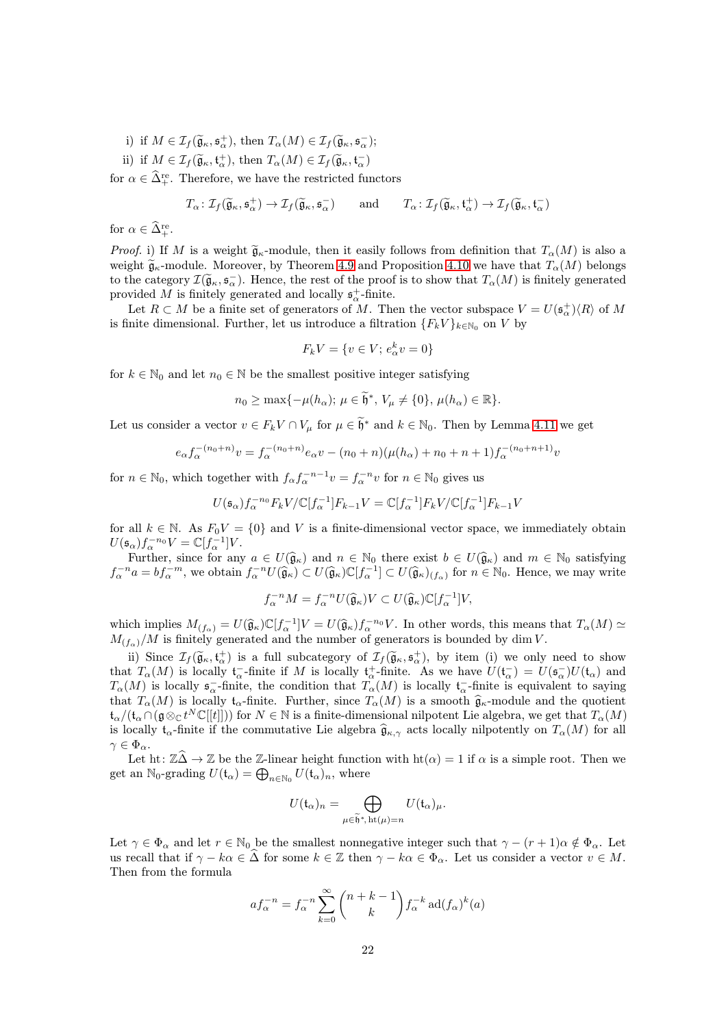i) if $M \in \mathcal{I}_f(\widetilde{\mathfrak{g}}_\kappa, \mathfrak{s}_\alpha^+)$, then $T_\alpha(M) \in \mathcal{I}_f(\widetilde{\mathfrak{g}}_\kappa, \mathfrak{s}_\alpha^-)$;

ii) if $M \in \mathcal{I}_f(\widetilde{\mathfrak{g}}_\kappa, \mathfrak{t}_\alpha^+)$, then $T_\alpha(M) \in \mathcal{I}_f(\widetilde{\mathfrak{g}}_\kappa, \mathfrak{t}_\alpha^-)$

for $\alpha \in \widehat{\Delta}_+^{\mathrm{re}}$. Therefore, we have the restricted functors

$$T_\alpha \colon \mathcal{I}_f(\widetilde{\mathfrak{g}}_\kappa, \mathfrak{s}_\alpha^+) \to \mathcal{I}_f(\widetilde{\mathfrak{g}}_\kappa, \mathfrak{s}_\alpha^-) \qquad \text{and} \qquad T_\alpha \colon \mathcal{I}_f(\widetilde{\mathfrak{g}}_\kappa, \mathfrak{t}_\alpha^+) \to \mathcal{I}_f(\widetilde{\mathfrak{g}}_\kappa, \mathfrak{t}_\alpha^-)$$

for $\alpha \in \widehat{\Delta}_+^{\mathrm{re}}$.

*Proof.* i) If $M$ is a weight $\widetilde{\mathfrak{g}}_\kappa$-module, then it easily follows from definition that $T_\alpha(M)$ is also a weight $\widetilde{\mathfrak{g}}_\kappa$-module. Moreover, by Theorem 4.9 and Proposition 4.10 we have that $T_\alpha(M)$ belongs to the category $\mathcal{I}(\widetilde{\mathfrak{g}}_\kappa, \mathfrak{s}_\alpha^-)$. Hence, the rest of the proof is to show that $T_\alpha(M)$ is finitely generated provided $M$ is finitely generated and locally $\mathfrak{s}_\alpha^+$-finite.

Let $R \subset M$ be a finite set of generators of $M$. Then the vector subspace $V = U(\mathfrak{s}_\alpha^+)\langle R\rangle$ of $M$ is finite dimensional. Further, let us introduce a filtration $\{F_kV\}_{k\in\mathbb{N}_0}$ on $V$ by

$$F_kV = \{v \in V;\, e_\alpha^k v = 0\}$$

for $k \in \mathbb{N}_0$ and let $n_0 \in \mathbb{N}$ be the smallest positive integer satisfying

$$n_0 \geq \max\{-\mu(h_\alpha);\, \mu \in \widetilde{\mathfrak{h}}^*,\, V_\mu \neq \{0\},\, \mu(h_\alpha) \in \mathbb{R}\}.$$

Let us consider a vector $v \in F_kV \cap V_\mu$ for $\mu \in \widetilde{\mathfrak{h}}^*$ and $k \in \mathbb{N}_0$. Then by Lemma 4.11 we get

$$e_\alpha f_\alpha^{-(n_0+n)} v = f_\alpha^{-(n_0+n)} e_\alpha v - (n_0+n)(\mu(h_\alpha) + n_0 + n + 1) f_\alpha^{-(n_0+n+1)} v$$

for $n \in \mathbb{N}_0$, which together with $f_\alpha f_\alpha^{-n-1} v = f_\alpha^{-n} v$ for $n \in \mathbb{N}_0$ gives us

$$U(\mathfrak{s}_\alpha) f_\alpha^{-n_0} F_kV / \mathbb{C}[f_\alpha^{-1}] F_{k-1}V = \mathbb{C}[f_\alpha^{-1}] F_kV / \mathbb{C}[f_\alpha^{-1}] F_{k-1}V$$

for all $k \in \mathbb{N}$. As $F_0V = \{0\}$ and $V$ is a finite-dimensional vector space, we immediately obtain $U(\mathfrak{s}_\alpha) f_\alpha^{-n_0} V = \mathbb{C}[f_\alpha^{-1}]V$.

Further, since for any $a \in U(\widehat{\mathfrak{g}}_\kappa)$ and $n \in \mathbb{N}_0$ there exist $b \in U(\widehat{\mathfrak{g}}_\kappa)$ and $m \in \mathbb{N}_0$ satisfying $f_\alpha^{-n} a = b f_\alpha^{-m}$, we obtain $f_\alpha^{-n} U(\widehat{\mathfrak{g}}_\kappa) \subset U(\widehat{\mathfrak{g}}_\kappa)\mathbb{C}[f_\alpha^{-1}] \subset U(\widehat{\mathfrak{g}}_\kappa)_{(f_\alpha)}$ for $n \in \mathbb{N}_0$. Hence, we may write

$$f_\alpha^{-n} M = f_\alpha^{-n} U(\widehat{\mathfrak{g}}_\kappa) V \subset U(\widehat{\mathfrak{g}}_\kappa)\mathbb{C}[f_\alpha^{-1}]V,$$

which implies $M_{(f_\alpha)} = U(\widehat{\mathfrak{g}}_\kappa)\mathbb{C}[f_\alpha^{-1}]V = U(\widehat{\mathfrak{g}}_\kappa) f_\alpha^{-n_0} V$. In other words, this means that $T_\alpha(M) \simeq M_{(f_\alpha)}/M$ is finitely generated and the number of generators is bounded by $\dim V$.

ii) Since $\mathcal{I}_f(\widetilde{\mathfrak{g}}_\kappa, \mathfrak{t}_\alpha^+)$ is a full subcategory of $\mathcal{I}_f(\widetilde{\mathfrak{g}}_\kappa, \mathfrak{s}_\alpha^+)$, by item (i) we only need to show that $T_\alpha(M)$ is locally $\mathfrak{t}_\alpha^-$-finite if $M$ is locally $\mathfrak{t}_\alpha^+$-finite. As we have $U(\mathfrak{t}_\alpha^-) = U(\mathfrak{s}_\alpha^-)U(\mathfrak{t}_\alpha)$ and $T_\alpha(M)$ is locally $\mathfrak{s}_\alpha^-$-finite, the condition that $T_\alpha(M)$ is locally $\mathfrak{t}_\alpha^-$-finite is equivalent to saying that $T_\alpha(M)$ is locally $\mathfrak{t}_\alpha$-finite. Further, since $T_\alpha(M)$ is a smooth $\widehat{\mathfrak{g}}_\kappa$-module and the quotient $\mathfrak{t}_\alpha/(\mathfrak{t}_\alpha \cap (\mathfrak{g} \otimes_{\mathbb{C}} t^N\mathbb{C}[[t]]))$ for $N \in \mathbb{N}$ is a finite-dimensional nilpotent Lie algebra, we get that $T_\alpha(M)$ is locally $\mathfrak{t}_\alpha$-finite if the commutative Lie algebra $\widehat{\mathfrak{g}}_{\kappa,\gamma}$ acts locally nilpotently on $T_\alpha(M)$ for all $\gamma \in \Phi_\alpha$.

Let $\mathrm{ht}\colon \mathbb{Z}\widehat{\Delta} \to \mathbb{Z}$ be the $\mathbb{Z}$-linear height function with $\mathrm{ht}(\alpha) = 1$ if $\alpha$ is a simple root. Then we get an $\mathbb{N}_0$-grading $U(\mathfrak{t}_\alpha) = \bigoplus_{n\in\mathbb{N}_0} U(\mathfrak{t}_\alpha)_n$, where

$$U(\mathfrak{t}_\alpha)_n = \bigoplus_{\mu \in \widetilde{\mathfrak{h}}^*,\, \mathrm{ht}(\mu) = n} U(\mathfrak{t}_\alpha)_\mu.$$

Let $\gamma \in \Phi_\alpha$ and let $r \in \mathbb{N}_0$ be the smallest nonnegative integer such that $\gamma - (r+1)\alpha \notin \Phi_\alpha$. Let us recall that if $\gamma - k\alpha \in \widehat{\Delta}$ for some $k \in \mathbb{Z}$ then $\gamma - k\alpha \in \Phi_\alpha$. Let us consider a vector $v \in M$. Then from the formula

$$a f_\alpha^{-n} = f_\alpha^{-n} \sum_{k=0}^{\infty} \binom{n+k-1}{k} f_\alpha^{-k} \operatorname{ad}(f_\alpha)^k(a)$$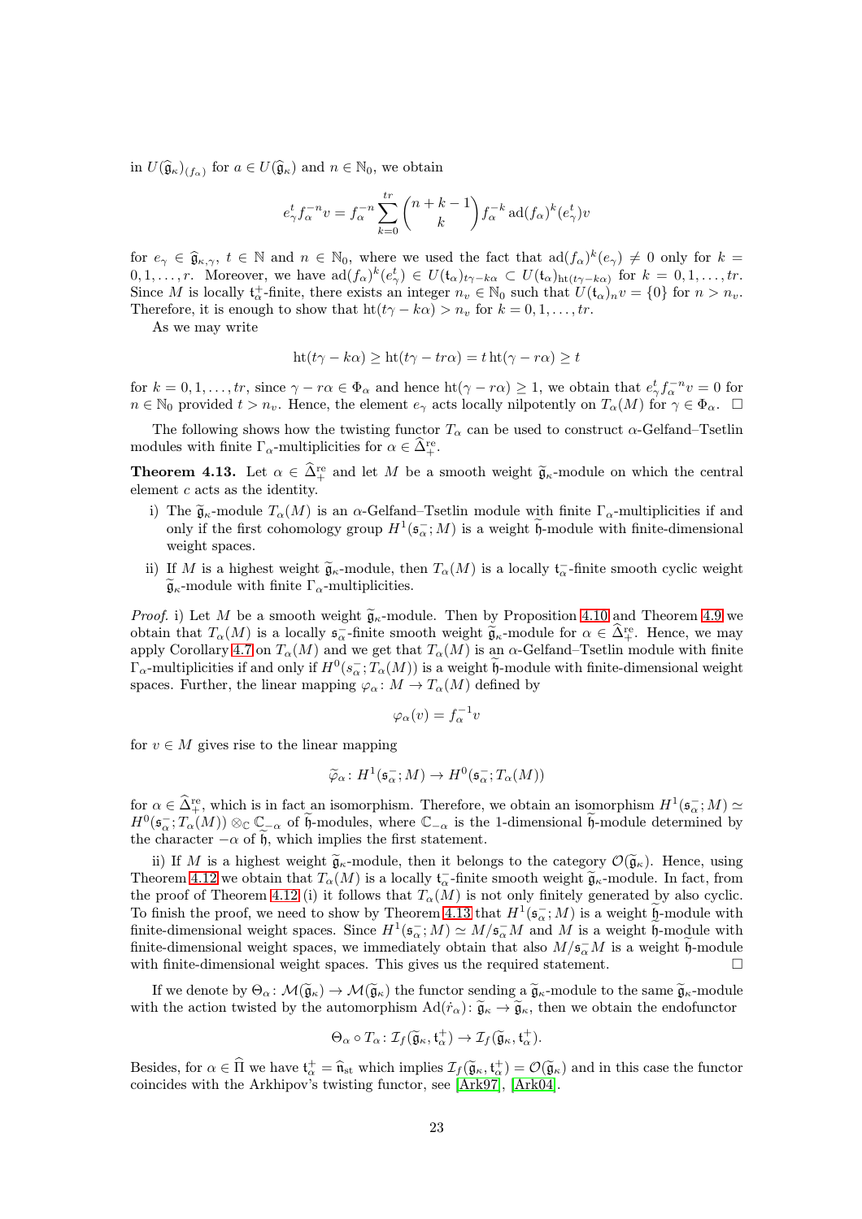in $U(\widehat{\mathfrak{g}}_\kappa)_{(f_\alpha)}$ for $a \in U(\widehat{\mathfrak{g}}_\kappa)$ and $n \in \mathbb{N}_0$, we obtain

$$e_\gamma^t f_\alpha^{-n} v = f_\alpha^{-n} \sum_{k=0}^{tr} \binom{n+k-1}{k} f_\alpha^{-k} \operatorname{ad}(f_\alpha)^k (e_\gamma^t) v$$

for $e_\gamma \in \widehat{\mathfrak{g}}_{\kappa,\gamma}$, $t \in \mathbb{N}$ and $n \in \mathbb{N}_0$, where we used the fact that $\operatorname{ad}(f_\alpha)^k(e_\gamma) \neq 0$ only for $k = 0, 1, \dots, r$. Moreover, we have $\operatorname{ad}(f_\alpha)^k(e_\gamma^t) \in U(\mathfrak{t}_\alpha)_{t\gamma - k\alpha} \subset U(\mathfrak{t}_\alpha)_{\operatorname{ht}(t\gamma - k\alpha)}$ for $k = 0, 1, \dots, tr$. Since $M$ is locally $\mathfrak{t}_\alpha^+$-finite, there exists an integer $n_v \in \mathbb{N}_0$ such that $U(\mathfrak{t}_\alpha)_n v = \{0\}$ for $n > n_v$. Therefore, it is enough to show that $\operatorname{ht}(t\gamma - k\alpha) > n_v$ for $k = 0, 1, \dots, tr$.

As we may write

$$\operatorname{ht}(t\gamma - k\alpha) \geq \operatorname{ht}(t\gamma - tr\alpha) = t \operatorname{ht}(\gamma - r\alpha) \geq t$$

for $k = 0, 1, \dots, tr$, since $\gamma - r\alpha \in \Phi_\alpha$ and hence $\operatorname{ht}(\gamma - r\alpha) \geq 1$, we obtain that $e_\gamma^t f_\alpha^{-n} v = 0$ for $n \in \mathbb{N}_0$ provided $t > n_v$. Hence, the element $e_\gamma$ acts locally nilpotently on $T_\alpha(M)$ for $\gamma \in \Phi_\alpha$. $\square$

The following shows how the twisting functor $T_\alpha$ can be used to construct $\alpha$-Gelfand–Tsetlin modules with finite $\Gamma_\alpha$-multiplicities for $\alpha \in \widehat{\Delta}_+^{\mathrm{re}}$.

**Theorem 4.13.** Let $\alpha \in \widehat{\Delta}_+^{\mathrm{re}}$ and let $M$ be a smooth weight $\widetilde{\mathfrak{g}}_\kappa$-module on which the central element $c$ acts as the identity.

i) The $\widetilde{\mathfrak{g}}_\kappa$-module $T_\alpha(M)$ is an $\alpha$-Gelfand–Tsetlin module with finite $\Gamma_\alpha$-multiplicities if and only if the first cohomology group $H^1(\mathfrak{s}_\alpha^-; M)$ is a weight $\widetilde{\mathfrak{h}}$-module with finite-dimensional weight spaces.

ii) If $M$ is a highest weight $\widetilde{\mathfrak{g}}_\kappa$-module, then $T_\alpha(M)$ is a locally $\mathfrak{t}_\alpha^-$-finite smooth cyclic weight $\widetilde{\mathfrak{g}}_\kappa$-module with finite $\Gamma_\alpha$-multiplicities.

*Proof.* i) Let $M$ be a smooth weight $\widetilde{\mathfrak{g}}_\kappa$-module. Then by Proposition 4.10 and Theorem 4.9 we obtain that $T_\alpha(M)$ is a locally $\mathfrak{s}_\alpha^-$-finite smooth weight $\widetilde{\mathfrak{g}}_\kappa$-module for $\alpha \in \widehat{\Delta}_+^{\mathrm{re}}$. Hence, we may apply Corollary 4.7 on $T_\alpha(M)$ and we get that $T_\alpha(M)$ is an $\alpha$-Gelfand–Tsetlin module with finite $\Gamma_\alpha$-multiplicities if and only if $H^0(s_\alpha^-; T_\alpha(M))$ is a weight $\widetilde{\mathfrak{h}}$-module with finite-dimensional weight spaces. Further, the linear mapping $\varphi_\alpha \colon M \to T_\alpha(M)$ defined by

$$\varphi_\alpha(v) = f_\alpha^{-1} v$$

for $v \in M$ gives rise to the linear mapping

$$\widetilde{\varphi}_\alpha \colon H^1(\mathfrak{s}_\alpha^-; M) \to H^0(\mathfrak{s}_\alpha^-; T_\alpha(M))$$

for $\alpha \in \widehat{\Delta}_+^{\mathrm{re}}$, which is in fact an isomorphism. Therefore, we obtain an isomorphism $H^1(\mathfrak{s}_\alpha^-; M) \simeq H^0(\mathfrak{s}_\alpha^-; T_\alpha(M)) \otimes_{\mathbb{C}} \mathbb{C}_{-\alpha}$ of $\widetilde{\mathfrak{h}}$-modules, where $\mathbb{C}_{-\alpha}$ is the 1-dimensional $\widetilde{\mathfrak{h}}$-module determined by the character $-\alpha$ of $\widetilde{\mathfrak{h}}$, which implies the first statement.

ii) If $M$ is a highest weight $\widetilde{\mathfrak{g}}_\kappa$-module, then it belongs to the category $\mathcal{O}(\widetilde{\mathfrak{g}}_\kappa)$. Hence, using Theorem 4.12 we obtain that $T_\alpha(M)$ is a locally $\mathfrak{t}_\alpha^-$-finite smooth weight $\widetilde{\mathfrak{g}}_\kappa$-module. In fact, from the proof of Theorem 4.12 (i) it follows that $T_\alpha(M)$ is not only finitely generated by also cyclic. To finish the proof, we need to show by Theorem 4.13 that $H^1(\mathfrak{s}_\alpha^-; M)$ is a weight $\widetilde{\mathfrak{h}}$-module with finite-dimensional weight spaces. Since $H^1(\mathfrak{s}_\alpha^-; M) \simeq M/\mathfrak{s}_\alpha^- M$ and $M$ is a weight $\widetilde{\mathfrak{h}}$-module with finite-dimensional weight spaces, we immediately obtain that also $M/\mathfrak{s}_\alpha^- M$ is a weight $\widetilde{\mathfrak{h}}$-module with finite-dimensional weight spaces. This gives us the required statement. $\square$

If we denote by $\Theta_\alpha \colon \mathcal{M}(\widetilde{\mathfrak{g}}_\kappa) \to \mathcal{M}(\widetilde{\mathfrak{g}}_\kappa)$ the functor sending a $\widetilde{\mathfrak{g}}_\kappa$-module to the same $\widetilde{\mathfrak{g}}_\kappa$-module with the action twisted by the automorphism $\operatorname{Ad}(\dot{r}_\alpha) \colon \widetilde{\mathfrak{g}}_\kappa \to \widetilde{\mathfrak{g}}_\kappa$, then we obtain the endofunctor

$$\Theta_\alpha \circ T_\alpha \colon \mathcal{I}_f(\widetilde{\mathfrak{g}}_\kappa, \mathfrak{t}_\alpha^+) \to \mathcal{I}_f(\widetilde{\mathfrak{g}}_\kappa, \mathfrak{t}_\alpha^+).$$

Besides, for $\alpha \in \widehat{\Pi}$ we have $\mathfrak{t}_\alpha^+ = \widehat{\mathfrak{n}}_{\mathrm{st}}$ which implies $\mathcal{I}_f(\widetilde{\mathfrak{g}}_\kappa, \mathfrak{t}_\alpha^+) = \mathcal{O}(\widetilde{\mathfrak{g}}_\kappa)$ and in this case the functor coincides with the Arkhipov's twisting functor, see [Ark97], [Ark04].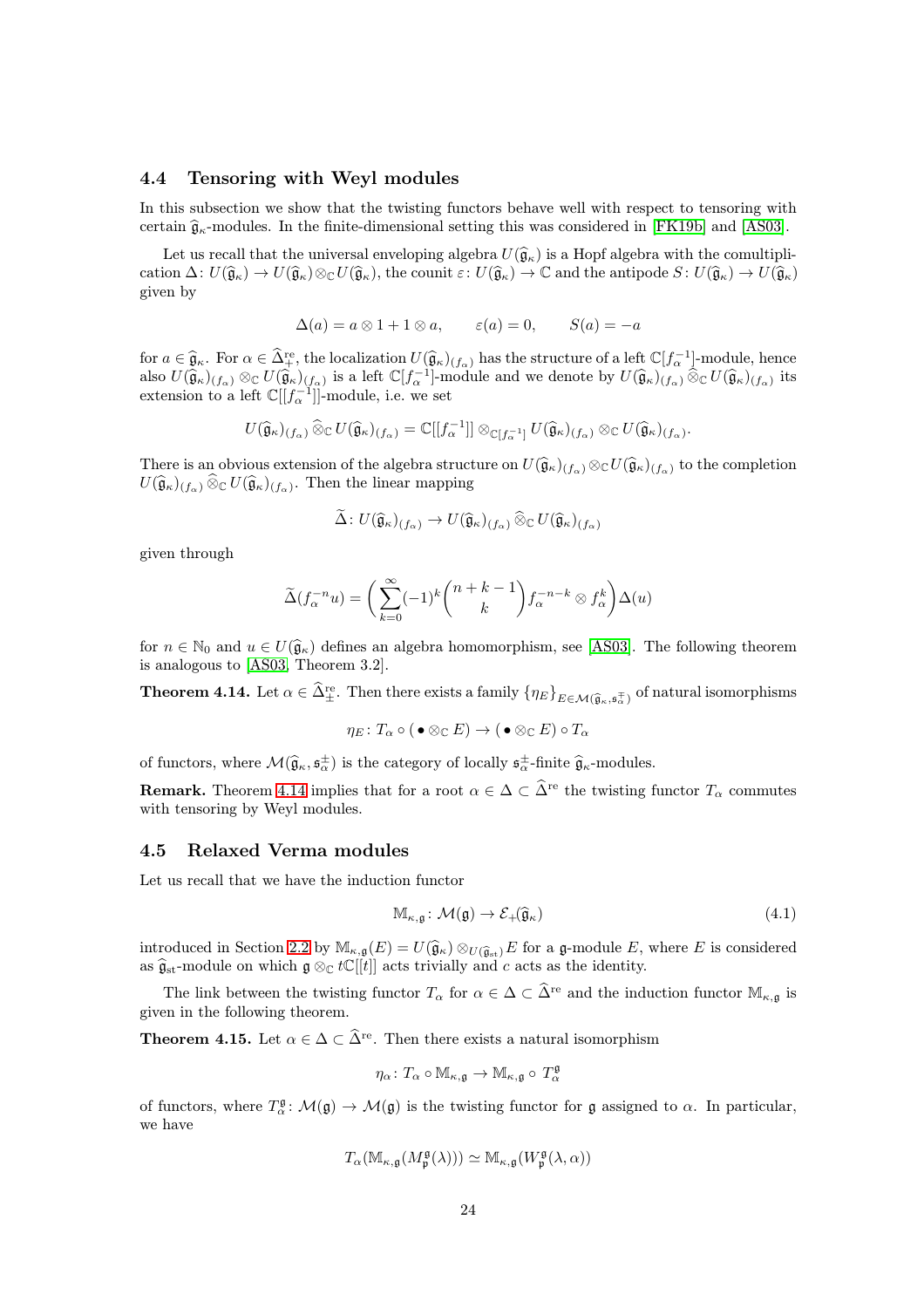## 4.4 Tensoring with Weyl modules

In this subsection we show that the twisting functors behave well with respect to tensoring with certain $\widehat{\mathfrak{g}}_\kappa$-modules. In the finite-dimensional setting this was considered in [FK19b] and [AS03].

Let us recall that the universal enveloping algebra $U(\widehat{\mathfrak{g}}_\kappa)$ is a Hopf algebra with the comultiplication $\Delta\colon U(\widehat{\mathfrak{g}}_\kappa) \to U(\widehat{\mathfrak{g}}_\kappa) \otimes_{\mathbb{C}} U(\widehat{\mathfrak{g}}_\kappa)$, the counit $\varepsilon\colon U(\widehat{\mathfrak{g}}_\kappa) \to \mathbb{C}$ and the antipode $S\colon U(\widehat{\mathfrak{g}}_\kappa) \to U(\widehat{\mathfrak{g}}_\kappa)$ given by

$$\Delta(a) = a \otimes 1 + 1 \otimes a, \qquad \varepsilon(a) = 0, \qquad S(a) = -a$$

for $a \in \widehat{\mathfrak{g}}_\kappa$. For $\alpha \in \widehat{\Delta}_+^{\mathrm{re}}$, the localization $U(\widehat{\mathfrak{g}}_\kappa)_{(f_\alpha)}$ has the structure of a left $\mathbb{C}[f_\alpha^{-1}]$-module, hence also $U(\widehat{\mathfrak{g}}_\kappa)_{(f_\alpha)} \otimes_{\mathbb{C}} U(\widehat{\mathfrak{g}}_\kappa)_{(f_\alpha)}$ is a left $\mathbb{C}[f_\alpha^{-1}]$-module and we denote by $U(\widehat{\mathfrak{g}}_\kappa)_{(f_\alpha)} \mathbin{\widehat{\otimes}_{\mathbb{C}}} U(\widehat{\mathfrak{g}}_\kappa)_{(f_\alpha)}$ its extension to a left $\mathbb{C}[[f_\alpha^{-1}]]$-module, i.e. we set

$$U(\widehat{\mathfrak{g}}_\kappa)_{(f_\alpha)} \mathbin{\widehat{\otimes}_{\mathbb{C}}} U(\widehat{\mathfrak{g}}_\kappa)_{(f_\alpha)} = \mathbb{C}[[f_\alpha^{-1}]] \otimes_{\mathbb{C}[f_\alpha^{-1}]} U(\widehat{\mathfrak{g}}_\kappa)_{(f_\alpha)} \otimes_{\mathbb{C}} U(\widehat{\mathfrak{g}}_\kappa)_{(f_\alpha)}.$$

There is an obvious extension of the algebra structure on $U(\widehat{\mathfrak{g}}_\kappa)_{(f_\alpha)} \otimes_{\mathbb{C}} U(\widehat{\mathfrak{g}}_\kappa)_{(f_\alpha)}$ to the completion $U(\widehat{\mathfrak{g}}_\kappa)_{(f_\alpha)} \mathbin{\widehat{\otimes}_{\mathbb{C}}} U(\widehat{\mathfrak{g}}_\kappa)_{(f_\alpha)}$. Then the linear mapping

$$\widetilde{\Delta}\colon U(\widehat{\mathfrak{g}}_\kappa)_{(f_\alpha)} \to U(\widehat{\mathfrak{g}}_\kappa)_{(f_\alpha)} \mathbin{\widehat{\otimes}_{\mathbb{C}}} U(\widehat{\mathfrak{g}}_\kappa)_{(f_\alpha)}$$

given through

$$\widetilde{\Delta}(f_\alpha^{-n}u) = \bigg(\sum_{k=0}^{\infty} (-1)^k \binom{n+k-1}{k} f_\alpha^{-n-k} \otimes f_\alpha^k\bigg) \Delta(u)$$

for $n \in \mathbb{N}_0$ and $u \in U(\widehat{\mathfrak{g}}_\kappa)$ defines an algebra homomorphism, see [AS03]. The following theorem is analogous to [AS03, Theorem 3.2].

**Theorem 4.14.** *Let $\alpha \in \widehat{\Delta}_\pm^{\mathrm{re}}$. Then there exists a family $\{\eta_E\}_{E \in \mathcal{M}(\widehat{\mathfrak{g}}_\kappa, \mathfrak{s}_\alpha^\mp)}$ of natural isomorphisms*

$$\eta_E\colon T_\alpha \circ (\bullet \otimes_{\mathbb{C}} E) \to (\bullet \otimes_{\mathbb{C}} E) \circ T_\alpha$$

*of functors, where $\mathcal{M}(\widehat{\mathfrak{g}}_\kappa, \mathfrak{s}_\alpha^\pm)$ is the category of locally $\mathfrak{s}_\alpha^\pm$-finite $\widehat{\mathfrak{g}}_\kappa$-modules.*

**Remark.** Theorem 4.14 implies that for a root $\alpha \in \Delta \subset \widehat{\Delta}^{\mathrm{re}}$ the twisting functor $T_\alpha$ commutes with tensoring by Weyl modules.

## 4.5 Relaxed Verma modules

Let us recall that we have the induction functor

$$\mathbb{M}_{\kappa,\mathfrak{g}}\colon \mathcal{M}(\mathfrak{g}) \to \mathcal{E}_+(\widehat{\mathfrak{g}}_\kappa) \tag{4.1}$$

introduced in Section 2.2 by $\mathbb{M}_{\kappa,\mathfrak{g}}(E) = U(\widehat{\mathfrak{g}}_\kappa) \otimes_{U(\widehat{\mathfrak{g}}_{\mathrm{st}})} E$ for a $\mathfrak{g}$-module $E$, where $E$ is considered as $\widehat{\mathfrak{g}}_{\mathrm{st}}$-module on which $\mathfrak{g} \otimes_{\mathbb{C}} t\mathbb{C}[[t]]$ acts trivially and $c$ acts as the identity.

The link between the twisting functor $T_\alpha$ for $\alpha \in \Delta \subset \widehat{\Delta}^{\mathrm{re}}$ and the induction functor $\mathbb{M}_{\kappa,\mathfrak{g}}$ is given in the following theorem.

**Theorem 4.15.** *Let $\alpha \in \Delta \subset \widehat{\Delta}^{\mathrm{re}}$. Then there exists a natural isomorphism*

$$\eta_\alpha\colon T_\alpha \circ \mathbb{M}_{\kappa,\mathfrak{g}} \to \mathbb{M}_{\kappa,\mathfrak{g}} \circ T_\alpha^{\mathfrak{g}}$$

*of functors, where $T_\alpha^{\mathfrak{g}}\colon \mathcal{M}(\mathfrak{g}) \to \mathcal{M}(\mathfrak{g})$ is the twisting functor for $\mathfrak{g}$ assigned to $\alpha$. In particular, we have*

$$T_\alpha(\mathbb{M}_{\kappa,\mathfrak{g}}(M_{\mathfrak{p}}^{\mathfrak{g}}(\lambda))) \simeq \mathbb{M}_{\kappa,\mathfrak{g}}(W_{\mathfrak{p}}^{\mathfrak{g}}(\lambda,\alpha))$$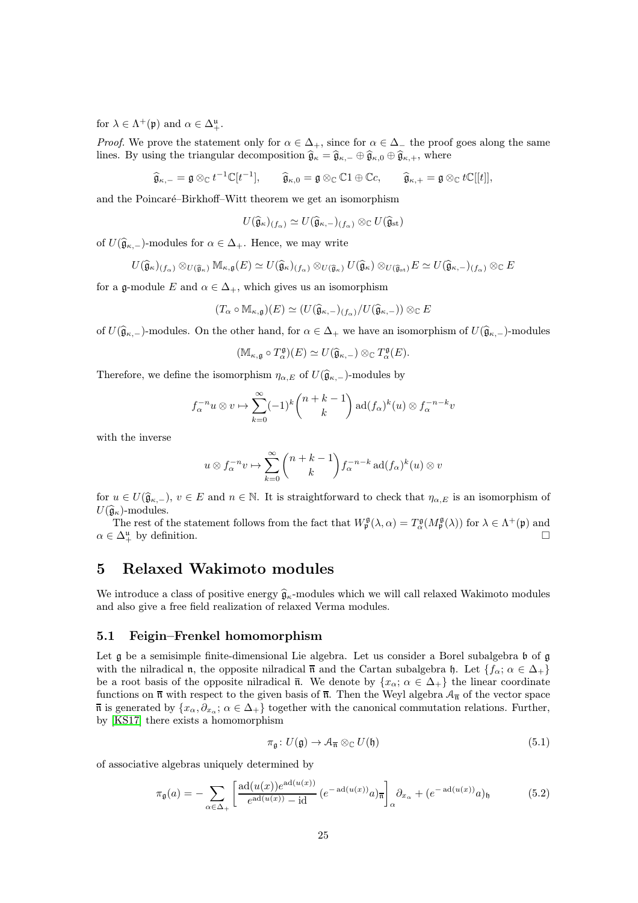for $\lambda \in \Lambda^+(\mathfrak{p})$ and $\alpha \in \Delta_+^{\mathfrak{u}}$.

*Proof.* We prove the statement only for $\alpha \in \Delta_+$, since for $\alpha \in \Delta_-$ the proof goes along the same lines. By using the triangular decomposition $\widehat{\mathfrak{g}}_\kappa = \widehat{\mathfrak{g}}_{\kappa,-} \oplus \widehat{\mathfrak{g}}_{\kappa,0} \oplus \widehat{\mathfrak{g}}_{\kappa,+}$, where

$$\widehat{\mathfrak{g}}_{\kappa,-} = \mathfrak{g} \otimes_{\mathbb{C}} t^{-1}\mathbb{C}[t^{-1}], \qquad \widehat{\mathfrak{g}}_{\kappa,0} = \mathfrak{g} \otimes_{\mathbb{C}} \mathbb{C}1 \oplus \mathbb{C}c, \qquad \widehat{\mathfrak{g}}_{\kappa,+} = \mathfrak{g} \otimes_{\mathbb{C}} t\mathbb{C}[[t]],$$

and the Poincaré–Birkhoff–Witt theorem we get an isomorphism

$$U(\widehat{\mathfrak{g}}_\kappa)_{(f_\alpha)} \simeq U(\widehat{\mathfrak{g}}_{\kappa,-})_{(f_\alpha)} \otimes_{\mathbb{C}} U(\widehat{\mathfrak{g}}_{\rm st})$$

of $U(\widehat{\mathfrak{g}}_{\kappa,-})$-modules for $\alpha \in \Delta_+$. Hence, we may write

$$U(\widehat{\mathfrak{g}}_\kappa)_{(f_\alpha)} \otimes_{U(\widehat{\mathfrak{g}}_\kappa)} \mathbb{M}_{\kappa,\mathfrak{g}}(E) \simeq U(\widehat{\mathfrak{g}}_\kappa)_{(f_\alpha)} \otimes_{U(\widehat{\mathfrak{g}}_\kappa)} U(\widehat{\mathfrak{g}}_\kappa) \otimes_{U(\widehat{\mathfrak{g}}_{\rm st})} E \simeq U(\widehat{\mathfrak{g}}_{\kappa,-})_{(f_\alpha)} \otimes_{\mathbb{C}} E$$

for a $\mathfrak{g}$-module $E$ and $\alpha \in \Delta_+$, which gives us an isomorphism

$$(T_\alpha \circ \mathbb{M}_{\kappa,\mathfrak{g}})(E) \simeq (U(\widehat{\mathfrak{g}}_{\kappa,-})_{(f_\alpha)}/U(\widehat{\mathfrak{g}}_{\kappa,-})) \otimes_{\mathbb{C}} E$$

of $U(\widehat{\mathfrak{g}}_{\kappa,-})$-modules. On the other hand, for $\alpha \in \Delta_+$ we have an isomorphism of $U(\widehat{\mathfrak{g}}_{\kappa,-})$-modules

$$(\mathbb{M}_{\kappa,\mathfrak{g}} \circ T_\alpha^{\mathfrak{g}})(E) \simeq U(\widehat{\mathfrak{g}}_{\kappa,-}) \otimes_{\mathbb{C}} T_\alpha^{\mathfrak{g}}(E).$$

Therefore, we define the isomorphism $\eta_{\alpha,E}$ of $U(\widehat{\mathfrak{g}}_{\kappa,-})$-modules by

$$f_\alpha^{-n} u \otimes v \mapsto \sum_{k=0}^{\infty} (-1)^k \binom{n+k-1}{k} \operatorname{ad}(f_\alpha)^k(u) \otimes f_\alpha^{-n-k} v$$

with the inverse

$$u \otimes f_\alpha^{-n} v \mapsto \sum_{k=0}^{\infty} \binom{n+k-1}{k} f_\alpha^{-n-k} \operatorname{ad}(f_\alpha)^k(u) \otimes v$$

for $u \in U(\widehat{\mathfrak{g}}_{\kappa,-})$, $v \in E$ and $n \in \mathbb{N}$. It is straightforward to check that $\eta_{\alpha,E}$ is an isomorphism of $U(\widehat{\mathfrak{g}}_\kappa)$-modules.

The rest of the statement follows from the fact that $W_{\mathfrak{p}}^{\mathfrak{g}}(\lambda, \alpha) = T_\alpha^{\mathfrak{g}}(M_{\mathfrak{p}}^{\mathfrak{g}}(\lambda))$ for $\lambda \in \Lambda^+(\mathfrak{p})$ and $\alpha \in \Delta_+^{\mathfrak{u}}$ by definition. □

# 5 Relaxed Wakimoto modules

We introduce a class of positive energy $\widehat{\mathfrak{g}}_\kappa$-modules which we will call relaxed Wakimoto modules and also give a free field realization of relaxed Verma modules.

## 5.1 Feigin–Frenkel homomorphism

Let $\mathfrak{g}$ be a semisimple finite-dimensional Lie algebra. Let us consider a Borel subalgebra $\mathfrak{b}$ of $\mathfrak{g}$ with the nilradical $\mathfrak{n}$, the opposite nilradical $\bar{\mathfrak{n}}$ and the Cartan subalgebra $\mathfrak{h}$. Let $\{f_\alpha;\, \alpha \in \Delta_+\}$ be a root basis of the opposite nilradical $\bar{\mathfrak{n}}$. We denote by $\{x_\alpha;\, \alpha \in \Delta_+\}$ the linear coordinate functions on $\bar{\mathfrak{n}}$ with respect to the given basis of $\bar{\mathfrak{n}}$. Then the Weyl algebra $\mathcal{A}_{\bar{\mathfrak{n}}}$ of the vector space $\bar{\mathfrak{n}}$ is generated by $\{x_\alpha, \partial_{x_\alpha};\, \alpha \in \Delta_+\}$ together with the canonical commutation relations. Further, by [KS17] there exists a homomorphism

$$\pi_{\mathfrak{g}} \colon U(\mathfrak{g}) \to \mathcal{A}_{\bar{\mathfrak{n}}} \otimes_{\mathbb{C}} U(\mathfrak{h}) \tag{5.1}$$

of associative algebras uniquely determined by

$$\pi_{\mathfrak{g}}(a) = -\sum_{\alpha \in \Delta_+} \left[ \frac{\operatorname{ad}(u(x)) e^{\operatorname{ad}(u(x))}}{e^{\operatorname{ad}(u(x))} - \operatorname{id}} \, (e^{-\operatorname{ad}(u(x))} a)_{\bar{\mathfrak{n}}} \right]_\alpha \partial_{x_\alpha} + (e^{-\operatorname{ad}(u(x))} a)_{\mathfrak{h}} \tag{5.2}$$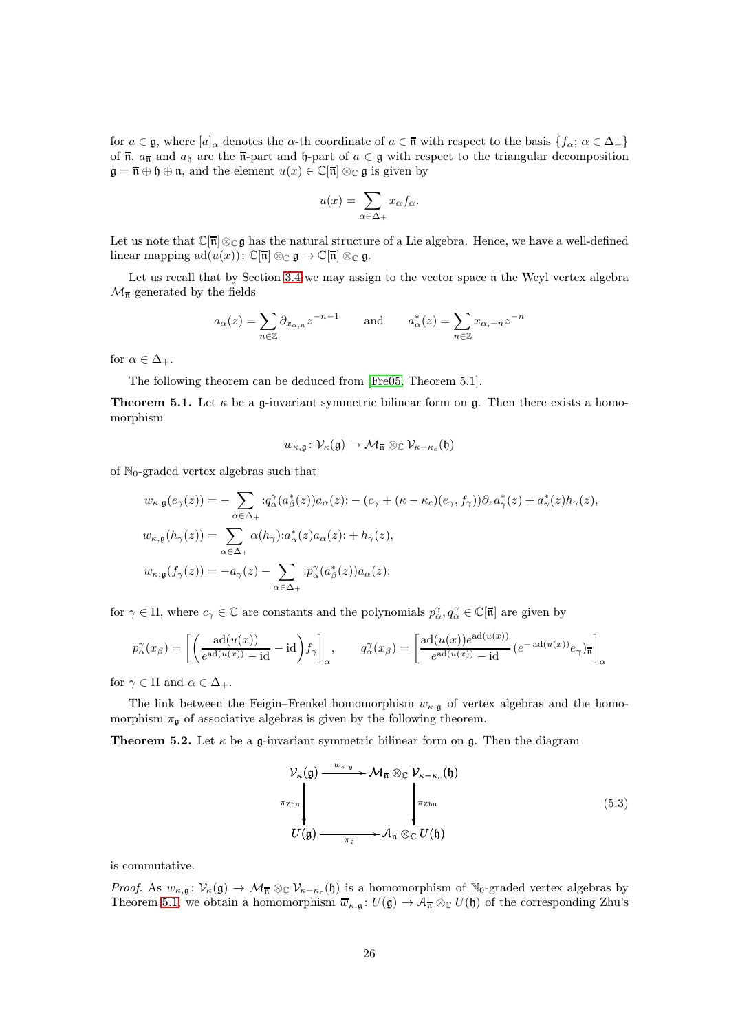for $a \in \mathfrak{g}$, where $[a]_\alpha$ denotes the $\alpha$-th coordinate of $a \in \bar{\mathfrak{n}}$ with respect to the basis $\{f_\alpha;\, \alpha \in \Delta_+\}$ of $\bar{\mathfrak{n}}$, $a_{\bar{\mathfrak{n}}}$ and $a_{\mathfrak{h}}$ are the $\bar{\mathfrak{n}}$-part and $\mathfrak{h}$-part of $a \in \mathfrak{g}$ with respect to the triangular decomposition $\mathfrak{g} = \bar{\mathfrak{n}} \oplus \mathfrak{h} \oplus \mathfrak{n}$, and the element $u(x) \in \mathbb{C}[\bar{\mathfrak{n}}] \otimes_{\mathbb{C}} \mathfrak{g}$ is given by

$$u(x) = \sum_{\alpha \in \Delta_+} x_\alpha f_\alpha.$$

Let us note that $\mathbb{C}[\bar{\mathfrak{n}}] \otimes_{\mathbb{C}} \mathfrak{g}$ has the natural structure of a Lie algebra. Hence, we have a well-defined linear mapping $\operatorname{ad}(u(x))\colon \mathbb{C}[\bar{\mathfrak{n}}] \otimes_{\mathbb{C}} \mathfrak{g} \to \mathbb{C}[\bar{\mathfrak{n}}] \otimes_{\mathbb{C}} \mathfrak{g}$.

Let us recall that by Section 3.4 we may assign to the vector space $\bar{\mathfrak{n}}$ the Weyl vertex algebra $\mathcal{M}_{\bar{\mathfrak{n}}}$ generated by the fields

$$a_\alpha(z) = \sum_{n \in \mathbb{Z}} \partial_{x_{\alpha,n}} z^{-n-1} \qquad \text{and} \qquad a_\alpha^*(z) = \sum_{n \in \mathbb{Z}} x_{\alpha,-n} z^{-n}$$

for $\alpha \in \Delta_+$.

The following theorem can be deduced from [Fre05, Theorem 5.1].

**Theorem 5.1.** Let $\kappa$ be a $\mathfrak{g}$-invariant symmetric bilinear form on $\mathfrak{g}$. Then there exists a homomorphism

$$w_{\kappa,\mathfrak{g}}\colon \mathcal{V}_\kappa(\mathfrak{g}) \to \mathcal{M}_{\bar{\mathfrak{n}}} \otimes_{\mathbb{C}} \mathcal{V}_{\kappa-\kappa_c}(\mathfrak{h})$$

of $\mathbb{N}_0$-graded vertex algebras such that

$$\begin{aligned}
w_{\kappa,\mathfrak{g}}(e_\gamma(z)) &= -\sum_{\alpha \in \Delta_+} {:}q_\alpha^\gamma(a_\beta^*(z)) a_\alpha(z){:} - (c_\gamma + (\kappa - \kappa_c)(e_\gamma, f_\gamma))\partial_z a_\gamma^*(z) + a_\gamma^*(z) h_\gamma(z), \\
w_{\kappa,\mathfrak{g}}(h_\gamma(z)) &= \sum_{\alpha \in \Delta_+} \alpha(h_\gamma){:}a_\alpha^*(z) a_\alpha(z){:} + h_\gamma(z), \\
w_{\kappa,\mathfrak{g}}(f_\gamma(z)) &= -a_\gamma(z) - \sum_{\alpha \in \Delta_+} {:}p_\alpha^\gamma(a_\beta^*(z)) a_\alpha(z){:}
\end{aligned}$$

for $\gamma \in \Pi$, where $c_\gamma \in \mathbb{C}$ are constants and the polynomials $p_\alpha^\gamma, q_\alpha^\gamma \in \mathbb{C}[\bar{\mathfrak{n}}]$ are given by

$$p_\alpha^\gamma(x_\beta) = \left[\left(\frac{\operatorname{ad}(u(x))}{e^{\operatorname{ad}(u(x))} - \operatorname{id}} - \operatorname{id}\right) f_\gamma\right]_\alpha, \qquad q_\alpha^\gamma(x_\beta) = \left[\frac{\operatorname{ad}(u(x)) e^{\operatorname{ad}(u(x))}}{e^{\operatorname{ad}(u(x))} - \operatorname{id}} (e^{-\operatorname{ad}(u(x))} e_\gamma)_{\bar{\mathfrak{n}}}\right]_\alpha$$

for $\gamma \in \Pi$ and $\alpha \in \Delta_+$.

The link between the Feigin–Frenkel homomorphism $w_{\kappa,\mathfrak{g}}$ of vertex algebras and the homomorphism $\pi_{\mathfrak{g}}$ of associative algebras is given by the following theorem.

**Theorem 5.2.** Let $\kappa$ be a $\mathfrak{g}$-invariant symmetric bilinear form on $\mathfrak{g}$. Then the diagram

$$\begin{array}{ccc}
\mathcal{V}_\kappa(\mathfrak{g}) & \xrightarrow{\;w_{\kappa,\mathfrak{g}}\;} & \mathcal{M}_{\bar{\mathfrak{n}}} \otimes_{\mathbb{C}} \mathcal{V}_{\kappa-\kappa_c}(\mathfrak{h}) \\
\Big\downarrow{\scriptstyle \pi_{\mathrm{Zhu}}} & & \Big\downarrow{\scriptstyle \pi_{\mathrm{Zhu}}} \\
U(\mathfrak{g}) & \xrightarrow[\;\pi_{\mathfrak{g}}\;]{} & \mathcal{A}_{\bar{\mathfrak{n}}} \otimes_{\mathbb{C}} U(\mathfrak{h})
\end{array} \tag{5.3}$$

is commutative.

*Proof.* As $w_{\kappa,\mathfrak{g}}\colon \mathcal{V}_\kappa(\mathfrak{g}) \to \mathcal{M}_{\bar{\mathfrak{n}}} \otimes_{\mathbb{C}} \mathcal{V}_{\kappa-\kappa_c}(\mathfrak{h})$ is a homomorphism of $\mathbb{N}_0$-graded vertex algebras by Theorem 5.1, we obtain a homomorphism $\overline{w}_{\kappa,\mathfrak{g}}\colon U(\mathfrak{g}) \to \mathcal{A}_{\bar{\mathfrak{n}}} \otimes_{\mathbb{C}} U(\mathfrak{h})$ of the corresponding Zhu's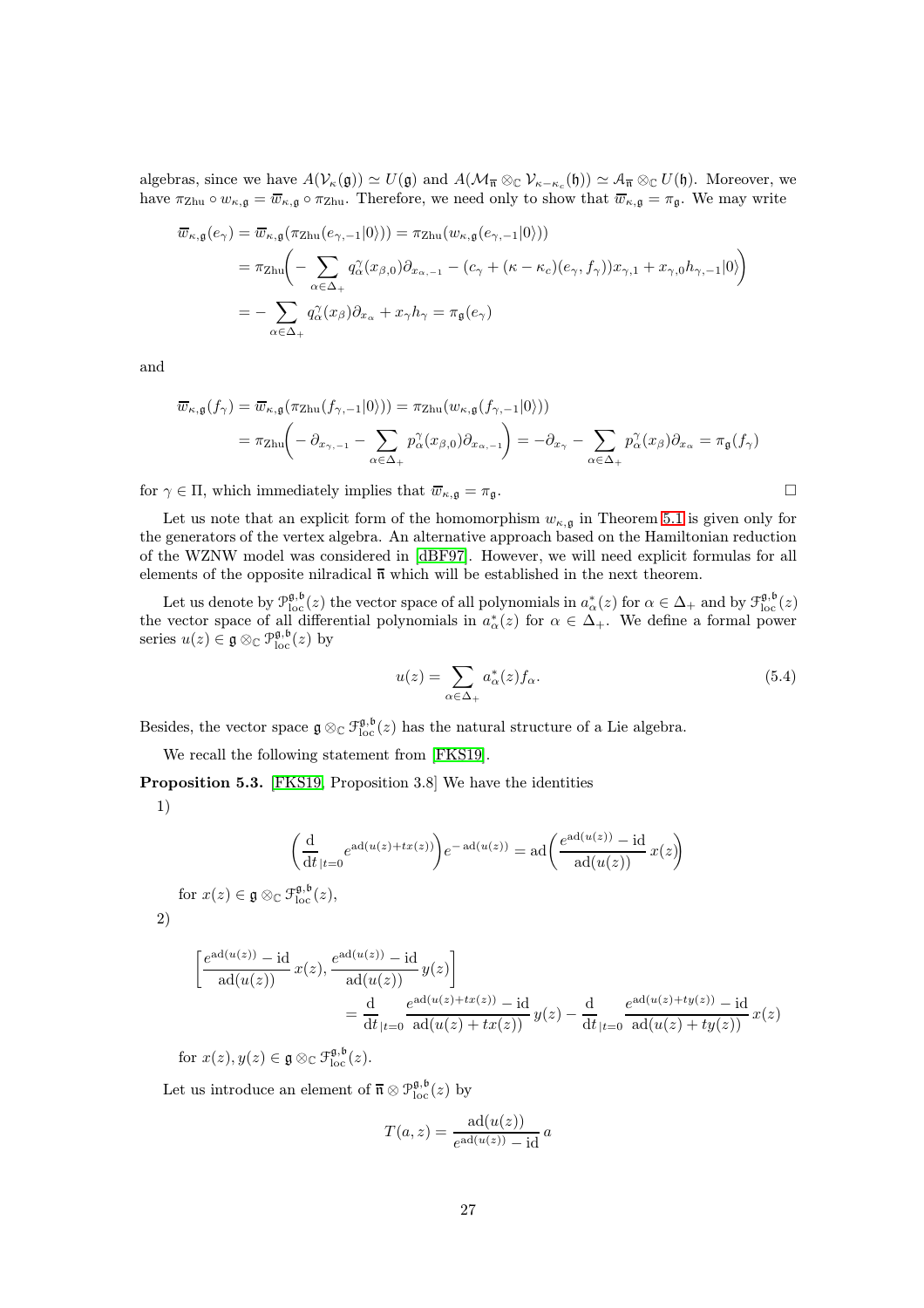algebras, since we have $A(\mathcal{V}_\kappa(\mathfrak{g})) \simeq U(\mathfrak{g})$ and $A(\mathcal{M}_{\overline{\mathfrak{n}}} \otimes_{\mathbb{C}} \mathcal{V}_{\kappa-\kappa_c}(\mathfrak{h})) \simeq \mathcal{A}_{\overline{\mathfrak{n}}} \otimes_{\mathbb{C}} U(\mathfrak{h})$. Moreover, we have $\pi_{\rm Zhu} \circ w_{\kappa,\mathfrak{g}} = \overline{w}_{\kappa,\mathfrak{g}} \circ \pi_{\rm Zhu}$. Therefore, we need only to show that $\overline{w}_{\kappa,\mathfrak{g}} = \pi_{\mathfrak{g}}$. We may write

$$
\begin{aligned}
\overline{w}_{\kappa,\mathfrak{g}}(e_\gamma) &= \overline{w}_{\kappa,\mathfrak{g}}(\pi_{\rm Zhu}(e_{\gamma,-1}|0\rangle)) = \pi_{\rm Zhu}(w_{\kappa,\mathfrak{g}}(e_{\gamma,-1}|0\rangle)) \\
&= \pi_{\rm Zhu}\bigg(-\sum_{\alpha\in\Delta_+} q_\alpha^\gamma(x_{\beta,0})\partial_{x_{\alpha,-1}} - (c_\gamma + (\kappa-\kappa_c)(e_\gamma,f_\gamma))x_{\gamma,1} + x_{\gamma,0}h_{\gamma,-1}|0\rangle\bigg) \\
&= -\sum_{\alpha\in\Delta_+} q_\alpha^\gamma(x_\beta)\partial_{x_\alpha} + x_\gamma h_\gamma = \pi_{\mathfrak{g}}(e_\gamma)
\end{aligned}
$$

and

$$
\begin{aligned}
\overline{w}_{\kappa,\mathfrak{g}}(f_\gamma) &= \overline{w}_{\kappa,\mathfrak{g}}(\pi_{\rm Zhu}(f_{\gamma,-1}|0\rangle)) = \pi_{\rm Zhu}(w_{\kappa,\mathfrak{g}}(f_{\gamma,-1}|0\rangle)) \\
&= \pi_{\rm Zhu}\bigg(-\partial_{x_{\gamma,-1}} - \sum_{\alpha\in\Delta_+} p_\alpha^\gamma(x_{\beta,0})\partial_{x_{\alpha,-1}}\bigg) = -\partial_{x_\gamma} - \sum_{\alpha\in\Delta_+} p_\alpha^\gamma(x_\beta)\partial_{x_\alpha} = \pi_{\mathfrak{g}}(f_\gamma)
\end{aligned}
$$

for $\gamma \in \Pi$, which immediately implies that $\overline{w}_{\kappa,\mathfrak{g}} = \pi_{\mathfrak{g}}$. □

Let us note that an explicit form of the homomorphism $w_{\kappa,\mathfrak{g}}$ in Theorem 5.1 is given only for the generators of the vertex algebra. An alternative approach based on the Hamiltonian reduction of the WZNW model was considered in [dBF97]. However, we will need explicit formulas for all elements of the opposite nilradical $\overline{\mathfrak{n}}$ which will be established in the next theorem.

Let us denote by $\mathcal{P}^{\mathfrak{g},\mathfrak{b}}_{\rm loc}(z)$ the vector space of all polynomials in $a_\alpha^*(z)$ for $\alpha \in \Delta_+$ and by $\mathcal{F}^{\mathfrak{g},\mathfrak{b}}_{\rm loc}(z)$ the vector space of all differential polynomials in $a_\alpha^*(z)$ for $\alpha \in \Delta_+$. We define a formal power series $u(z) \in \mathfrak{g} \otimes_{\mathbb{C}} \mathcal{P}^{\mathfrak{g},\mathfrak{b}}_{\rm loc}(z)$ by

$$
u(z) = \sum_{\alpha\in\Delta_+} a_\alpha^*(z) f_\alpha. \tag{5.4}
$$

Besides, the vector space $\mathfrak{g} \otimes_{\mathbb{C}} \mathcal{F}^{\mathfrak{g},\mathfrak{b}}_{\rm loc}(z)$ has the natural structure of a Lie algebra.

We recall the following statement from [FKS19].

**Proposition 5.3.** [FKS19, Proposition 3.8] We have the identities

1)
$$
\bigg(\frac{\mathrm{d}}{\mathrm{d}t}_{|t=0} e^{\operatorname{ad}(u(z)+tx(z))}\bigg) e^{-\operatorname{ad}(u(z))} = \operatorname{ad}\bigg(\frac{e^{\operatorname{ad}(u(z))} - \mathrm{id}}{\operatorname{ad}(u(z))}\, x(z)\bigg)
$$

for $x(z) \in \mathfrak{g} \otimes_{\mathbb{C}} \mathcal{F}^{\mathfrak{g},\mathfrak{b}}_{\rm loc}(z)$,

2)
$$
\begin{aligned}
\bigg[\frac{e^{\operatorname{ad}(u(z))} - \mathrm{id}}{\operatorname{ad}(u(z))}\, x(z), \frac{e^{\operatorname{ad}(u(z))} - \mathrm{id}}{\operatorname{ad}(u(z))}\, y(z)\bigg]& \\
= \frac{\mathrm{d}}{\mathrm{d}t}_{|t=0} &\frac{e^{\operatorname{ad}(u(z)+tx(z))} - \mathrm{id}}{\operatorname{ad}(u(z)+tx(z))}\, y(z) - \frac{\mathrm{d}}{\mathrm{d}t}_{|t=0} \frac{e^{\operatorname{ad}(u(z)+ty(z))} - \mathrm{id}}{\operatorname{ad}(u(z)+ty(z))}\, x(z)
\end{aligned}
$$

for $x(z), y(z) \in \mathfrak{g} \otimes_{\mathbb{C}} \mathcal{F}^{\mathfrak{g},\mathfrak{b}}_{\rm loc}(z)$.

Let us introduce an element of $\overline{\mathfrak{n}} \otimes \mathcal{P}^{\mathfrak{g},\mathfrak{b}}_{\rm loc}(z)$ by

$$
T(a,z) = \frac{\operatorname{ad}(u(z))}{e^{\operatorname{ad}(u(z))} - \mathrm{id}}\, a
$$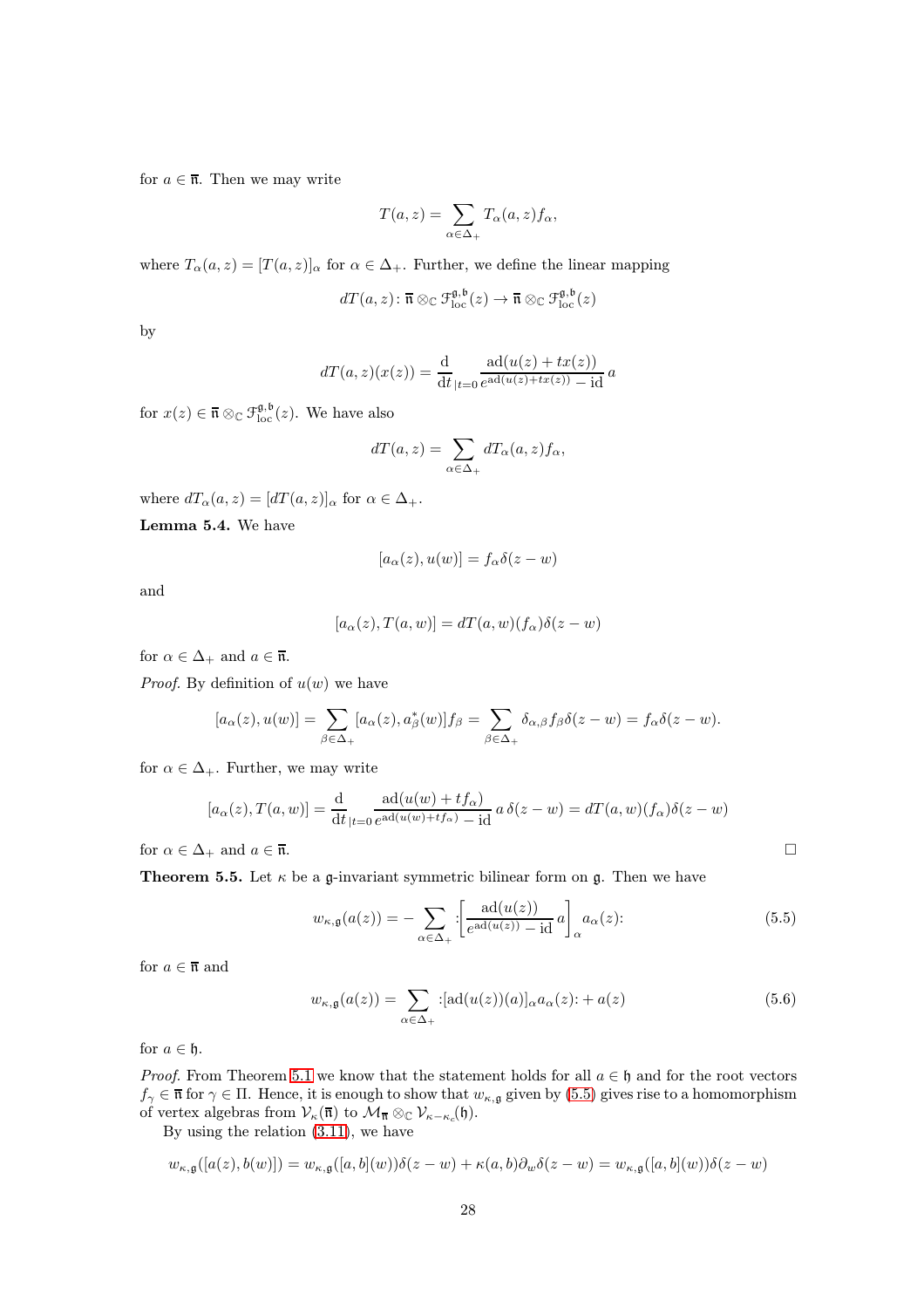for $a \in \bar{\mathfrak{n}}$. Then we may write

$$T(a,z) = \sum_{\alpha \in \Delta_+} T_\alpha(a,z) f_\alpha,$$

where $T_\alpha(a,z) = [T(a,z)]_\alpha$ for $\alpha \in \Delta_+$. Further, we define the linear mapping

$$dT(a,z) \colon \bar{\mathfrak{n}} \otimes_\mathbb{C} \mathcal{F}^{\mathfrak{g},\mathfrak{b}}_{\mathrm{loc}}(z) \to \bar{\mathfrak{n}} \otimes_\mathbb{C} \mathcal{F}^{\mathfrak{g},\mathfrak{b}}_{\mathrm{loc}}(z)$$

by

$$dT(a,z)(x(z)) = \frac{\mathrm{d}}{\mathrm{d}t}_{|t=0} \frac{\mathrm{ad}(u(z)+tx(z))}{e^{\mathrm{ad}(u(z)+tx(z))} - \mathrm{id}}\, a$$

for $x(z) \in \bar{\mathfrak{n}} \otimes_\mathbb{C} \mathcal{F}^{\mathfrak{g},\mathfrak{b}}_{\mathrm{loc}}(z)$. We have also

$$dT(a,z) = \sum_{\alpha \in \Delta_+} dT_\alpha(a,z) f_\alpha,$$

where $dT_\alpha(a,z) = [dT(a,z)]_\alpha$ for $\alpha \in \Delta_+$.

**Lemma 5.4.** We have

$$[a_\alpha(z), u(w)] = f_\alpha \delta(z-w)$$

and

$$[a_\alpha(z), T(a,w)] = dT(a,w)(f_\alpha)\delta(z-w)$$

for $\alpha \in \Delta_+$ and $a \in \bar{\mathfrak{n}}$.

*Proof.* By definition of $u(w)$ we have

$$[a_\alpha(z), u(w)] = \sum_{\beta \in \Delta_+} [a_\alpha(z), a^*_\beta(w)] f_\beta = \sum_{\beta \in \Delta_+} \delta_{\alpha,\beta} f_\beta \delta(z-w) = f_\alpha \delta(z-w).$$

for $\alpha \in \Delta_+$. Further, we may write

$$[a_\alpha(z), T(a,w)] = \frac{\mathrm{d}}{\mathrm{d}t}_{|t=0} \frac{\mathrm{ad}(u(w)+tf_\alpha)}{e^{\mathrm{ad}(u(w)+tf_\alpha)} - \mathrm{id}}\, a\, \delta(z-w) = dT(a,w)(f_\alpha)\delta(z-w)$$

for $\alpha \in \Delta_+$ and $a \in \bar{\mathfrak{n}}$. □

**Theorem 5.5.** Let $\kappa$ be a $\mathfrak{g}$-invariant symmetric bilinear form on $\mathfrak{g}$. Then we have

$$w_{\kappa,\mathfrak{g}}(a(z)) = -\sum_{\alpha \in \Delta_+} {:}\bigg[\frac{\mathrm{ad}(u(z))}{e^{\mathrm{ad}(u(z))} - \mathrm{id}}\, a\bigg]_\alpha a_\alpha(z){:} \tag{5.5}$$

for $a \in \bar{\mathfrak{n}}$ and

$$w_{\kappa,\mathfrak{g}}(a(z)) = \sum_{\alpha \in \Delta_+} {:}[\mathrm{ad}(u(z))(a)]_\alpha a_\alpha(z){:} + a(z) \tag{5.6}$$

for $a \in \mathfrak{h}$.

*Proof.* From Theorem 5.1 we know that the statement holds for all $a \in \mathfrak{h}$ and for the root vectors $f_\gamma \in \bar{\mathfrak{n}}$ for $\gamma \in \Pi$. Hence, it is enough to show that $w_{\kappa,\mathfrak{g}}$ given by (5.5) gives rise to a homomorphism of vertex algebras from $\mathcal{V}_\kappa(\bar{\mathfrak{n}})$ to $\mathcal{M}_{\bar{\mathfrak{n}}} \otimes_\mathbb{C} \mathcal{V}_{\kappa-\kappa_c}(\mathfrak{h})$.

By using the relation (3.11), we have

$$w_{\kappa,\mathfrak{g}}([a(z), b(w)]) = w_{\kappa,\mathfrak{g}}([a,b](w))\delta(z-w) + \kappa(a,b)\partial_w \delta(z-w) = w_{\kappa,\mathfrak{g}}([a,b](w))\delta(z-w)$$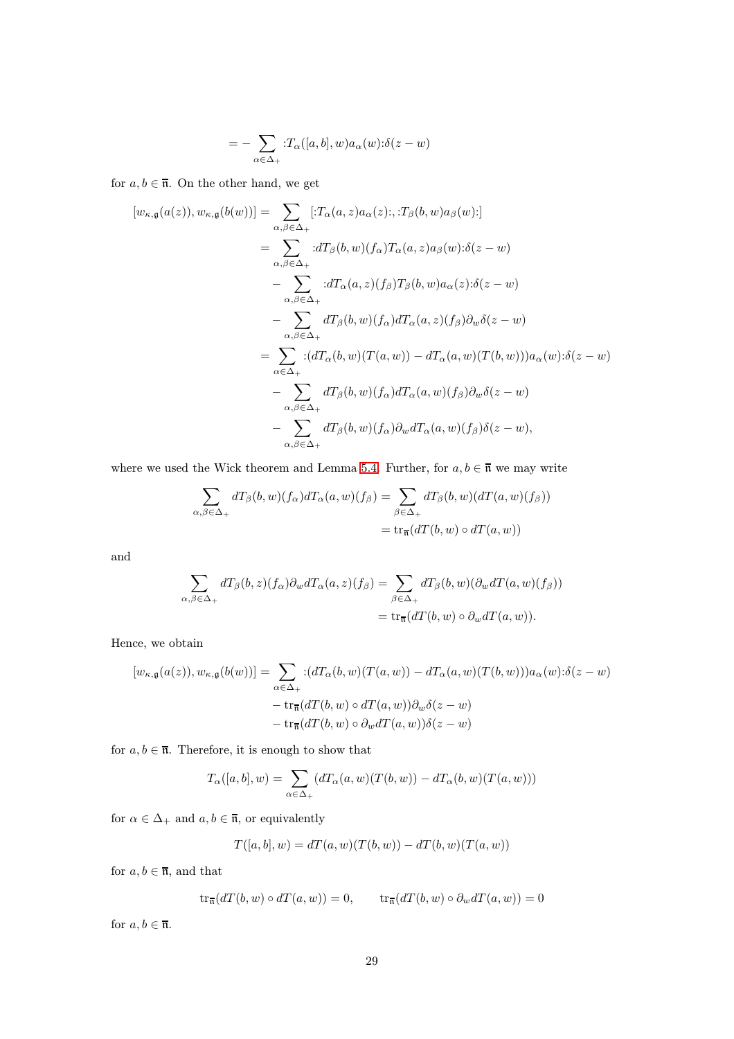$$= -\sum_{\alpha\in\Delta_+} {:}T_\alpha([a,b],w)a_\alpha(w){:}\delta(z-w)$$

for $a,b \in \bar{\mathfrak{n}}$. On the other hand, we get

$$\begin{aligned}
[w_{\kappa,\mathfrak{g}}(a(z)), w_{\kappa,\mathfrak{g}}(b(w))] &= \sum_{\alpha,\beta\in\Delta_+} [{:}T_\alpha(a,z)a_\alpha(z){:}, {:}T_\beta(b,w)a_\beta(w){:}] \\
&= \sum_{\alpha,\beta\in\Delta_+} {:}dT_\beta(b,w)(f_\alpha)T_\alpha(a,z)a_\beta(w){:}\delta(z-w) \\
&\quad - \sum_{\alpha,\beta\in\Delta_+} {:}dT_\alpha(a,z)(f_\beta)T_\beta(b,w)a_\alpha(z){:}\delta(z-w) \\
&\quad - \sum_{\alpha,\beta\in\Delta_+} dT_\beta(b,w)(f_\alpha)dT_\alpha(a,z)(f_\beta)\partial_w\delta(z-w) \\
&= \sum_{\alpha\in\Delta_+} {:}(dT_\alpha(b,w)(T(a,w)) - dT_\alpha(a,w)(T(b,w)))a_\alpha(w){:}\delta(z-w) \\
&\quad - \sum_{\alpha,\beta\in\Delta_+} dT_\beta(b,w)(f_\alpha)dT_\alpha(a,w)(f_\beta)\partial_w\delta(z-w) \\
&\quad - \sum_{\alpha,\beta\in\Delta_+} dT_\beta(b,w)(f_\alpha)\partial_w dT_\alpha(a,w)(f_\beta)\delta(z-w),
\end{aligned}$$

where we used the Wick theorem and Lemma 5.4. Further, for $a,b \in \bar{\mathfrak{n}}$ we may write

$$\begin{aligned}
\sum_{\alpha,\beta\in\Delta_+} dT_\beta(b,w)(f_\alpha)dT_\alpha(a,w)(f_\beta) &= \sum_{\beta\in\Delta_+} dT_\beta(b,w)(dT(a,w)(f_\beta)) \\
&= \mathrm{tr}_{\bar{\mathfrak{n}}}(dT(b,w)\circ dT(a,w))
\end{aligned}$$

and

$$\begin{aligned}
\sum_{\alpha,\beta\in\Delta_+} dT_\beta(b,z)(f_\alpha)\partial_w dT_\alpha(a,z)(f_\beta) &= \sum_{\beta\in\Delta_+} dT_\beta(b,w)(\partial_w dT(a,w)(f_\beta)) \\
&= \mathrm{tr}_{\bar{\mathfrak{n}}}(dT(b,w)\circ \partial_w dT(a,w)).
\end{aligned}$$

Hence, we obtain

$$\begin{aligned}
[w_{\kappa,\mathfrak{g}}(a(z)), w_{\kappa,\mathfrak{g}}(b(w))] &= \sum_{\alpha\in\Delta_+} {:}(dT_\alpha(b,w)(T(a,w)) - dT_\alpha(a,w)(T(b,w)))a_\alpha(w){:}\delta(z-w) \\
&\quad - \mathrm{tr}_{\bar{\mathfrak{n}}}(dT(b,w)\circ dT(a,w))\partial_w\delta(z-w) \\
&\quad - \mathrm{tr}_{\bar{\mathfrak{n}}}(dT(b,w)\circ \partial_w dT(a,w))\delta(z-w)
\end{aligned}$$

for $a,b \in \bar{\mathfrak{n}}$. Therefore, it is enough to show that

$$T_\alpha([a,b],w) = \sum_{\alpha\in\Delta_+} (dT_\alpha(a,w)(T(b,w)) - dT_\alpha(b,w)(T(a,w)))$$

for $\alpha \in \Delta_+$ and $a,b \in \bar{\mathfrak{n}}$, or equivalently

$$T([a,b],w) = dT(a,w)(T(b,w)) - dT(b,w)(T(a,w))$$

for $a,b \in \bar{\mathfrak{n}}$, and that

$$\mathrm{tr}_{\bar{\mathfrak{n}}}(dT(b,w)\circ dT(a,w)) = 0, \qquad \mathrm{tr}_{\bar{\mathfrak{n}}}(dT(b,w)\circ \partial_w dT(a,w)) = 0$$

for $a,b \in \bar{\mathfrak{n}}$.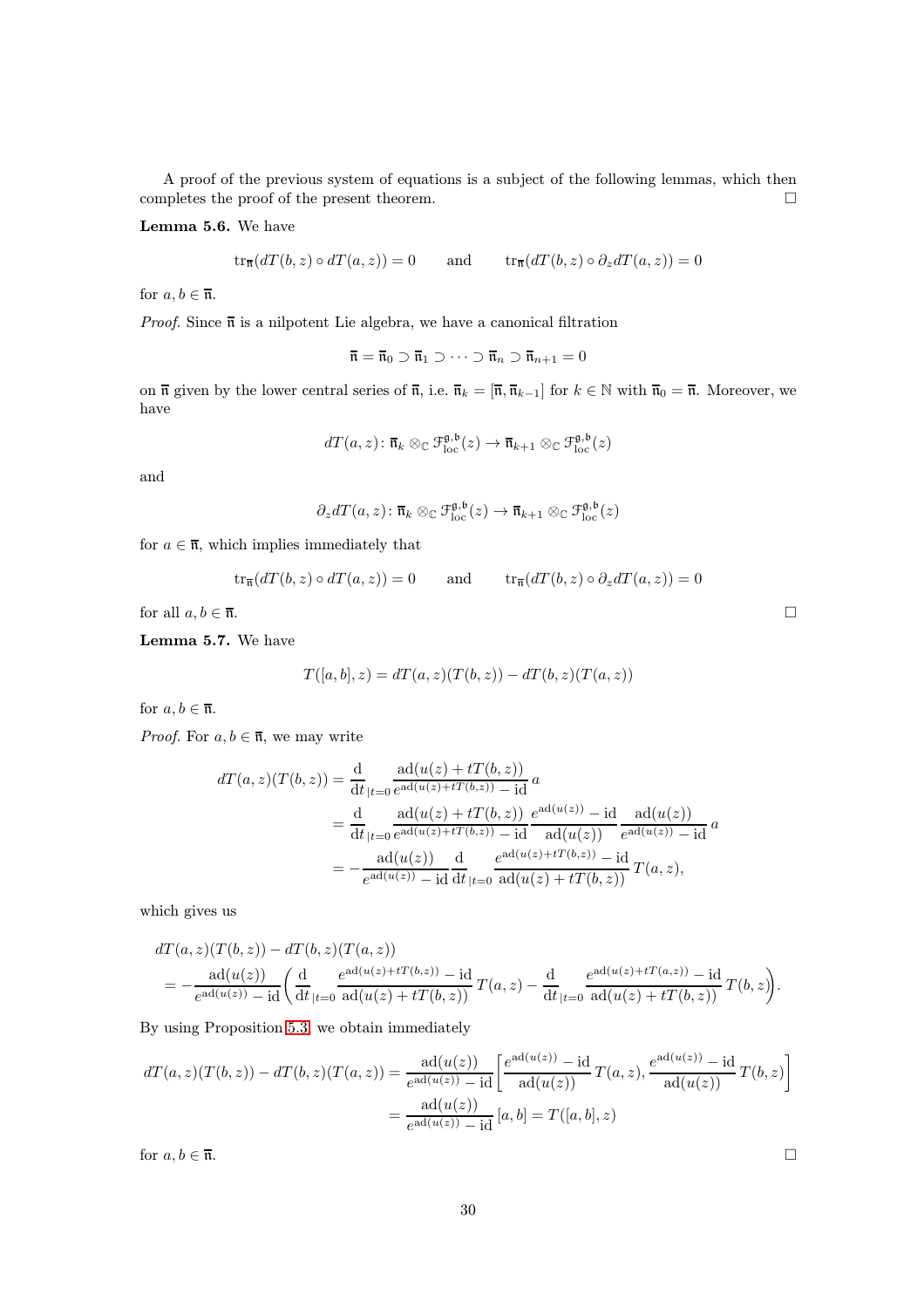A proof of the previous system of equations is a subject of the following lemmas, which then completes the proof of the present theorem. □

**Lemma 5.6.** We have

$$\operatorname{tr}_{\overline{\mathfrak{n}}}(dT(b,z)\circ dT(a,z))=0 \qquad \text{and} \qquad \operatorname{tr}_{\overline{\mathfrak{n}}}(dT(b,z)\circ \partial_z dT(a,z))=0$$

for $a,b\in\overline{\mathfrak{n}}$.

*Proof.* Since $\overline{\mathfrak{n}}$ is a nilpotent Lie algebra, we have a canonical filtration

$$\overline{\mathfrak{n}}=\overline{\mathfrak{n}}_0\supset\overline{\mathfrak{n}}_1\supset\cdots\supset\overline{\mathfrak{n}}_n\supset\overline{\mathfrak{n}}_{n+1}=0$$

on $\overline{\mathfrak{n}}$ given by the lower central series of $\overline{\mathfrak{n}}$, i.e. $\overline{\mathfrak{n}}_k=[\overline{\mathfrak{n}},\overline{\mathfrak{n}}_{k-1}]$ for $k\in\mathbb{N}$ with $\overline{\mathfrak{n}}_0=\overline{\mathfrak{n}}$. Moreover, we have

$$dT(a,z)\colon \overline{\mathfrak{n}}_k\otimes_{\mathbb{C}}\mathcal{F}^{\mathfrak{g},\mathfrak{b}}_{\mathrm{loc}}(z)\to\overline{\mathfrak{n}}_{k+1}\otimes_{\mathbb{C}}\mathcal{F}^{\mathfrak{g},\mathfrak{b}}_{\mathrm{loc}}(z)$$

and

$$\partial_z dT(a,z)\colon \overline{\mathfrak{n}}_k\otimes_{\mathbb{C}}\mathcal{F}^{\mathfrak{g},\mathfrak{b}}_{\mathrm{loc}}(z)\to\overline{\mathfrak{n}}_{k+1}\otimes_{\mathbb{C}}\mathcal{F}^{\mathfrak{g},\mathfrak{b}}_{\mathrm{loc}}(z)$$

for $a\in\overline{\mathfrak{n}}$, which implies immediately that

$$\operatorname{tr}_{\overline{\mathfrak{n}}}(dT(b,z)\circ dT(a,z))=0 \qquad \text{and} \qquad \operatorname{tr}_{\overline{\mathfrak{n}}}(dT(b,z)\circ \partial_z dT(a,z))=0$$

for all $a,b\in\overline{\mathfrak{n}}$. □

**Lemma 5.7.** We have

$$T([a,b],z)=dT(a,z)(T(b,z))-dT(b,z)(T(a,z))$$

for $a,b\in\overline{\mathfrak{n}}$.

*Proof.* For $a,b\in\overline{\mathfrak{n}}$, we may write

$$\begin{aligned}
dT(a,z)(T(b,z)) &= \frac{\mathrm{d}}{\mathrm{d}t}_{|t=0}\frac{\operatorname{ad}(u(z)+tT(b,z))}{e^{\operatorname{ad}(u(z)+tT(b,z))}-\mathrm{id}}\,a \\
&= \frac{\mathrm{d}}{\mathrm{d}t}_{|t=0}\frac{\operatorname{ad}(u(z)+tT(b,z))}{e^{\operatorname{ad}(u(z)+tT(b,z))}-\mathrm{id}}\,\frac{e^{\operatorname{ad}(u(z))}-\mathrm{id}}{\operatorname{ad}(u(z))}\,\frac{\operatorname{ad}(u(z))}{e^{\operatorname{ad}(u(z))}-\mathrm{id}}\,a \\
&= -\frac{\operatorname{ad}(u(z))}{e^{\operatorname{ad}(u(z))}-\mathrm{id}}\,\frac{\mathrm{d}}{\mathrm{d}t}_{|t=0}\frac{e^{\operatorname{ad}(u(z)+tT(b,z))}-\mathrm{id}}{\operatorname{ad}(u(z)+tT(b,z))}\,T(a,z),
\end{aligned}$$

which gives us

$$\begin{aligned}
&dT(a,z)(T(b,z))-dT(b,z)(T(a,z)) \\
&\quad= -\frac{\operatorname{ad}(u(z))}{e^{\operatorname{ad}(u(z))}-\mathrm{id}}\bigg(\frac{\mathrm{d}}{\mathrm{d}t}_{|t=0}\frac{e^{\operatorname{ad}(u(z)+tT(b,z))}-\mathrm{id}}{\operatorname{ad}(u(z)+tT(b,z))}\,T(a,z)-\frac{\mathrm{d}}{\mathrm{d}t}_{|t=0}\frac{e^{\operatorname{ad}(u(z)+tT(a,z))}-\mathrm{id}}{\operatorname{ad}(u(z)+tT(b,z))}\,T(b,z)\bigg).
\end{aligned}$$

By using Proposition 5.3, we obtain immediately

$$\begin{aligned}
dT(a,z)(T(b,z))-dT(b,z)(T(a,z)) &= \frac{\operatorname{ad}(u(z))}{e^{\operatorname{ad}(u(z))}-\mathrm{id}}\bigg[\frac{e^{\operatorname{ad}(u(z))}-\mathrm{id}}{\operatorname{ad}(u(z))}\,T(a,z),\frac{e^{\operatorname{ad}(u(z))}-\mathrm{id}}{\operatorname{ad}(u(z))}\,T(b,z)\bigg] \\
&= \frac{\operatorname{ad}(u(z))}{e^{\operatorname{ad}(u(z))}-\mathrm{id}}\,[a,b]=T([a,b],z)
\end{aligned}$$

for $a,b\in\overline{\mathfrak{n}}$. □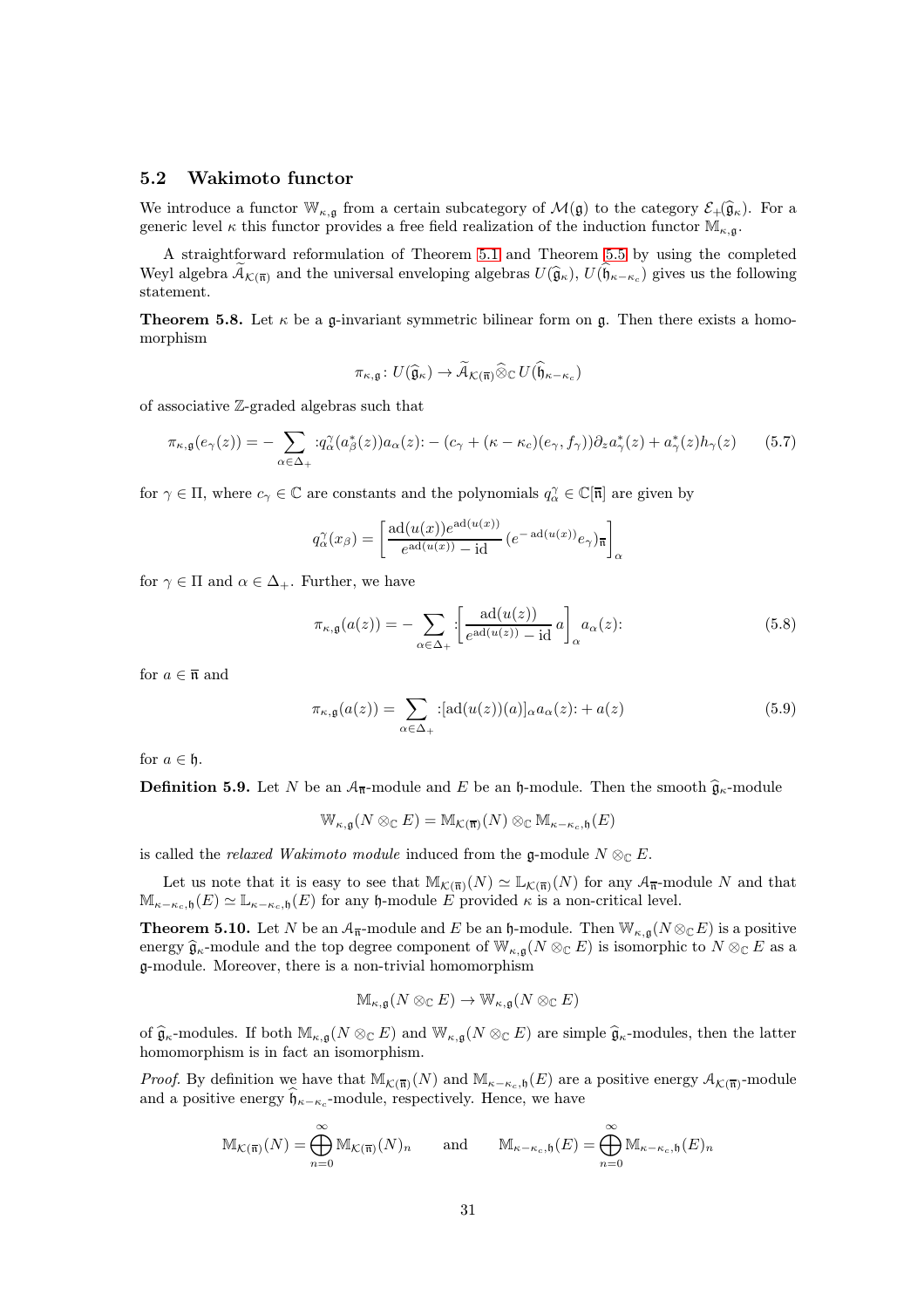## 5.2 Wakimoto functor

We introduce a functor $\mathbb{W}_{\kappa,\mathfrak{g}}$ from a certain subcategory of $\mathcal{M}(\mathfrak{g})$ to the category $\mathcal{E}_+(\widehat{\mathfrak{g}}_\kappa)$. For a generic level $\kappa$ this functor provides a free field realization of the induction functor $\mathbb{M}_{\kappa,\mathfrak{g}}$.

A straightforward reformulation of Theorem 5.1 and Theorem 5.5 by using the completed Weyl algebra $\widetilde{\mathcal{A}}_{\mathcal{K}(\overline{\mathfrak{n}})}$ and the universal enveloping algebras $U(\widehat{\mathfrak{g}}_\kappa)$, $U(\widehat{\mathfrak{h}}_{\kappa-\kappa_c})$ gives us the following statement.

**Theorem 5.8.** Let $\kappa$ be a $\mathfrak{g}$-invariant symmetric bilinear form on $\mathfrak{g}$. Then there exists a homomorphism

$$\pi_{\kappa,\mathfrak{g}} \colon U(\widehat{\mathfrak{g}}_\kappa) \to \widetilde{\mathcal{A}}_{\mathcal{K}(\overline{\mathfrak{n}})} \widehat{\otimes}_{\mathbb{C}} U(\widehat{\mathfrak{h}}_{\kappa-\kappa_c})$$

of associative $\mathbb{Z}$-graded algebras such that

$$\pi_{\kappa,\mathfrak{g}}(e_\gamma(z)) = -\sum_{\alpha\in\Delta_+} {:}q_\alpha^\gamma(a_\beta^*(z))a_\alpha(z){:} - (c_\gamma + (\kappa-\kappa_c)(e_\gamma, f_\gamma))\partial_z a_\gamma^*(z) + a_\gamma^*(z)h_\gamma(z) \tag{5.7}$$

for $\gamma \in \Pi$, where $c_\gamma \in \mathbb{C}$ are constants and the polynomials $q_\alpha^\gamma \in \mathbb{C}[\overline{\mathfrak{n}}]$ are given by

$$q_\alpha^\gamma(x_\beta) = \left[\frac{\operatorname{ad}(u(x))e^{\operatorname{ad}(u(x))}}{e^{\operatorname{ad}(u(x))} - \operatorname{id}}(e^{-\operatorname{ad}(u(x))}e_\gamma)_{\overline{\mathfrak{n}}}\right]_\alpha$$

for $\gamma \in \Pi$ and $\alpha \in \Delta_+$. Further, we have

$$\pi_{\kappa,\mathfrak{g}}(a(z)) = -\sum_{\alpha\in\Delta_+} {:}\left[\frac{\operatorname{ad}(u(z))}{e^{\operatorname{ad}(u(z))} - \operatorname{id}}\, a\right]_\alpha a_\alpha(z){:} \tag{5.8}$$

for $a \in \overline{\mathfrak{n}}$ and

$$\pi_{\kappa,\mathfrak{g}}(a(z)) = \sum_{\alpha\in\Delta_+} {:}[\operatorname{ad}(u(z))(a)]_\alpha a_\alpha(z){:} + a(z) \tag{5.9}$$

for $a \in \mathfrak{h}$.

**Definition 5.9.** Let $N$ be an $\mathcal{A}_{\overline{\mathfrak{n}}}$-module and $E$ be an $\mathfrak{h}$-module. Then the smooth $\widehat{\mathfrak{g}}_\kappa$-module

$$\mathbb{W}_{\kappa,\mathfrak{g}}(N \otimes_{\mathbb{C}} E) = \mathbb{M}_{\mathcal{K}(\overline{\mathfrak{n}})}(N) \otimes_{\mathbb{C}} \mathbb{M}_{\kappa-\kappa_c,\mathfrak{h}}(E)$$

is called the *relaxed Wakimoto module* induced from the $\mathfrak{g}$-module $N \otimes_{\mathbb{C}} E$.

Let us note that it is easy to see that $\mathbb{M}_{\mathcal{K}(\overline{\mathfrak{n}})}(N) \simeq \mathbb{L}_{\mathcal{K}(\overline{\mathfrak{n}})}(N)$ for any $\mathcal{A}_{\overline{\mathfrak{n}}}$-module $N$ and that $\mathbb{M}_{\kappa-\kappa_c,\mathfrak{h}}(E) \simeq \mathbb{L}_{\kappa-\kappa_c,\mathfrak{h}}(E)$ for any $\mathfrak{h}$-module $E$ provided $\kappa$ is a non-critical level.

**Theorem 5.10.** Let $N$ be an $\mathcal{A}_{\overline{\mathfrak{n}}}$-module and $E$ be an $\mathfrak{h}$-module. Then $\mathbb{W}_{\kappa,\mathfrak{g}}(N \otimes_{\mathbb{C}} E)$ is a positive energy $\widehat{\mathfrak{g}}_\kappa$-module and the top degree component of $\mathbb{W}_{\kappa,\mathfrak{g}}(N \otimes_{\mathbb{C}} E)$ is isomorphic to $N \otimes_{\mathbb{C}} E$ as a $\mathfrak{g}$-module. Moreover, there is a non-trivial homomorphism

$$\mathbb{M}_{\kappa,\mathfrak{g}}(N \otimes_{\mathbb{C}} E) \to \mathbb{W}_{\kappa,\mathfrak{g}}(N \otimes_{\mathbb{C}} E)$$

of $\widehat{\mathfrak{g}}_\kappa$-modules. If both $\mathbb{M}_{\kappa,\mathfrak{g}}(N \otimes_{\mathbb{C}} E)$ and $\mathbb{W}_{\kappa,\mathfrak{g}}(N \otimes_{\mathbb{C}} E)$ are simple $\widehat{\mathfrak{g}}_\kappa$-modules, then the latter homomorphism is in fact an isomorphism.

*Proof.* By definition we have that $\mathbb{M}_{\mathcal{K}(\overline{\mathfrak{n}})}(N)$ and $\mathbb{M}_{\kappa-\kappa_c,\mathfrak{h}}(E)$ are a positive energy $\mathcal{A}_{\mathcal{K}(\overline{\mathfrak{n}})}$-module and a positive energy $\widehat{\mathfrak{h}}_{\kappa-\kappa_c}$-module, respectively. Hence, we have

$$\mathbb{M}_{\mathcal{K}(\overline{\mathfrak{n}})}(N) = \bigoplus_{n=0}^{\infty} \mathbb{M}_{\mathcal{K}(\overline{\mathfrak{n}})}(N)_n \qquad \text{and} \qquad \mathbb{M}_{\kappa-\kappa_c,\mathfrak{h}}(E) = \bigoplus_{n=0}^{\infty} \mathbb{M}_{\kappa-\kappa_c,\mathfrak{h}}(E)_n$$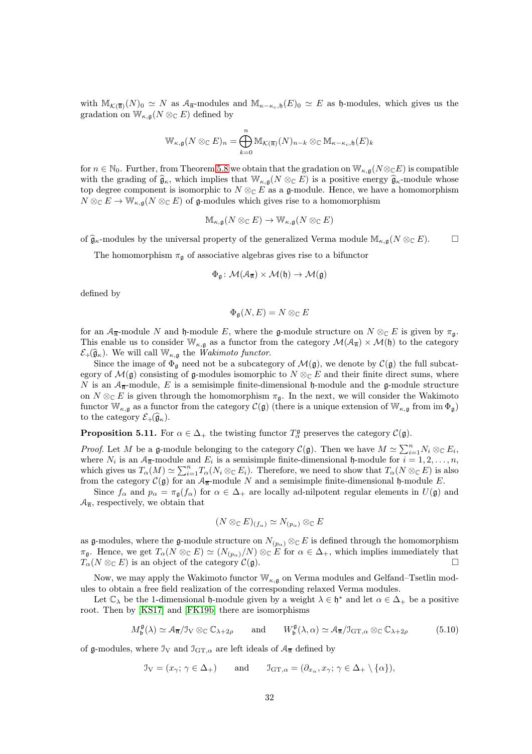with $\mathbb{M}_{\mathcal{K}(\overline{\mathfrak{n}})}(N)_0 \simeq N$ as $\mathcal{A}_{\overline{\mathfrak{n}}}$-modules and $\mathbb{M}_{\kappa-\kappa_c,\mathfrak{h}}(E)_0 \simeq E$ as $\mathfrak{h}$-modules, which gives us the gradation on $\mathbb{W}_{\kappa,\mathfrak{g}}(N \otimes_{\mathbb{C}} E)$ defined by

$$\mathbb{W}_{\kappa,\mathfrak{g}}(N \otimes_{\mathbb{C}} E)_n = \bigoplus_{k=0}^{n} \mathbb{M}_{\mathcal{K}(\overline{\mathfrak{n}})}(N)_{n-k} \otimes_{\mathbb{C}} \mathbb{M}_{\kappa-\kappa_c,\mathfrak{h}}(E)_k$$

for $n \in \mathbb{N}_0$. Further, from Theorem 5.8 we obtain that the gradation on $\mathbb{W}_{\kappa,\mathfrak{g}}(N \otimes_{\mathbb{C}} E)$ is compatible with the grading of $\widehat{\mathfrak{g}}_\kappa$, which implies that $\mathbb{W}_{\kappa,\mathfrak{g}}(N \otimes_{\mathbb{C}} E)$ is a positive energy $\widehat{\mathfrak{g}}_\kappa$-module whose top degree component is isomorphic to $N \otimes_{\mathbb{C}} E$ as a $\mathfrak{g}$-module. Hence, we have a homomorphism $N \otimes_{\mathbb{C}} E \to \mathbb{W}_{\kappa,\mathfrak{g}}(N \otimes_{\mathbb{C}} E)$ of $\mathfrak{g}$-modules which gives rise to a homomorphism

$$\mathbb{M}_{\kappa,\mathfrak{g}}(N \otimes_{\mathbb{C}} E) \to \mathbb{W}_{\kappa,\mathfrak{g}}(N \otimes_{\mathbb{C}} E)$$

of $\widehat{\mathfrak{g}}_\kappa$-modules by the universal property of the generalized Verma module $\mathbb{M}_{\kappa,\mathfrak{g}}(N \otimes_{\mathbb{C}} E)$. $\square$

The homomorphism $\pi_{\mathfrak{g}}$ of associative algebras gives rise to a bifunctor

$$\Phi_{\mathfrak{g}} \colon \mathcal{M}(\mathcal{A}_{\overline{\mathfrak{n}}}) \times \mathcal{M}(\mathfrak{h}) \to \mathcal{M}(\mathfrak{g})$$

defined by

$$\Phi_{\mathfrak{g}}(N, E) = N \otimes_{\mathbb{C}} E$$

for an $\mathcal{A}_{\overline{\mathfrak{n}}}$-module $N$ and $\mathfrak{h}$-module $E$, where the $\mathfrak{g}$-module structure on $N \otimes_{\mathbb{C}} E$ is given by $\pi_{\mathfrak{g}}$. This enable us to consider $\mathbb{W}_{\kappa,\mathfrak{g}}$ as a functor from the category $\mathcal{M}(\mathcal{A}_{\overline{\mathfrak{n}}}) \times \mathcal{M}(\mathfrak{h})$ to the category $\mathcal{E}_+(\widehat{\mathfrak{g}}_\kappa)$. We will call $\mathbb{W}_{\kappa,\mathfrak{g}}$ the *Wakimoto functor*.

Since the image of $\Phi_{\mathfrak{g}}$ need not be a subcategory of $\mathcal{M}(\mathfrak{g})$, we denote by $\mathcal{C}(\mathfrak{g})$ the full subcategory of $\mathcal{M}(\mathfrak{g})$ consisting of $\mathfrak{g}$-modules isomorphic to $N \otimes_{\mathbb{C}} E$ and their finite direct sums, where $N$ is an $\mathcal{A}_{\overline{\mathfrak{n}}}$-module, $E$ is a semisimple finite-dimensional $\mathfrak{h}$-module and the $\mathfrak{g}$-module structure on $N \otimes_{\mathbb{C}} E$ is given through the homomorphism $\pi_{\mathfrak{g}}$. In the next, we will consider the Wakimoto functor $\mathbb{W}_{\kappa,\mathfrak{g}}$ as a functor from the category $\mathcal{C}(\mathfrak{g})$ (there is a unique extension of $\mathbb{W}_{\kappa,\mathfrak{g}}$ from $\operatorname{im} \Phi_{\mathfrak{g}}$) to the category $\mathcal{E}_+(\widehat{\mathfrak{g}}_\kappa)$.

**Proposition 5.11.** For $\alpha \in \Delta_+$ the twisting functor $T_\alpha^{\mathfrak{g}}$ preserves the category $\mathcal{C}(\mathfrak{g})$.

*Proof.* Let $M$ be a $\mathfrak{g}$-module belonging to the category $\mathcal{C}(\mathfrak{g})$. Then we have $M \simeq \sum_{i=1}^{n} N_i \otimes_{\mathbb{C}} E_i$, where $N_i$ is an $\mathcal{A}_{\overline{\mathfrak{n}}}$-module and $E_i$ is a semisimple finite-dimensional $\mathfrak{h}$-module for $i = 1, 2, \dots, n$, which gives us $T_\alpha(M) \simeq \sum_{i=1}^{n} T_\alpha(N_i \otimes_{\mathbb{C}} E_i)$. Therefore, we need to show that $T_\alpha(N \otimes_{\mathbb{C}} E)$ is also from the category $\mathcal{C}(\mathfrak{g})$ for an $\mathcal{A}_{\overline{\mathfrak{n}}}$-module $N$ and a semisimple finite-dimensional $\mathfrak{h}$-module $E$.

Since $f_\alpha$ and $p_\alpha = \pi_{\mathfrak{g}}(f_\alpha)$ for $\alpha \in \Delta_+$ are locally ad-nilpotent regular elements in $U(\mathfrak{g})$ and $\mathcal{A}_{\overline{\mathfrak{n}}}$, respectively, we obtain that

$$(N \otimes_{\mathbb{C}} E)_{(f_\alpha)} \simeq N_{(p_\alpha)} \otimes_{\mathbb{C}} E$$

as $\mathfrak{g}$-modules, where the $\mathfrak{g}$-module structure on $N_{(p_\alpha)} \otimes_{\mathbb{C}} E$ is defined through the homomorphism $\pi_{\mathfrak{g}}$. Hence, we get $T_\alpha(N \otimes_{\mathbb{C}} E) \simeq (N_{(p_\alpha)}/N) \otimes_{\mathbb{C}} E$ for $\alpha \in \Delta_+$, which implies immediately that $T_\alpha(N \otimes_{\mathbb{C}} E)$ is an object of the category $\mathcal{C}(\mathfrak{g})$. $\square$

Now, we may apply the Wakimoto functor $\mathbb{W}_{\kappa,\mathfrak{g}}$ on Verma modules and Gelfand–Tsetlin modules to obtain a free field realization of the corresponding relaxed Verma modules.

Let $\mathbb{C}_\lambda$ be the 1-dimensional $\mathfrak{h}$-module given by a weight $\lambda \in \mathfrak{h}^*$ and let $\alpha \in \Delta_+$ be a positive root. Then by [KS17] and [FK19b] there are isomorphisms

$$M_{\mathfrak{b}}^{\mathfrak{g}}(\lambda) \simeq \mathcal{A}_{\overline{\mathfrak{n}}}/\mathcal{I}_{\mathrm{V}} \otimes_{\mathbb{C}} \mathbb{C}_{\lambda+2\rho} \qquad \text{and} \qquad W_{\mathfrak{b}}^{\mathfrak{g}}(\lambda, \alpha) \simeq \mathcal{A}_{\overline{\mathfrak{n}}}/\mathcal{I}_{\mathrm{GT},\alpha} \otimes_{\mathbb{C}} \mathbb{C}_{\lambda+2\rho} \tag{5.10}$$

of $\mathfrak{g}$-modules, where $\mathcal{I}_{\mathrm{V}}$ and $\mathcal{I}_{\mathrm{GT},\alpha}$ are left ideals of $\mathcal{A}_{\overline{\mathfrak{n}}}$ defined by

$$\mathcal{I}_{\mathrm{V}} = (x_\gamma;\, \gamma \in \Delta_+) \qquad \text{and} \qquad \mathcal{I}_{\mathrm{GT},\alpha} = (\partial_{x_\alpha}, x_\gamma;\, \gamma \in \Delta_+ \setminus \{\alpha\}),$$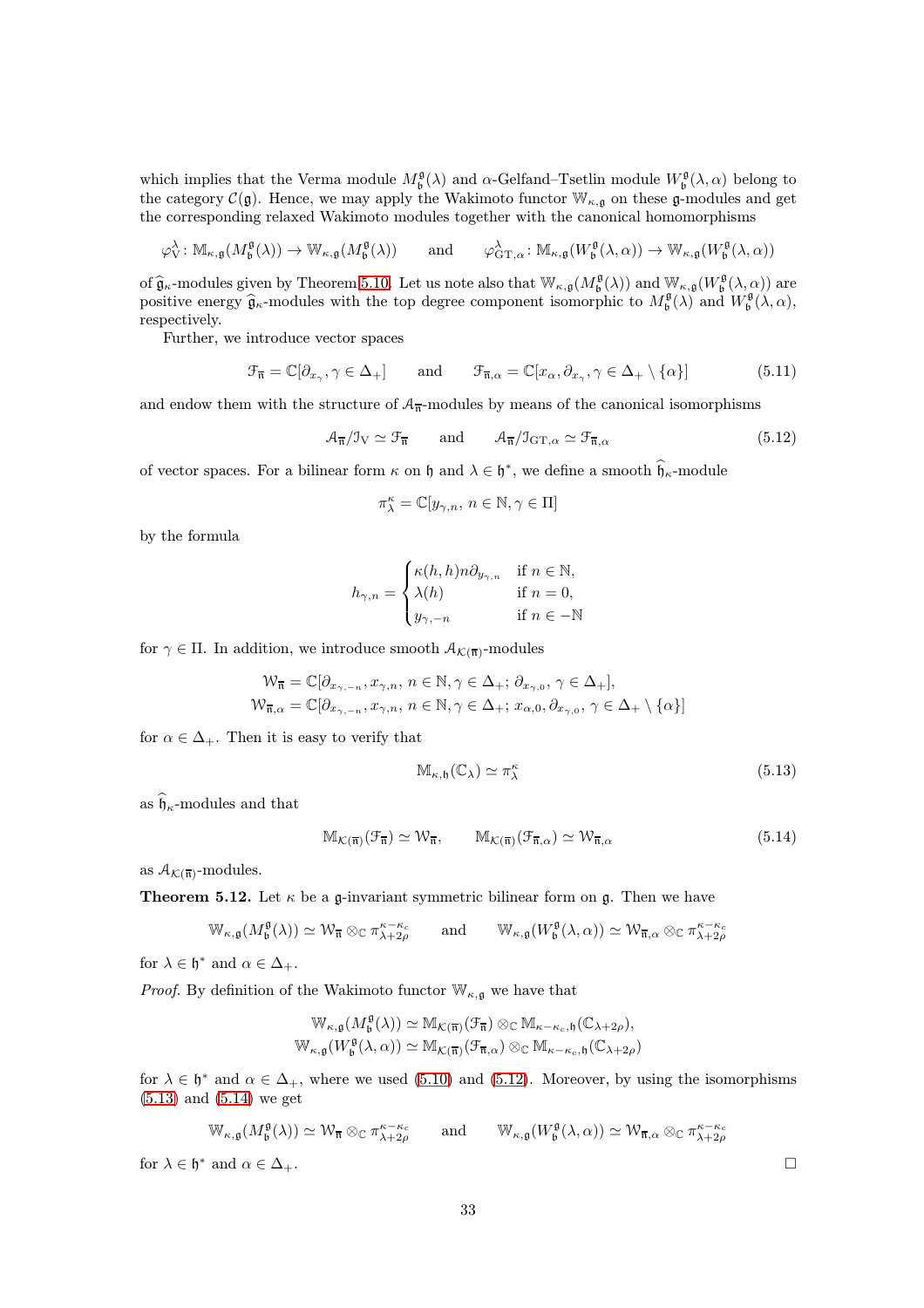which implies that the Verma module $M_{\mathfrak{b}}^{\mathfrak{g}}(\lambda)$ and $\alpha$-Gelfand–Tsetlin module $W_{\mathfrak{b}}^{\mathfrak{g}}(\lambda,\alpha)$ belong to the category $\mathcal{C}(\mathfrak{g})$. Hence, we may apply the Wakimoto functor $\mathbb{W}_{\kappa,\mathfrak{g}}$ on these $\mathfrak{g}$-modules and get the corresponding relaxed Wakimoto modules together with the canonical homomorphisms

$$\varphi_{\mathrm{V}}^{\lambda}\colon \mathbb{M}_{\kappa,\mathfrak{g}}(M_{\mathfrak{b}}^{\mathfrak{g}}(\lambda)) \to \mathbb{W}_{\kappa,\mathfrak{g}}(M_{\mathfrak{b}}^{\mathfrak{g}}(\lambda)) \qquad \text{and} \qquad \varphi_{\mathrm{GT},\alpha}^{\lambda}\colon \mathbb{M}_{\kappa,\mathfrak{g}}(W_{\mathfrak{b}}^{\mathfrak{g}}(\lambda,\alpha)) \to \mathbb{W}_{\kappa,\mathfrak{g}}(W_{\mathfrak{b}}^{\mathfrak{g}}(\lambda,\alpha))$$

of $\widehat{\mathfrak{g}}_\kappa$-modules given by Theorem 5.10. Let us note also that $\mathbb{W}_{\kappa,\mathfrak{g}}(M_{\mathfrak{b}}^{\mathfrak{g}}(\lambda))$ and $\mathbb{W}_{\kappa,\mathfrak{g}}(W_{\mathfrak{b}}^{\mathfrak{g}}(\lambda,\alpha))$ are positive energy $\widehat{\mathfrak{g}}_\kappa$-modules with the top degree component isomorphic to $M_{\mathfrak{b}}^{\mathfrak{g}}(\lambda)$ and $W_{\mathfrak{b}}^{\mathfrak{g}}(\lambda,\alpha)$, respectively.

Further, we introduce vector spaces

$$\mathcal{F}_{\overline{\mathfrak{n}}} = \mathbb{C}[\partial_{x_\gamma}, \gamma \in \Delta_+] \qquad \text{and} \qquad \mathcal{F}_{\overline{\mathfrak{n}},\alpha} = \mathbb{C}[x_\alpha, \partial_{x_\gamma}, \gamma \in \Delta_+ \setminus \{\alpha\}] \tag{5.11}$$

and endow them with the structure of $\mathcal{A}_{\overline{\mathfrak{n}}}$-modules by means of the canonical isomorphisms

$$\mathcal{A}_{\overline{\mathfrak{n}}}/\mathcal{I}_{\mathrm{V}} \simeq \mathcal{F}_{\overline{\mathfrak{n}}} \qquad \text{and} \qquad \mathcal{A}_{\overline{\mathfrak{n}}}/\mathcal{I}_{\mathrm{GT},\alpha} \simeq \mathcal{F}_{\overline{\mathfrak{n}},\alpha} \tag{5.12}$$

of vector spaces. For a bilinear form $\kappa$ on $\mathfrak{h}$ and $\lambda \in \mathfrak{h}^*$, we define a smooth $\widehat{\mathfrak{h}}_\kappa$-module

$$\pi_\lambda^\kappa = \mathbb{C}[y_{\gamma,n},\, n \in \mathbb{N}, \gamma \in \Pi]$$

by the formula

$$h_{\gamma,n} = \begin{cases} \kappa(h,h) n \partial_{y_{\gamma,n}} & \text{if } n \in \mathbb{N}, \\ \lambda(h) & \text{if } n = 0, \\ y_{\gamma,-n} & \text{if } n \in -\mathbb{N} \end{cases}$$

for $\gamma \in \Pi$. In addition, we introduce smooth $\mathcal{A}_{\mathcal{K}(\overline{\mathfrak{n}})}$-modules

$$\begin{gathered} \mathcal{W}_{\overline{\mathfrak{n}}} = \mathbb{C}[\partial_{x_{\gamma,-n}}, x_{\gamma,n}, n \in \mathbb{N}, \gamma \in \Delta_+;\, \partial_{x_{\gamma,0}}, \gamma \in \Delta_+], \\ \mathcal{W}_{\overline{\mathfrak{n}},\alpha} = \mathbb{C}[\partial_{x_{\gamma,-n}}, x_{\gamma,n}, n \in \mathbb{N}, \gamma \in \Delta_+;\, x_{\alpha,0}, \partial_{x_{\gamma,0}}, \gamma \in \Delta_+ \setminus \{\alpha\}] \end{gathered}$$

for $\alpha \in \Delta_+$. Then it is easy to verify that

$$\mathbb{M}_{\kappa,\mathfrak{h}}(\mathbb{C}_\lambda) \simeq \pi_\lambda^\kappa \tag{5.13}$$

as $\widehat{\mathfrak{h}}_\kappa$-modules and that

$$\mathbb{M}_{\mathcal{K}(\overline{\mathfrak{n}})}(\mathcal{F}_{\overline{\mathfrak{n}}}) \simeq \mathcal{W}_{\overline{\mathfrak{n}}}, \qquad \mathbb{M}_{\mathcal{K}(\overline{\mathfrak{n}})}(\mathcal{F}_{\overline{\mathfrak{n}},\alpha}) \simeq \mathcal{W}_{\overline{\mathfrak{n}},\alpha} \tag{5.14}$$

as $\mathcal{A}_{\mathcal{K}(\overline{\mathfrak{n}})}$-modules.

**Theorem 5.12.** Let $\kappa$ be a $\mathfrak{g}$-invariant symmetric bilinear form on $\mathfrak{g}$. Then we have

$$\mathbb{W}_{\kappa,\mathfrak{g}}(M_{\mathfrak{b}}^{\mathfrak{g}}(\lambda)) \simeq \mathcal{W}_{\overline{\mathfrak{n}}} \otimes_{\mathbb{C}} \pi_{\lambda+2\rho}^{\kappa-\kappa_c} \qquad \text{and} \qquad \mathbb{W}_{\kappa,\mathfrak{g}}(W_{\mathfrak{b}}^{\mathfrak{g}}(\lambda,\alpha)) \simeq \mathcal{W}_{\overline{\mathfrak{n}},\alpha} \otimes_{\mathbb{C}} \pi_{\lambda+2\rho}^{\kappa-\kappa_c}$$

for $\lambda \in \mathfrak{h}^*$ and $\alpha \in \Delta_+$.

*Proof.* By definition of the Wakimoto functor $\mathbb{W}_{\kappa,\mathfrak{g}}$ we have that

$$\begin{gathered} \mathbb{W}_{\kappa,\mathfrak{g}}(M_{\mathfrak{b}}^{\mathfrak{g}}(\lambda)) \simeq \mathbb{M}_{\mathcal{K}(\overline{\mathfrak{n}})}(\mathcal{F}_{\overline{\mathfrak{n}}}) \otimes_{\mathbb{C}} \mathbb{M}_{\kappa-\kappa_c,\mathfrak{h}}(\mathbb{C}_{\lambda+2\rho}), \\ \mathbb{W}_{\kappa,\mathfrak{g}}(W_{\mathfrak{b}}^{\mathfrak{g}}(\lambda,\alpha)) \simeq \mathbb{M}_{\mathcal{K}(\overline{\mathfrak{n}})}(\mathcal{F}_{\overline{\mathfrak{n}},\alpha}) \otimes_{\mathbb{C}} \mathbb{M}_{\kappa-\kappa_c,\mathfrak{h}}(\mathbb{C}_{\lambda+2\rho}) \end{gathered}$$

for $\lambda \in \mathfrak{h}^*$ and $\alpha \in \Delta_+$, where we used (5.10) and (5.12). Moreover, by using the isomorphisms (5.13) and (5.14) we get

$$\mathbb{W}_{\kappa,\mathfrak{g}}(M_{\mathfrak{b}}^{\mathfrak{g}}(\lambda)) \simeq \mathcal{W}_{\overline{\mathfrak{n}}} \otimes_{\mathbb{C}} \pi_{\lambda+2\rho}^{\kappa-\kappa_c} \qquad \text{and} \qquad \mathbb{W}_{\kappa,\mathfrak{g}}(W_{\mathfrak{b}}^{\mathfrak{g}}(\lambda,\alpha)) \simeq \mathcal{W}_{\overline{\mathfrak{n}},\alpha} \otimes_{\mathbb{C}} \pi_{\lambda+2\rho}^{\kappa-\kappa_c}$$

for $\lambda \in \mathfrak{h}^*$ and $\alpha \in \Delta_+$. □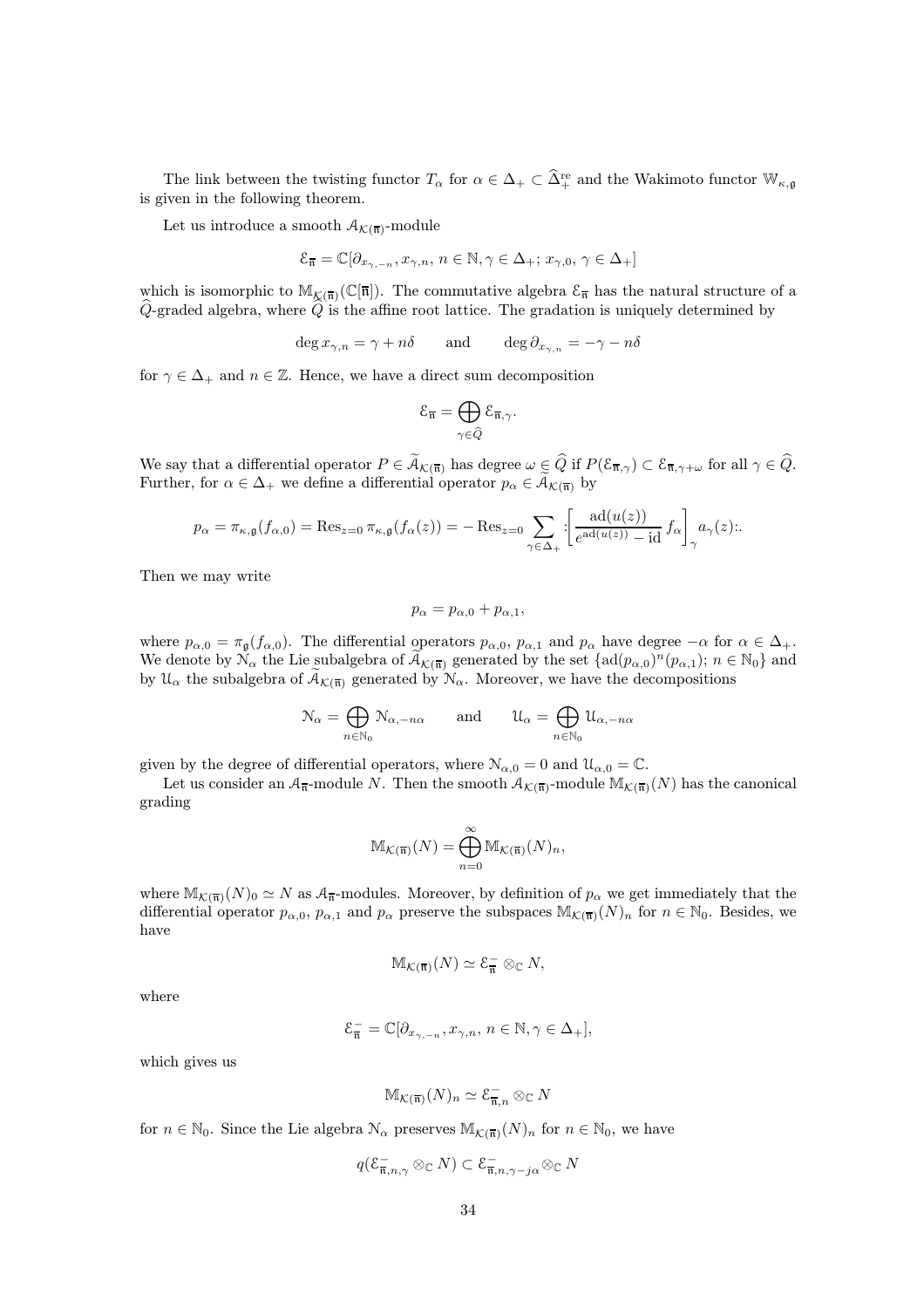The link between the twisting functor $T_\alpha$ for $\alpha \in \Delta_+ \subset \widehat{\Delta}_+^{\rm re}$ and the Wakimoto functor $\mathbb{W}_{\kappa,\mathfrak{g}}$ is given in the following theorem.

Let us introduce a smooth $\mathcal{A}_{\mathcal{K}(\overline{\mathfrak{n}})}$-module

$$\mathcal{E}_{\overline{\mathfrak{n}}} = \mathbb{C}[\partial_{x_{\gamma,-n}}, x_{\gamma,n},\, n \in \mathbb{N}, \gamma \in \Delta_+;\, x_{\gamma,0},\, \gamma \in \Delta_+]$$

which is isomorphic to $\mathbb{M}_{\mathcal{K}(\overline{\mathfrak{n}})}(\mathbb{C}[\![\overline{\mathfrak{n}}]\!])$. The commutative algebra $\mathcal{E}_{\overline{\mathfrak{n}}}$ has the natural structure of a $\widehat{Q}$-graded algebra, where $\widehat{Q}$ is the affine root lattice. The gradation is uniquely determined by

$$\deg x_{\gamma,n} = \gamma + n\delta \qquad \text{and} \qquad \deg \partial_{x_{\gamma,n}} = -\gamma - n\delta$$

for $\gamma \in \Delta_+$ and $n \in \mathbb{Z}$. Hence, we have a direct sum decomposition

$$\mathcal{E}_{\overline{\mathfrak{n}}} = \bigoplus_{\gamma \in \widehat{Q}} \mathcal{E}_{\overline{\mathfrak{n}},\gamma}.$$

We say that a differential operator $P \in \widetilde{\mathcal{A}}_{\mathcal{K}(\overline{\mathfrak{n}})}$ has degree $\omega \in \widehat{Q}$ if $P(\mathcal{E}_{\overline{\mathfrak{n}},\gamma}) \subset \mathcal{E}_{\overline{\mathfrak{n}},\gamma+\omega}$ for all $\gamma \in \widehat{Q}$. Further, for $\alpha \in \Delta_+$ we define a differential operator $p_\alpha \in \widetilde{\mathcal{A}}_{\mathcal{K}(\overline{\mathfrak{n}})}$ by

$$p_\alpha = \pi_{\kappa,\mathfrak{g}}(f_{\alpha,0}) = \operatorname{Res}_{z=0} \pi_{\kappa,\mathfrak{g}}(f_\alpha(z)) = -\operatorname{Res}_{z=0} \sum_{\gamma \in \Delta_+} :\!\left[\frac{\operatorname{ad}(u(z))}{e^{\operatorname{ad}(u(z))} - \operatorname{id}}\, f_\alpha\right]_\gamma a_\gamma(z)\!:.$$

Then we may write

$$p_\alpha = p_{\alpha,0} + p_{\alpha,1},$$

where $p_{\alpha,0} = \pi_{\mathfrak{g}}(f_{\alpha,0})$. The differential operators $p_{\alpha,0}$, $p_{\alpha,1}$ and $p_\alpha$ have degree $-\alpha$ for $\alpha \in \Delta_+$. We denote by $\mathcal{N}_\alpha$ the Lie subalgebra of $\widetilde{\mathcal{A}}_{\mathcal{K}(\overline{\mathfrak{n}})}$ generated by the set $\{\operatorname{ad}(p_{\alpha,0})^n(p_{\alpha,1});\, n \in \mathbb{N}_0\}$ and by $\mathcal{U}_\alpha$ the subalgebra of $\widetilde{\mathcal{A}}_{\mathcal{K}(\overline{\mathfrak{n}})}$ generated by $\mathcal{N}_\alpha$. Moreover, we have the decompositions

$$\mathcal{N}_\alpha = \bigoplus_{n \in \mathbb{N}_0} \mathcal{N}_{\alpha,-n\alpha} \qquad \text{and} \qquad \mathcal{U}_\alpha = \bigoplus_{n \in \mathbb{N}_0} \mathcal{U}_{\alpha,-n\alpha}$$

given by the degree of differential operators, where $\mathcal{N}_{\alpha,0} = 0$ and $\mathcal{U}_{\alpha,0} = \mathbb{C}$.

Let us consider an $\mathcal{A}_{\overline{\mathfrak{n}}}$-module $N$. Then the smooth $\mathcal{A}_{\mathcal{K}(\overline{\mathfrak{n}})}$-module $\mathbb{M}_{\mathcal{K}(\overline{\mathfrak{n}})}(N)$ has the canonical grading

$$\mathbb{M}_{\mathcal{K}(\overline{\mathfrak{n}})}(N) = \bigoplus_{n=0}^{\infty} \mathbb{M}_{\mathcal{K}(\overline{\mathfrak{n}})}(N)_n,$$

where $\mathbb{M}_{\mathcal{K}(\overline{\mathfrak{n}})}(N)_0 \simeq N$ as $\mathcal{A}_{\overline{\mathfrak{n}}}$-modules. Moreover, by definition of $p_\alpha$ we get immediately that the differential operator $p_{\alpha,0}$, $p_{\alpha,1}$ and $p_\alpha$ preserve the subspaces $\mathbb{M}_{\mathcal{K}(\overline{\mathfrak{n}})}(N)_n$ for $n \in \mathbb{N}_0$. Besides, we have

$$\mathbb{M}_{\mathcal{K}(\overline{\mathfrak{n}})}(N) \simeq \mathcal{E}_{\overline{\mathfrak{n}}}^- \otimes_{\mathbb{C}} N,$$

where

$$\mathcal{E}_{\overline{\mathfrak{n}}}^- = \mathbb{C}[\partial_{x_{\gamma,-n}}, x_{\gamma,n},\, n \in \mathbb{N}, \gamma \in \Delta_+],$$

which gives us

$$\mathbb{M}_{\mathcal{K}(\overline{\mathfrak{n}})}(N)_n \simeq \mathcal{E}_{\overline{\mathfrak{n}},n}^- \otimes_{\mathbb{C}} N$$

for $n \in \mathbb{N}_0$. Since the Lie algebra $\mathcal{N}_\alpha$ preserves $\mathbb{M}_{\mathcal{K}(\overline{\mathfrak{n}})}(N)_n$ for $n \in \mathbb{N}_0$, we have

$$q(\mathcal{E}_{\overline{\mathfrak{n}},n,\gamma}^- \otimes_{\mathbb{C}} N) \subset \mathcal{E}_{\overline{\mathfrak{n}},n,\gamma-j\alpha}^- \otimes_{\mathbb{C}} N$$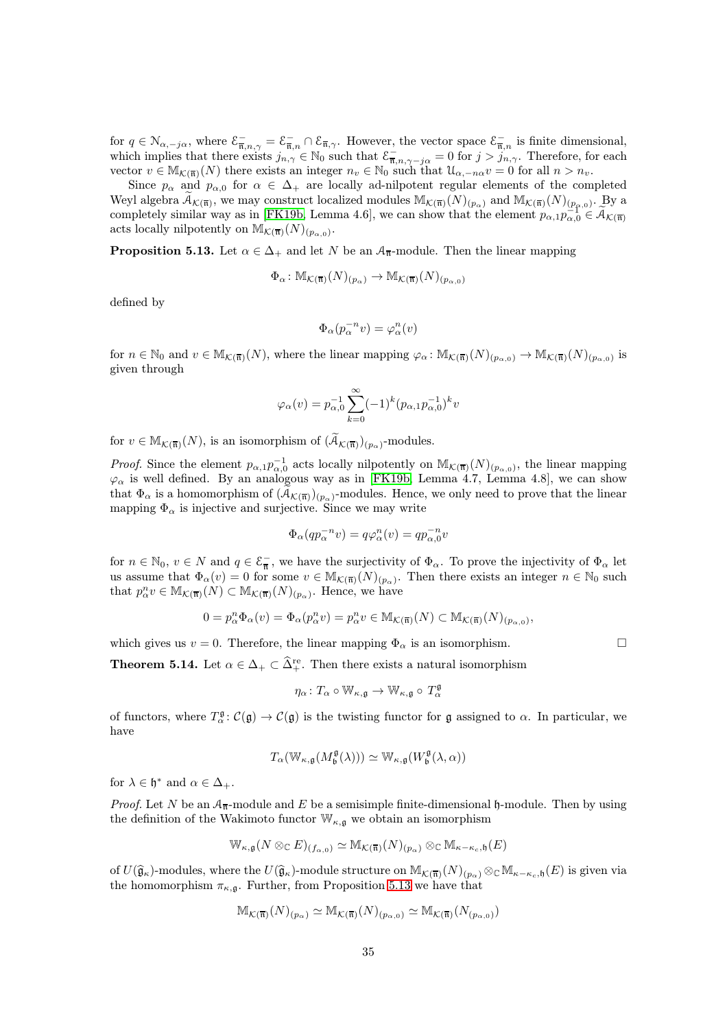for $q \in \mathcal{N}_{\alpha,-j\alpha}$, where $\mathcal{E}^-_{\overline{\mathfrak{n}},n,\gamma} = \mathcal{E}^-_{\overline{\mathfrak{n}},n} \cap \mathcal{E}_{\overline{\mathfrak{n}},\gamma}$. However, the vector space $\mathcal{E}^-_{\overline{\mathfrak{n}},n}$ is finite dimensional, which implies that there exists $j_{n,\gamma} \in \mathbb{N}_0$ such that $\mathcal{E}^-_{\overline{\mathfrak{n}},n,\gamma-j\alpha} = 0$ for $j > j_{n,\gamma}$. Therefore, for each vector $v \in \mathbb{M}_{\mathcal{K}(\overline{\mathfrak{n}})}(N)$ there exists an integer $n_v \in \mathbb{N}_0$ such that $\mathcal{U}_{\alpha,-n\alpha} v = 0$ for all $n > n_v$.

Since $p_\alpha$ and $p_{\alpha,0}$ for $\alpha \in \Delta_+$ are locally ad-nilpotent regular elements of the completed Weyl algebra $\widetilde{\mathcal{A}}_{\mathcal{K}(\overline{\mathfrak{n}})}$, we may construct localized modules $\mathbb{M}_{\mathcal{K}(\overline{\mathfrak{n}})}(N)_{(p_\alpha)}$ and $\mathbb{M}_{\mathcal{K}(\overline{\mathfrak{n}})}(N)_{(p_{\alpha,0})}$. By a completely similar way as in [FK19b, Lemma 4.6], we can show that the element $p_{\alpha,1}p_{\alpha,0}^{-1} \in \widetilde{\mathcal{A}}_{\mathcal{K}(\overline{\mathfrak{n}})}$ acts locally nilpotently on $\mathbb{M}_{\mathcal{K}(\overline{\mathfrak{n}})}(N)_{(p_{\alpha,0})}$.

**Proposition 5.13.** Let $\alpha \in \Delta_+$ and let $N$ be an $\mathcal{A}_{\overline{\mathfrak{n}}}$-module. Then the linear mapping

$$\Phi_\alpha \colon \mathbb{M}_{\mathcal{K}(\overline{\mathfrak{n}})}(N)_{(p_\alpha)} \to \mathbb{M}_{\mathcal{K}(\overline{\mathfrak{n}})}(N)_{(p_{\alpha,0})}$$

defined by

$$\Phi_\alpha(p_\alpha^{-n} v) = \varphi_\alpha^n(v)$$

for $n \in \mathbb{N}_0$ and $v \in \mathbb{M}_{\mathcal{K}(\overline{\mathfrak{n}})}(N)$, where the linear mapping $\varphi_\alpha \colon \mathbb{M}_{\mathcal{K}(\overline{\mathfrak{n}})}(N)_{(p_{\alpha,0})} \to \mathbb{M}_{\mathcal{K}(\overline{\mathfrak{n}})}(N)_{(p_{\alpha,0})}$ is given through

$$\varphi_\alpha(v) = p_{\alpha,0}^{-1} \sum_{k=0}^{\infty} (-1)^k (p_{\alpha,1}p_{\alpha,0}^{-1})^k v$$

for $v \in \mathbb{M}_{\mathcal{K}(\overline{\mathfrak{n}})}(N)$, is an isomorphism of $(\widetilde{\mathcal{A}}_{\mathcal{K}(\overline{\mathfrak{n}})})_{(p_\alpha)}$-modules.

*Proof.* Since the element $p_{\alpha,1}p_{\alpha,0}^{-1}$ acts locally nilpotently on $\mathbb{M}_{\mathcal{K}(\overline{\mathfrak{n}})}(N)_{(p_{\alpha,0})}$, the linear mapping $\varphi_\alpha$ is well defined. By an analogous way as in [FK19b, Lemma 4.7, Lemma 4.8], we can show that $\Phi_\alpha$ is a homomorphism of $(\widetilde{\mathcal{A}}_{\mathcal{K}(\overline{\mathfrak{n}})})_{(p_\alpha)}$-modules. Hence, we only need to prove that the linear mapping $\Phi_\alpha$ is injective and surjective. Since we may write

$$\Phi_\alpha(q p_\alpha^{-n} v) = q\varphi_\alpha^n(v) = q p_{\alpha,0}^{-n} v$$

for $n \in \mathbb{N}_0$, $v \in N$ and $q \in \mathcal{E}^-_{\overline{\mathfrak{n}}}$, we have the surjectivity of $\Phi_\alpha$. To prove the injectivity of $\Phi_\alpha$ let us assume that $\Phi_\alpha(v) = 0$ for some $v \in \mathbb{M}_{\mathcal{K}(\overline{\mathfrak{n}})}(N)_{(p_\alpha)}$. Then there exists an integer $n \in \mathbb{N}_0$ such that $p_\alpha^n v \in \mathbb{M}_{\mathcal{K}(\overline{\mathfrak{n}})}(N) \subset \mathbb{M}_{\mathcal{K}(\overline{\mathfrak{n}})}(N)_{(p_\alpha)}$. Hence, we have

$$0 = p_\alpha^n \Phi_\alpha(v) = \Phi_\alpha(p_\alpha^n v) = p_\alpha^n v \in \mathbb{M}_{\mathcal{K}(\overline{\mathfrak{n}})}(N) \subset \mathbb{M}_{\mathcal{K}(\overline{\mathfrak{n}})}(N)_{(p_{\alpha,0})},$$

which gives us $v = 0$. Therefore, the linear mapping $\Phi_\alpha$ is an isomorphism. $\square$

**Theorem 5.14.** Let $\alpha \in \Delta_+ \subset \widehat{\Delta}^{\mathrm{re}}_+$. Then there exists a natural isomorphism

$$\eta_\alpha \colon T_\alpha \circ \mathbb{W}_{\kappa,\mathfrak{g}} \to \mathbb{W}_{\kappa,\mathfrak{g}} \circ T_\alpha^{\mathfrak{g}}$$

of functors, where $T_\alpha^{\mathfrak{g}} \colon \mathcal{C}(\mathfrak{g}) \to \mathcal{C}(\mathfrak{g})$ is the twisting functor for $\mathfrak{g}$ assigned to $\alpha$. In particular, we have

$$T_\alpha(\mathbb{W}_{\kappa,\mathfrak{g}}(M_{\mathfrak{b}}^{\mathfrak{g}}(\lambda))) \simeq \mathbb{W}_{\kappa,\mathfrak{g}}(W_{\mathfrak{b}}^{\mathfrak{g}}(\lambda,\alpha))$$

for $\lambda \in \mathfrak{h}^*$ and $\alpha \in \Delta_+$.

*Proof.* Let $N$ be an $\mathcal{A}_{\overline{\mathfrak{n}}}$-module and $E$ be a semisimple finite-dimensional $\mathfrak{h}$-module. Then by using the definition of the Wakimoto functor $\mathbb{W}_{\kappa,\mathfrak{g}}$ we obtain an isomorphism

$$\mathbb{W}_{\kappa,\mathfrak{g}}(N \otimes_{\mathbb{C}} E)_{(f_{\alpha,0})} \simeq \mathbb{M}_{\mathcal{K}(\overline{\mathfrak{n}})}(N)_{(p_\alpha)} \otimes_{\mathbb{C}} \mathbb{M}_{\kappa-\kappa_c,\mathfrak{h}}(E)$$

of $U(\widehat{\mathfrak{g}}_\kappa)$-modules, where the $U(\widehat{\mathfrak{g}}_\kappa)$-module structure on $\mathbb{M}_{\mathcal{K}(\overline{\mathfrak{n}})}(N)_{(p_\alpha)} \otimes_{\mathbb{C}} \mathbb{M}_{\kappa-\kappa_c,\mathfrak{h}}(E)$ is given via the homomorphism $\pi_{\kappa,\mathfrak{g}}$. Further, from Proposition 5.13 we have that

$$\mathbb{M}_{\mathcal{K}(\overline{\mathfrak{n}})}(N)_{(p_\alpha)} \simeq \mathbb{M}_{\mathcal{K}(\overline{\mathfrak{n}})}(N)_{(p_{\alpha,0})} \simeq \mathbb{M}_{\mathcal{K}(\overline{\mathfrak{n}})}(N_{(p_{\alpha,0})})$$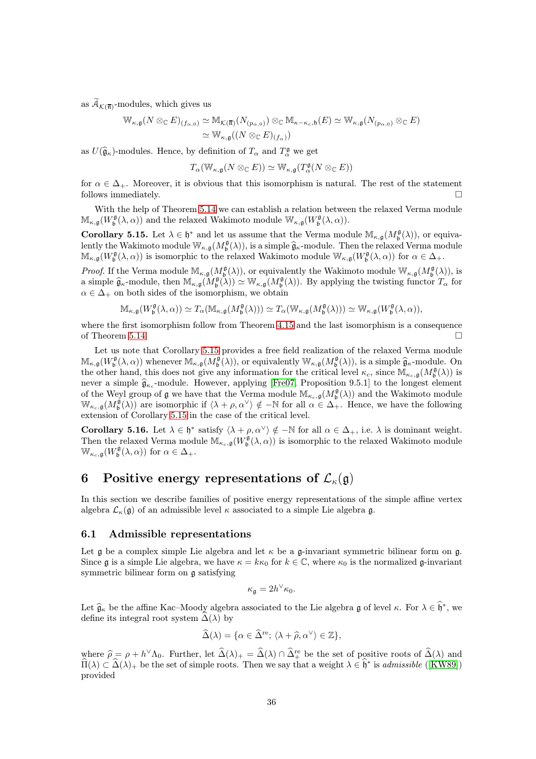as $\widetilde{\mathcal{A}}_{\mathcal{K}(\overline{\mathfrak{n}})}$-modules, which gives us

$$\mathbb{W}_{\kappa,\mathfrak{g}}(N \otimes_{\mathbb{C}} E)_{(f_\alpha,0)} \simeq \mathbb{M}_{\mathcal{K}(\overline{\mathfrak{n}})}(N_{(p_{\alpha,0})}) \otimes_{\mathbb{C}} \mathbb{M}_{\kappa-\kappa_c,\mathfrak{h}}(E) \simeq \mathbb{W}_{\kappa,\mathfrak{g}}(N_{(p_{\alpha,0})} \otimes_{\mathbb{C}} E)$$
$$\simeq \mathbb{W}_{\kappa,\mathfrak{g}}((N \otimes_{\mathbb{C}} E)_{(f_\alpha)})$$

as $U(\widehat{\mathfrak{g}}_\kappa)$-modules. Hence, by definition of $T_\alpha$ and $T_\alpha^{\mathfrak{g}}$ we get

$$T_\alpha(\mathbb{W}_{\kappa,\mathfrak{g}}(N \otimes_{\mathbb{C}} E)) \simeq \mathbb{W}_{\kappa,\mathfrak{g}}(T_\alpha^{\mathfrak{g}}(N \otimes_{\mathbb{C}} E))$$

for $\alpha \in \Delta_+$. Moreover, it is obvious that this isomorphism is natural. The rest of the statement follows immediately. □

With the help of Theorem 5.14 we can establish a relation between the relaxed Verma module $\mathbb{M}_{\kappa,\mathfrak{g}}(W_{\mathfrak{b}}^{\mathfrak{g}}(\lambda,\alpha))$ and the relaxed Wakimoto module $\mathbb{W}_{\kappa,\mathfrak{g}}(W_{\mathfrak{b}}^{\mathfrak{g}}(\lambda,\alpha))$.

**Corollary 5.15.** Let $\lambda \in \mathfrak{h}^*$ and let us assume that the Verma module $\mathbb{M}_{\kappa,\mathfrak{g}}(M_{\mathfrak{b}}^{\mathfrak{g}}(\lambda))$, or equivalently the Wakimoto module $\mathbb{W}_{\kappa,\mathfrak{g}}(M_{\mathfrak{b}}^{\mathfrak{g}}(\lambda))$, is a simple $\widehat{\mathfrak{g}}_\kappa$-module. Then the relaxed Verma module $\mathbb{M}_{\kappa,\mathfrak{g}}(W_{\mathfrak{b}}^{\mathfrak{g}}(\lambda,\alpha))$ is isomorphic to the relaxed Wakimoto module $\mathbb{W}_{\kappa,\mathfrak{g}}(W_{\mathfrak{b}}^{\mathfrak{g}}(\lambda,\alpha))$ for $\alpha \in \Delta_+$.

*Proof.* If the Verma module $\mathbb{M}_{\kappa,\mathfrak{g}}(M_{\mathfrak{b}}^{\mathfrak{g}}(\lambda))$, or equivalently the Wakimoto module $\mathbb{W}_{\kappa,\mathfrak{g}}(M_{\mathfrak{b}}^{\mathfrak{g}}(\lambda))$, is a simple $\widehat{\mathfrak{g}}_\kappa$-module, then $\mathbb{M}_{\kappa,\mathfrak{g}}(M_{\mathfrak{b}}^{\mathfrak{g}}(\lambda)) \simeq \mathbb{W}_{\kappa,\mathfrak{g}}(M_{\mathfrak{b}}^{\mathfrak{g}}(\lambda))$. By applying the twisting functor $T_\alpha$ for $\alpha \in \Delta_+$ on both sides of the isomorphism, we obtain

$$\mathbb{M}_{\kappa,\mathfrak{g}}(W_{\mathfrak{b}}^{\mathfrak{g}}(\lambda,\alpha)) \simeq T_\alpha(\mathbb{M}_{\kappa,\mathfrak{g}}(M_{\mathfrak{b}}^{\mathfrak{g}}(\lambda))) \simeq T_\alpha(\mathbb{W}_{\kappa,\mathfrak{g}}(M_{\mathfrak{b}}^{\mathfrak{g}}(\lambda))) \simeq \mathbb{W}_{\kappa,\mathfrak{g}}(W_{\mathfrak{b}}^{\mathfrak{g}}(\lambda,\alpha)),$$

where the first isomorphism follow from Theorem 4.15 and the last isomorphism is a consequence of Theorem 5.14. □

Let us note that Corollary 5.15 provides a free field realization of the relaxed Verma module $\mathbb{M}_{\kappa,\mathfrak{g}}(W_{\mathfrak{b}}^{\mathfrak{g}}(\lambda,\alpha))$ whenever $\mathbb{M}_{\kappa,\mathfrak{g}}(M_{\mathfrak{b}}^{\mathfrak{g}}(\lambda))$, or equivalently $\mathbb{W}_{\kappa,\mathfrak{g}}(M_{\mathfrak{b}}^{\mathfrak{g}}(\lambda))$, is a simple $\widehat{\mathfrak{g}}_\kappa$-module. On the other hand, this does not give any information for the critical level $\kappa_c$, since $\mathbb{M}_{\kappa_c,\mathfrak{g}}(M_{\mathfrak{b}}^{\mathfrak{g}}(\lambda))$ is never a simple $\widehat{\mathfrak{g}}_{\kappa_c}$-module. However, applying [Fre07, Proposition 9.5.1] to the longest element of the Weyl group of $\mathfrak{g}$ we have that the Verma module $\mathbb{M}_{\kappa_c,\mathfrak{g}}(M_{\mathfrak{b}}^{\mathfrak{g}}(\lambda))$ and the Wakimoto module $\mathbb{W}_{\kappa_c,\mathfrak{g}}(M_{\mathfrak{b}}^{\mathfrak{g}}(\lambda))$ are isomorphic if $\langle \lambda+\rho,\alpha^\vee\rangle \notin -\mathbb{N}$ for all $\alpha \in \Delta_+$. Hence, we have the following extension of Corollary 5.15 in the case of the critical level.

**Corollary 5.16.** Let $\lambda \in \mathfrak{h}^*$ satisfy $\langle \lambda+\rho,\alpha^\vee\rangle \notin -\mathbb{N}$ for all $\alpha \in \Delta_+$, i.e. $\lambda$ is dominant weight. Then the relaxed Verma module $\mathbb{M}_{\kappa_c,\mathfrak{g}}(W_{\mathfrak{b}}^{\mathfrak{g}}(\lambda,\alpha))$ is isomorphic to the relaxed Wakimoto module $\mathbb{W}_{\kappa_c,\mathfrak{g}}(W_{\mathfrak{b}}^{\mathfrak{g}}(\lambda,\alpha))$ for $\alpha \in \Delta_+$.

# 6 Positive energy representations of $\mathcal{L}_\kappa(\mathfrak{g})$

In this section we describe families of positive energy representations of the simple affine vertex algebra $\mathcal{L}_\kappa(\mathfrak{g})$ of an admissible level $\kappa$ associated to a simple Lie algebra $\mathfrak{g}$.

## 6.1 Admissible representations

Let $\mathfrak{g}$ be a complex simple Lie algebra and let $\kappa$ be a $\mathfrak{g}$-invariant symmetric bilinear form on $\mathfrak{g}$. Since $\mathfrak{g}$ is a simple Lie algebra, we have $\kappa = k\kappa_0$ for $k \in \mathbb{C}$, where $\kappa_0$ is the normalized $\mathfrak{g}$-invariant symmetric bilinear form on $\mathfrak{g}$ satisfying

$$\kappa_{\mathfrak{g}} = 2h^\vee \kappa_0.$$

Let $\widehat{\mathfrak{g}}_\kappa$ be the affine Kac–Moody algebra associated to the Lie algebra $\mathfrak{g}$ of level $\kappa$. For $\lambda \in \widehat{\mathfrak{h}}^*$, we define its integral root system $\widehat{\Delta}(\lambda)$ by

$$\widehat{\Delta}(\lambda) = \{\alpha \in \widehat{\Delta}^{\rm re};\, \langle \lambda+\widehat{\rho},\alpha^\vee\rangle \in \mathbb{Z}\},$$

where $\widehat{\rho} = \rho + h^\vee\Lambda_0$. Further, let $\widehat{\Delta}(\lambda)_+ = \widehat{\Delta}(\lambda) \cap \widehat{\Delta}_+^{\rm re}$ be the set of positive roots of $\widehat{\Delta}(\lambda)$ and $\widehat{\Pi}(\lambda) \subset \widehat{\Delta}(\lambda)_+$ be the set of simple roots. Then we say that a weight $\lambda \in \widehat{\mathfrak{h}}^*$ is *admissible* ([KW89]) provided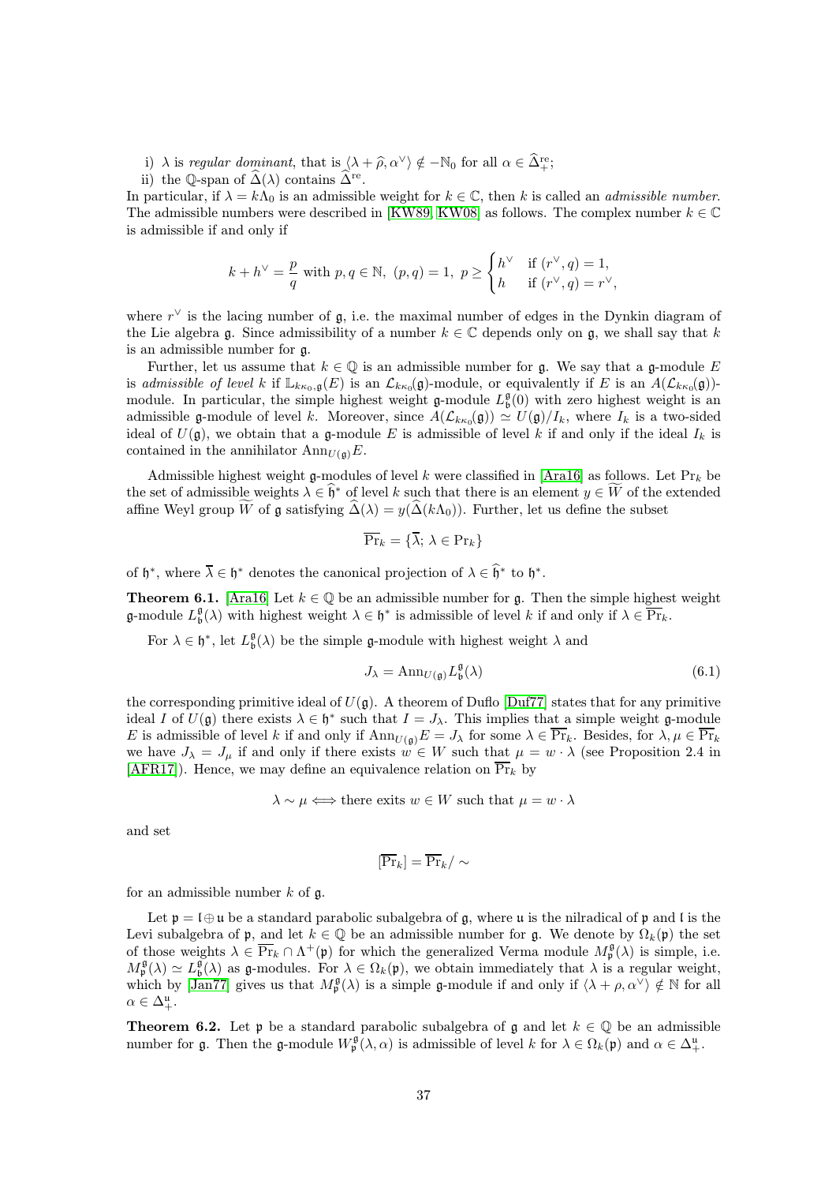i) $\lambda$ is *regular dominant*, that is $\langle \lambda + \widehat{\rho}, \alpha^\vee \rangle \notin -\mathbb{N}_0$ for all $\alpha \in \widehat{\Delta}_+^{\mathrm{re}}$;

ii) the $\mathbb{Q}$-span of $\widehat{\Delta}(\lambda)$ contains $\widehat{\Delta}^{\mathrm{re}}$.

In particular, if $\lambda = k\Lambda_0$ is an admissible weight for $k \in \mathbb{C}$, then $k$ is called an *admissible number*. The admissible numbers were described in [KW89, KW08] as follows. The complex number $k \in \mathbb{C}$ is admissible if and only if

$$k + h^\vee = \frac{p}{q} \text{ with } p, q \in \mathbb{N},\ (p,q) = 1,\ p \geq \begin{cases} h^\vee & \text{if } (r^\vee, q) = 1, \\ h & \text{if } (r^\vee, q) = r^\vee, \end{cases}$$

where $r^\vee$ is the lacing number of $\mathfrak{g}$, i.e. the maximal number of edges in the Dynkin diagram of the Lie algebra $\mathfrak{g}$. Since admissibility of a number $k \in \mathbb{C}$ depends only on $\mathfrak{g}$, we shall say that $k$ is an admissible number for $\mathfrak{g}$.

Further, let us assume that $k \in \mathbb{Q}$ is an admissible number for $\mathfrak{g}$. We say that a $\mathfrak{g}$-module $E$ is *admissible of level* $k$ if $\mathbb{L}_{k\kappa_0,\mathfrak{g}}(E)$ is an $\mathcal{L}_{k\kappa_0}(\mathfrak{g})$-module, or equivalently if $E$ is an $A(\mathcal{L}_{k\kappa_0}(\mathfrak{g}))$-module. In particular, the simple highest weight $\mathfrak{g}$-module $L_{\mathfrak{b}}^{\mathfrak{g}}(0)$ with zero highest weight is an admissible $\mathfrak{g}$-module of level $k$. Moreover, since $A(\mathcal{L}_{k\kappa_0}(\mathfrak{g})) \simeq U(\mathfrak{g})/I_k$, where $I_k$ is a two-sided ideal of $U(\mathfrak{g})$, we obtain that a $\mathfrak{g}$-module $E$ is admissible of level $k$ if and only if the ideal $I_k$ is contained in the annihilator $\mathrm{Ann}_{U(\mathfrak{g})}E$.

Admissible highest weight $\mathfrak{g}$-modules of level $k$ were classified in [Ara16] as follows. Let $\mathrm{Pr}_k$ be the set of admissible weights $\lambda \in \widehat{\mathfrak{h}}^*$ of level $k$ such that there is an element $y \in \widetilde{W}$ of the extended affine Weyl group $\widetilde{W}$ of $\mathfrak{g}$ satisfying $\widehat{\Delta}(\lambda) = y(\widehat{\Delta}(k\Lambda_0))$. Further, let us define the subset

$$\overline{\mathrm{Pr}}_k = \{\overline{\lambda};\ \lambda \in \mathrm{Pr}_k\}$$

of $\mathfrak{h}^*$, where $\overline{\lambda} \in \mathfrak{h}^*$ denotes the canonical projection of $\lambda \in \widehat{\mathfrak{h}}^*$ to $\mathfrak{h}^*$.

**Theorem 6.1.** [Ara16] Let $k \in \mathbb{Q}$ be an admissible number for $\mathfrak{g}$. Then the simple highest weight $\mathfrak{g}$-module $L_{\mathfrak{b}}^{\mathfrak{g}}(\lambda)$ with highest weight $\lambda \in \mathfrak{h}^*$ is admissible of level $k$ if and only if $\lambda \in \overline{\mathrm{Pr}}_k$.

For $\lambda \in \mathfrak{h}^*$, let $L_{\mathfrak{b}}^{\mathfrak{g}}(\lambda)$ be the simple $\mathfrak{g}$-module with highest weight $\lambda$ and

$$J_\lambda = \mathrm{Ann}_{U(\mathfrak{g})} L_{\mathfrak{b}}^{\mathfrak{g}}(\lambda) \tag{6.1}$$

the corresponding primitive ideal of $U(\mathfrak{g})$. A theorem of Duflo [Duf77] states that for any primitive ideal $I$ of $U(\mathfrak{g})$ there exists $\lambda \in \mathfrak{h}^*$ such that $I = J_\lambda$. This implies that a simple weight $\mathfrak{g}$-module $E$ is admissible of level $k$ if and only if $\mathrm{Ann}_{U(\mathfrak{g})}E = J_\lambda$ for some $\lambda \in \overline{\mathrm{Pr}}_k$. Besides, for $\lambda, \mu \in \overline{\mathrm{Pr}}_k$ we have $J_\lambda = J_\mu$ if and only if there exists $w \in W$ such that $\mu = w \cdot \lambda$ (see Proposition 2.4 in [AFR17]). Hence, we may define an equivalence relation on $\overline{\mathrm{Pr}}_k$ by

$$\lambda \sim \mu \iff \text{there exits } w \in W \text{ such that } \mu = w \cdot \lambda$$

and set

$$[\overline{\mathrm{Pr}}_k] = \overline{\mathrm{Pr}}_k / \sim$$

for an admissible number $k$ of $\mathfrak{g}$.

Let $\mathfrak{p} = \mathfrak{l} \oplus \mathfrak{u}$ be a standard parabolic subalgebra of $\mathfrak{g}$, where $\mathfrak{u}$ is the nilradical of $\mathfrak{p}$ and $\mathfrak{l}$ is the Levi subalgebra of $\mathfrak{p}$, and let $k \in \mathbb{Q}$ be an admissible number for $\mathfrak{g}$. We denote by $\Omega_k(\mathfrak{p})$ the set of those weights $\lambda \in \overline{\mathrm{Pr}}_k \cap \Lambda^+(\mathfrak{p})$ for which the generalized Verma module $M_{\mathfrak{p}}^{\mathfrak{g}}(\lambda)$ is simple, i.e. $M_{\mathfrak{p}}^{\mathfrak{g}}(\lambda) \simeq L_{\mathfrak{b}}^{\mathfrak{g}}(\lambda)$ as $\mathfrak{g}$-modules. For $\lambda \in \Omega_k(\mathfrak{p})$, we obtain immediately that $\lambda$ is a regular weight, which by [Jan77] gives us that $M_{\mathfrak{p}}^{\mathfrak{g}}(\lambda)$ is a simple $\mathfrak{g}$-module if and only if $\langle \lambda + \rho, \alpha^\vee \rangle \notin \mathbb{N}$ for all $\alpha \in \Delta_+^{\mathfrak{u}}$.

**Theorem 6.2.** Let $\mathfrak{p}$ be a standard parabolic subalgebra of $\mathfrak{g}$ and let $k \in \mathbb{Q}$ be an admissible number for $\mathfrak{g}$. Then the $\mathfrak{g}$-module $W_{\mathfrak{p}}^{\mathfrak{g}}(\lambda, \alpha)$ is admissible of level $k$ for $\lambda \in \Omega_k(\mathfrak{p})$ and $\alpha \in \Delta_+^{\mathfrak{u}}$.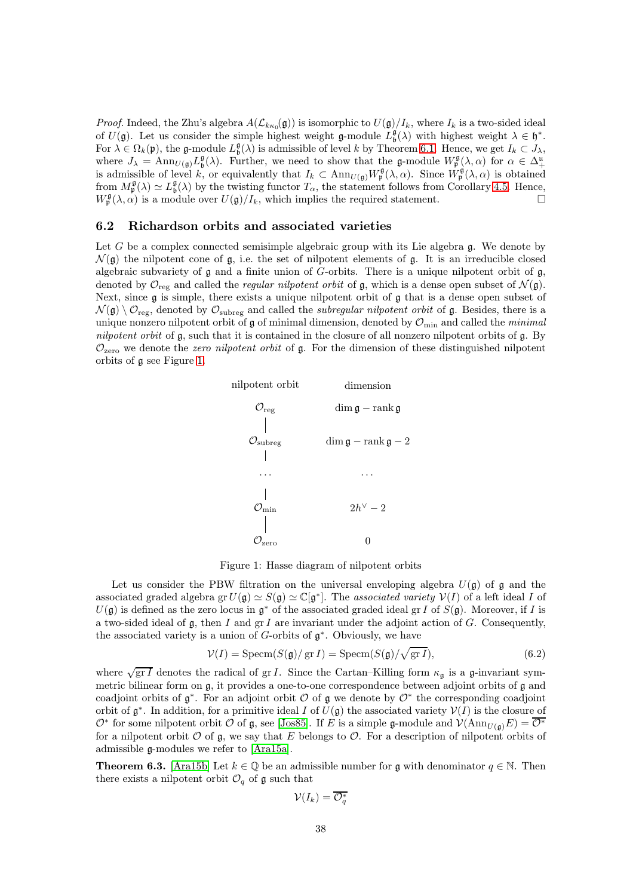*Proof.* Indeed, the Zhu's algebra $A(\mathcal{L}_{k\kappa_0}(\mathfrak{g}))$ is isomorphic to $U(\mathfrak{g})/I_k$, where $I_k$ is a two-sided ideal of $U(\mathfrak{g})$. Let us consider the simple highest weight $\mathfrak{g}$-module $L^{\mathfrak{g}}_{\mathfrak{b}}(\lambda)$ with highest weight $\lambda \in \mathfrak{h}^*$. For $\lambda \in \Omega_k(\mathfrak{p})$, the $\mathfrak{g}$-module $L^{\mathfrak{g}}_{\mathfrak{b}}(\lambda)$ is admissible of level $k$ by Theorem 6.1. Hence, we get $I_k \subset J_\lambda$, where $J_\lambda = \operatorname{Ann}_{U(\mathfrak{g})} L^{\mathfrak{g}}_{\mathfrak{b}}(\lambda)$. Further, we need to show that the $\mathfrak{g}$-module $W^{\mathfrak{g}}_{\mathfrak{p}}(\lambda, \alpha)$ for $\alpha \in \Delta^{\mathfrak{u}}_+$ is admissible of level $k$, or equivalently that $I_k \subset \operatorname{Ann}_{U(\mathfrak{g})} W^{\mathfrak{g}}_{\mathfrak{p}}(\lambda, \alpha)$. Since $W^{\mathfrak{g}}_{\mathfrak{p}}(\lambda, \alpha)$ is obtained from $M^{\mathfrak{g}}_{\mathfrak{p}}(\lambda) \simeq L^{\mathfrak{g}}_{\mathfrak{b}}(\lambda)$ by the twisting functor $T_\alpha$, the statement follows from Corollary 4.5. Hence, $W^{\mathfrak{g}}_{\mathfrak{p}}(\lambda, \alpha)$ is a module over $U(\mathfrak{g})/I_k$, which implies the required statement. □

### 6.2 Richardson orbits and associated varieties

Let $G$ be a complex connected semisimple algebraic group with its Lie algebra $\mathfrak{g}$. We denote by $\mathcal{N}(\mathfrak{g})$ the nilpotent cone of $\mathfrak{g}$, i.e. the set of nilpotent elements of $\mathfrak{g}$. It is an irreducible closed algebraic subvariety of $\mathfrak{g}$ and a finite union of $G$-orbits. There is a unique nilpotent orbit of $\mathfrak{g}$, denoted by $\mathcal{O}_{\mathrm{reg}}$ and called the *regular nilpotent orbit* of $\mathfrak{g}$, which is a dense open subset of $\mathcal{N}(\mathfrak{g})$. Next, since $\mathfrak{g}$ is simple, there exists a unique nilpotent orbit of $\mathfrak{g}$ that is a dense open subset of $\mathcal{N}(\mathfrak{g}) \setminus \mathcal{O}_{\mathrm{reg}}$, denoted by $\mathcal{O}_{\mathrm{subreg}}$ and called the *subregular nilpotent orbit* of $\mathfrak{g}$. Besides, there is a unique nonzero nilpotent orbit of $\mathfrak{g}$ of minimal dimension, denoted by $\mathcal{O}_{\min}$ and called the *minimal nilpotent orbit* of $\mathfrak{g}$, such that it is contained in the closure of all nonzero nilpotent orbits of $\mathfrak{g}$. By $\mathcal{O}_{\mathrm{zero}}$ we denote the *zero nilpotent orbit* of $\mathfrak{g}$. For the dimension of these distinguished nilpotent orbits of $\mathfrak{g}$ see Figure 1.

| nilpotent orbit | dimension |
|---|---|
| $\mathcal{O}_{\mathrm{reg}}$ | $\dim \mathfrak{g} - \operatorname{rank} \mathfrak{g}$ |
| $\mathcal{O}_{\mathrm{subreg}}$ | $\dim \mathfrak{g} - \operatorname{rank} \mathfrak{g} - 2$ |
| $\dots$ | $\dots$ |
| $\mathcal{O}_{\min}$ | $2h^\vee - 2$ |
| $\mathcal{O}_{\mathrm{zero}}$ | $0$ |

Figure 1: Hasse diagram of nilpotent orbits

Let us consider the PBW filtration on the universal enveloping algebra $U(\mathfrak{g})$ of $\mathfrak{g}$ and the associated graded algebra $\operatorname{gr} U(\mathfrak{g}) \simeq S(\mathfrak{g}) \simeq \mathbb{C}[\mathfrak{g}^*]$. The *associated variety* $\mathcal{V}(I)$ of a left ideal $I$ of $U(\mathfrak{g})$ is defined as the zero locus in $\mathfrak{g}^*$ of the associated graded ideal $\operatorname{gr} I$ of $S(\mathfrak{g})$. Moreover, if $I$ is a two-sided ideal of $\mathfrak{g}$, then $I$ and $\operatorname{gr} I$ are invariant under the adjoint action of $G$. Consequently, the associated variety is a union of $G$-orbits of $\mathfrak{g}^*$. Obviously, we have

$$\mathcal{V}(I) = \operatorname{Specm}(S(\mathfrak{g})/\operatorname{gr} I) = \operatorname{Specm}(S(\mathfrak{g})/\sqrt{\operatorname{gr} I}), \tag{6.2}$$

where $\sqrt{\operatorname{gr} I}$ denotes the radical of $\operatorname{gr} I$. Since the Cartan–Killing form $\kappa_{\mathfrak{g}}$ is a $\mathfrak{g}$-invariant symmetric bilinear form on $\mathfrak{g}$, it provides a one-to-one correspondence between adjoint orbits of $\mathfrak{g}$ and coadjoint orbits of $\mathfrak{g}^*$. For an adjoint orbit $\mathcal{O}$ of $\mathfrak{g}$ we denote by $\mathcal{O}^*$ the corresponding coadjoint orbit of $\mathfrak{g}^*$. In addition, for a primitive ideal $I$ of $U(\mathfrak{g})$ the associated variety $\mathcal{V}(I)$ is the closure of $\mathcal{O}^*$ for some nilpotent orbit $\mathcal{O}$ of $\mathfrak{g}$, see [Jos85]. If $E$ is a simple $\mathfrak{g}$-module and $\mathcal{V}(\operatorname{Ann}_{U(\mathfrak{g})} E) = \overline{\mathcal{O}^*}$ for a nilpotent orbit $\mathcal{O}$ of $\mathfrak{g}$, we say that $E$ belongs to $\mathcal{O}$. For a description of nilpotent orbits of admissible $\mathfrak{g}$-modules we refer to [Ara15a].

**Theorem 6.3.** [Ara15b] Let $k \in \mathbb{Q}$ be an admissible number for $\mathfrak{g}$ with denominator $q \in \mathbb{N}$. Then there exists a nilpotent orbit $\mathcal{O}_q$ of $\mathfrak{g}$ such that

$$\mathcal{V}(I_k) = \overline{\mathcal{O}^*_q}$$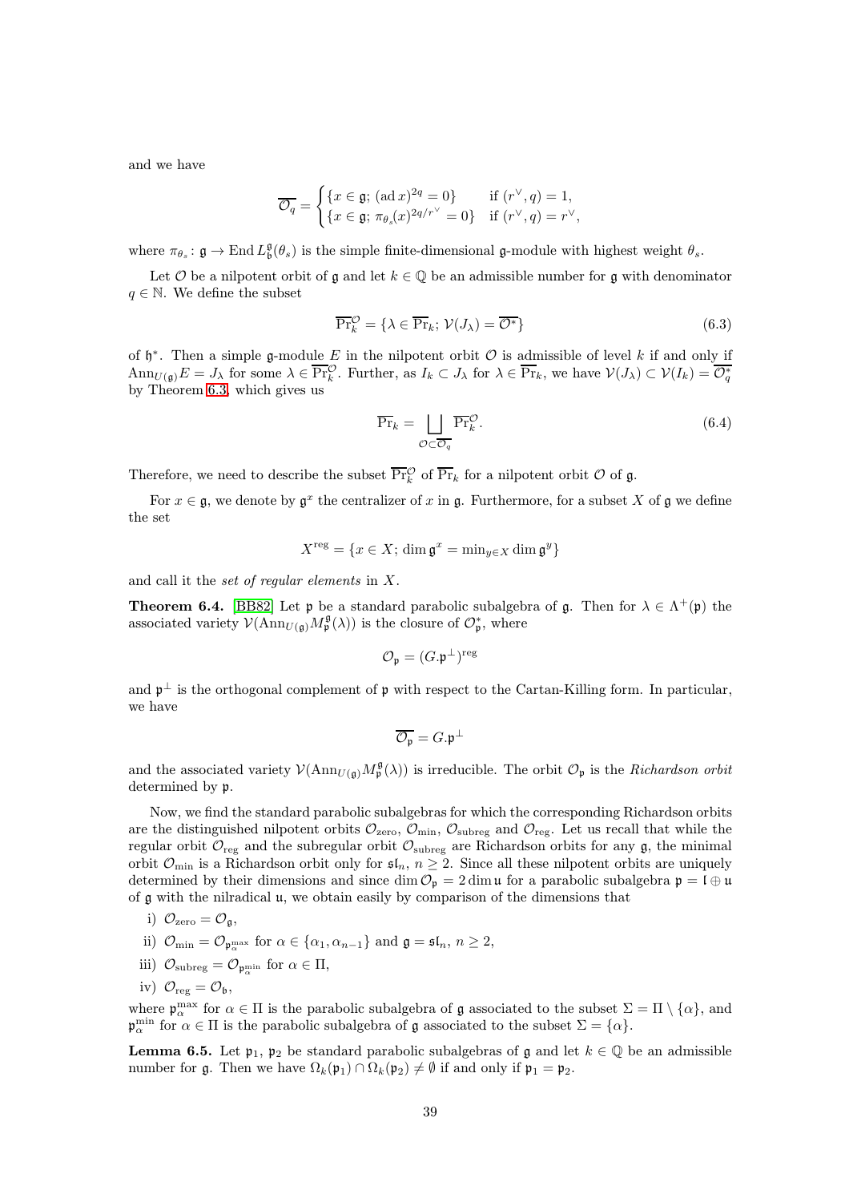and we have

$$\overline{\mathcal{O}_q} = \begin{cases} \{x \in \mathfrak{g};\, (\operatorname{ad} x)^{2q} = 0\} & \text{if } (r^\vee, q) = 1, \\ \{x \in \mathfrak{g};\, \pi_{\theta_s}(x)^{2q/r^\vee} = 0\} & \text{if } (r^\vee, q) = r^\vee, \end{cases}$$

where $\pi_{\theta_s} \colon \mathfrak{g} \to \operatorname{End} L^{\mathfrak{g}}_{\mathfrak{b}}(\theta_s)$ is the simple finite-dimensional $\mathfrak{g}$-module with highest weight $\theta_s$.

Let $\mathcal{O}$ be a nilpotent orbit of $\mathfrak{g}$ and let $k \in \mathbb{Q}$ be an admissible number for $\mathfrak{g}$ with denominator $q \in \mathbb{N}$. We define the subset

$$\overline{\Pr}{}^{\mathcal{O}}_k = \{\lambda \in \overline{\Pr}_k;\, \mathcal{V}(J_\lambda) = \overline{\mathcal{O}^*}\} \tag{6.3}$$

of $\mathfrak{h}^*$. Then a simple $\mathfrak{g}$-module $E$ in the nilpotent orbit $\mathcal{O}$ is admissible of level $k$ if and only if $\operatorname{Ann}_{U(\mathfrak{g})} E = J_\lambda$ for some $\lambda \in \overline{\Pr}{}^{\mathcal{O}}_k$. Further, as $I_k \subset J_\lambda$ for $\lambda \in \overline{\Pr}_k$, we have $\mathcal{V}(J_\lambda) \subset \mathcal{V}(I_k) = \overline{\mathcal{O}^*_q}$ by Theorem 6.3, which gives us

$$\overline{\Pr}_k = \bigsqcup_{\mathcal{O} \subset \overline{\mathcal{O}_q}} \overline{\Pr}{}^{\mathcal{O}}_k. \tag{6.4}$$

Therefore, we need to describe the subset $\overline{\Pr}{}^{\mathcal{O}}_k$ of $\overline{\Pr}_k$ for a nilpotent orbit $\mathcal{O}$ of $\mathfrak{g}$.

For $x \in \mathfrak{g}$, we denote by $\mathfrak{g}^x$ the centralizer of $x$ in $\mathfrak{g}$. Furthermore, for a subset $X$ of $\mathfrak{g}$ we define the set

$$X^{\mathrm{reg}} = \{x \in X;\, \dim \mathfrak{g}^x = \min_{y \in X} \dim \mathfrak{g}^y\}$$

and call it the *set of regular elements* in $X$.

**Theorem 6.4.** [BB82] Let $\mathfrak{p}$ be a standard parabolic subalgebra of $\mathfrak{g}$. Then for $\lambda \in \Lambda^+(\mathfrak{p})$ the associated variety $\mathcal{V}(\operatorname{Ann}_{U(\mathfrak{g})} M^{\mathfrak{g}}_{\mathfrak{p}}(\lambda))$ is the closure of $\mathcal{O}^*_{\mathfrak{p}}$, where

$$\mathcal{O}_{\mathfrak{p}} = (G.\mathfrak{p}^\perp)^{\mathrm{reg}}$$

and $\mathfrak{p}^\perp$ is the orthogonal complement of $\mathfrak{p}$ with respect to the Cartan-Killing form. In particular, we have

$$\overline{\mathcal{O}_{\mathfrak{p}}} = G.\mathfrak{p}^\perp$$

and the associated variety $\mathcal{V}(\operatorname{Ann}_{U(\mathfrak{g})} M^{\mathfrak{g}}_{\mathfrak{p}}(\lambda))$ is irreducible. The orbit $\mathcal{O}_{\mathfrak{p}}$ is the *Richardson orbit* determined by $\mathfrak{p}$.

Now, we find the standard parabolic subalgebras for which the corresponding Richardson orbits are the distinguished nilpotent orbits $\mathcal{O}_{\mathrm{zero}}$, $\mathcal{O}_{\mathrm{min}}$, $\mathcal{O}_{\mathrm{subreg}}$ and $\mathcal{O}_{\mathrm{reg}}$. Let us recall that while the regular orbit $\mathcal{O}_{\mathrm{reg}}$ and the subregular orbit $\mathcal{O}_{\mathrm{subreg}}$ are Richardson orbits for any $\mathfrak{g}$, the minimal orbit $\mathcal{O}_{\mathrm{min}}$ is a Richardson orbit only for $\mathfrak{sl}_n$, $n \geq 2$. Since all these nilpotent orbits are uniquely determined by their dimensions and since $\dim \mathcal{O}_{\mathfrak{p}} = 2 \dim \mathfrak{u}$ for a parabolic subalgebra $\mathfrak{p} = \mathfrak{l} \oplus \mathfrak{u}$ of $\mathfrak{g}$ with the nilradical $\mathfrak{u}$, we obtain easily by comparison of the dimensions that

i) $\mathcal{O}_{\mathrm{zero}} = \mathcal{O}_{\mathfrak{g}}$,

ii) $\mathcal{O}_{\mathrm{min}} = \mathcal{O}_{\mathfrak{p}^{\max}_\alpha}$ for $\alpha \in \{\alpha_1, \alpha_{n-1}\}$ and $\mathfrak{g} = \mathfrak{sl}_n$, $n \geq 2$,

iii) $\mathcal{O}_{\mathrm{subreg}} = \mathcal{O}_{\mathfrak{p}^{\min}_\alpha}$ for $\alpha \in \Pi$,

iv) $\mathcal{O}_{\mathrm{reg}} = \mathcal{O}_{\mathfrak{b}}$,

where $\mathfrak{p}^{\max}_\alpha$ for $\alpha \in \Pi$ is the parabolic subalgebra of $\mathfrak{g}$ associated to the subset $\Sigma = \Pi \setminus \{\alpha\}$, and $\mathfrak{p}^{\min}_\alpha$ for $\alpha \in \Pi$ is the parabolic subalgebra of $\mathfrak{g}$ associated to the subset $\Sigma = \{\alpha\}$.

**Lemma 6.5.** Let $\mathfrak{p}_1$, $\mathfrak{p}_2$ be standard parabolic subalgebras of $\mathfrak{g}$ and let $k \in \mathbb{Q}$ be an admissible number for $\mathfrak{g}$. Then we have $\Omega_k(\mathfrak{p}_1) \cap \Omega_k(\mathfrak{p}_2) \neq \emptyset$ if and only if $\mathfrak{p}_1 = \mathfrak{p}_2$.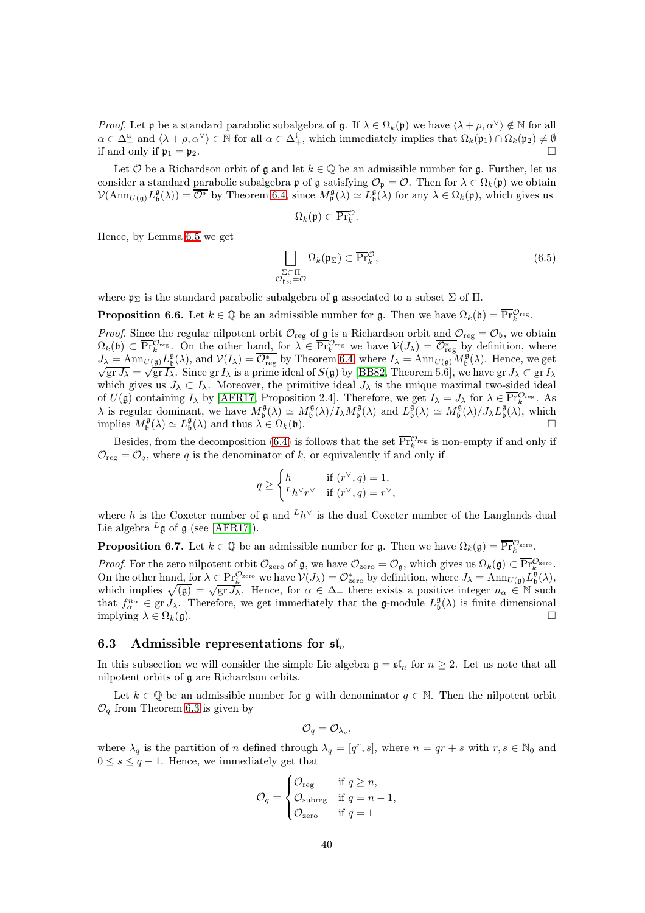*Proof.* Let $\mathfrak{p}$ be a standard parabolic subalgebra of $\mathfrak{g}$. If $\lambda \in \Omega_k(\mathfrak{p})$ we have $\langle \lambda + \rho, \alpha^\vee \rangle \notin \mathbb{N}$ for all $\alpha \in \Delta_+^{\mathfrak{u}}$ and $\langle \lambda + \rho, \alpha^\vee \rangle \in \mathbb{N}$ for all $\alpha \in \Delta_+^{\mathfrak{l}}$, which immediately implies that $\Omega_k(\mathfrak{p}_1) \cap \Omega_k(\mathfrak{p}_2) \neq \emptyset$ if and only if $\mathfrak{p}_1 = \mathfrak{p}_2$. $\square$

Let $\mathcal{O}$ be a Richardson orbit of $\mathfrak{g}$ and let $k \in \mathbb{Q}$ be an admissible number for $\mathfrak{g}$. Further, let us consider a standard parabolic subalgebra $\mathfrak{p}$ of $\mathfrak{g}$ satisfying $\mathcal{O}_{\mathfrak{p}} = \mathcal{O}$. Then for $\lambda \in \Omega_k(\mathfrak{p})$ we obtain $\mathcal{V}(\mathrm{Ann}_{U(\mathfrak{g})} L_{\mathfrak{b}}^{\mathfrak{g}}(\lambda)) = \overline{\mathcal{O}^*}$ by Theorem 6.4, since $M_{\mathfrak{p}}^{\mathfrak{g}}(\lambda) \simeq L_{\mathfrak{b}}^{\mathfrak{g}}(\lambda)$ for any $\lambda \in \Omega_k(\mathfrak{p})$, which gives us

$$\Omega_k(\mathfrak{p}) \subset \overline{\mathrm{Pr}}_k^{\mathcal{O}}.$$

Hence, by Lemma 6.5 we get

$$\bigsqcup_{\substack{\Sigma \subset \Pi \\ \mathcal{O}_{\mathfrak{p}_\Sigma} = \mathcal{O}}} \Omega_k(\mathfrak{p}_\Sigma) \subset \overline{\mathrm{Pr}}_k^{\mathcal{O}}, \tag{6.5}$$

where $\mathfrak{p}_\Sigma$ is the standard parabolic subalgebra of $\mathfrak{g}$ associated to a subset $\Sigma$ of $\Pi$.

**Proposition 6.6.** *Let $k \in \mathbb{Q}$ be an admissible number for $\mathfrak{g}$. Then we have $\Omega_k(\mathfrak{b}) = \overline{\mathrm{Pr}}_k^{\mathcal{O}_{\mathrm{reg}}}$.*

*Proof.* Since the regular nilpotent orbit $\mathcal{O}_{\mathrm{reg}}$ of $\mathfrak{g}$ is a Richardson orbit and $\mathcal{O}_{\mathrm{reg}} = \mathcal{O}_{\mathfrak{b}}$, we obtain $\Omega_k(\mathfrak{b}) \subset \overline{\mathrm{Pr}}_k^{\mathcal{O}_{\mathrm{reg}}}$. On the other hand, for $\lambda \in \overline{\mathrm{Pr}}_k^{\mathcal{O}_{\mathrm{reg}}}$ we have $\mathcal{V}(J_\lambda) = \overline{\mathcal{O}_{\mathrm{reg}}^*}$ by definition, where $J_\lambda = \mathrm{Ann}_{U(\mathfrak{g})} L_{\mathfrak{b}}^{\mathfrak{g}}(\lambda)$, and $\mathcal{V}(I_\lambda) = \overline{\mathcal{O}_{\mathrm{reg}}^*}$ by Theorem 6.4, where $I_\lambda = \mathrm{Ann}_{U(\mathfrak{g})} M_{\mathfrak{b}}^{\mathfrak{g}}(\lambda)$. Hence, we get $\sqrt{\mathrm{gr}\, J_\lambda} = \sqrt{\mathrm{gr}\, I_\lambda}$. Since $\mathrm{gr}\, I_\lambda$ is a prime ideal of $S(\mathfrak{g})$ by [BB82, Theorem 5.6], we have $\mathrm{gr}\, J_\lambda \subset \mathrm{gr}\, I_\lambda$ which gives us $J_\lambda \subset I_\lambda$. Moreover, the primitive ideal $J_\lambda$ is the unique maximal two-sided ideal of $U(\mathfrak{g})$ containing $I_\lambda$ by [AFR17, Proposition 2.4]. Therefore, we get $I_\lambda = J_\lambda$ for $\lambda \in \overline{\mathrm{Pr}}_k^{\mathcal{O}_{\mathrm{reg}}}$. As $\lambda$ is regular dominant, we have $M_{\mathfrak{b}}^{\mathfrak{g}}(\lambda) \simeq M_{\mathfrak{b}}^{\mathfrak{g}}(\lambda)/I_\lambda M_{\mathfrak{b}}^{\mathfrak{g}}(\lambda)$ and $L_{\mathfrak{b}}^{\mathfrak{g}}(\lambda) \simeq M_{\mathfrak{b}}^{\mathfrak{g}}(\lambda)/J_\lambda L_{\mathfrak{b}}^{\mathfrak{g}}(\lambda)$, which implies $M_{\mathfrak{b}}^{\mathfrak{g}}(\lambda) \simeq L_{\mathfrak{b}}^{\mathfrak{g}}(\lambda)$ and thus $\lambda \in \Omega_k(\mathfrak{b})$. $\square$

Besides, from the decomposition (6.4) is follows that the set $\overline{\mathrm{Pr}}_k^{\mathcal{O}_{\mathrm{reg}}}$ is non-empty if and only if $\mathcal{O}_{\mathrm{reg}} = \mathcal{O}_q$, where $q$ is the denominator of $k$, or equivalently if and only if

$$q \geq \begin{cases} h & \text{if } (r^\vee, q) = 1, \\ {}^L h^\vee r^\vee & \text{if } (r^\vee, q) = r^\vee, \end{cases}$$

where $h$ is the Coxeter number of $\mathfrak{g}$ and ${}^L h^\vee$ is the dual Coxeter number of the Langlands dual Lie algebra ${}^L\mathfrak{g}$ of $\mathfrak{g}$ (see [AFR17]).

**Proposition 6.7.** *Let $k \in \mathbb{Q}$ be an admissible number for $\mathfrak{g}$. Then we have $\Omega_k(\mathfrak{g}) = \overline{\mathrm{Pr}}_k^{\mathcal{O}_{\mathrm{zero}}}$.*

*Proof.* For the zero nilpotent orbit $\mathcal{O}_{\mathrm{zero}}$ of $\mathfrak{g}$, we have $\mathcal{O}_{\mathrm{zero}} = \mathcal{O}_{\mathfrak{g}}$, which gives us $\Omega_k(\mathfrak{g}) \subset \overline{\mathrm{Pr}}_k^{\mathcal{O}_{\mathrm{zero}}}$. On the other hand, for $\lambda \in \overline{\mathrm{Pr}}_k^{\mathcal{O}_{\mathrm{zero}}}$ we have $\mathcal{V}(J_\lambda) = \overline{\mathcal{O}_{\mathrm{zero}}^*}$ by definition, where $J_\lambda = \mathrm{Ann}_{U(\mathfrak{g})} L_{\mathfrak{b}}^{\mathfrak{g}}(\lambda)$, which implies $\sqrt{(\mathfrak{g})} = \sqrt{\mathrm{gr}\, J_\lambda}$. Hence, for $\alpha \in \Delta_+$ there exists a positive integer $n_\alpha \in \mathbb{N}$ such that $f_\alpha^{n_\alpha} \in \mathrm{gr}\, J_\lambda$. Therefore, we get immediately that the $\mathfrak{g}$-module $L_{\mathfrak{b}}^{\mathfrak{g}}(\lambda)$ is finite dimensional implying $\lambda \in \Omega_k(\mathfrak{g})$. $\square$

### 6.3 Admissible representations for $\mathfrak{sl}_n$

In this subsection we will consider the simple Lie algebra $\mathfrak{g} = \mathfrak{sl}_n$ for $n \geq 2$. Let us note that all nilpotent orbits of $\mathfrak{g}$ are Richardson orbits.

Let $k \in \mathbb{Q}$ be an admissible number for $\mathfrak{g}$ with denominator $q \in \mathbb{N}$. Then the nilpotent orbit $\mathcal{O}_q$ from Theorem 6.3 is given by

$$\mathcal{O}_q = \mathcal{O}_{\lambda_q},$$

where $\lambda_q$ is the partition of $n$ defined through $\lambda_q = [q^r, s]$, where $n = qr + s$ with $r, s \in \mathbb{N}_0$ and $0 \leq s \leq q - 1$. Hence, we immediately get that

$$\mathcal{O}_q = \begin{cases} \mathcal{O}_{\mathrm{reg}} & \text{if } q \geq n, \\ \mathcal{O}_{\mathrm{subreg}} & \text{if } q = n - 1, \\ \mathcal{O}_{\mathrm{zero}} & \text{if } q = 1 \end{cases}$$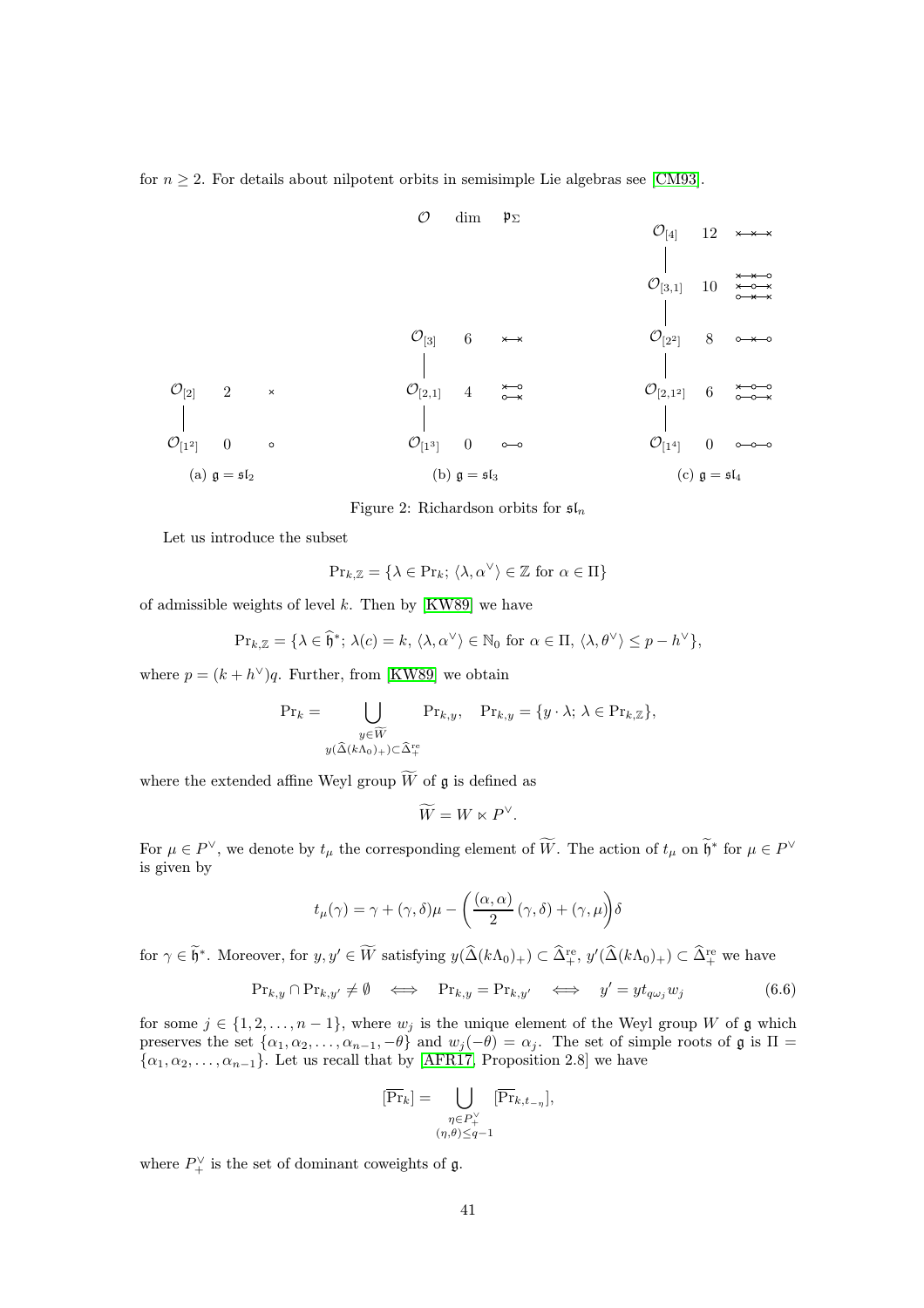for $n \geq 2$. For details about nilpotent orbits in semisimple Lie algebras see [CM93].

| $\mathcal{O}$ | dim | $\mathfrak{p}_\Sigma$ |
|---|---|---|
| $\mathcal{O}_{[2]}$ | 2 | × |
| $\mathcal{O}_{[1^2]}$ | 0 | ∘ |

(a) $\mathfrak{g} = \mathfrak{sl}_2$

| $\mathcal{O}$ | dim | $\mathfrak{p}_\Sigma$ |
|---|---|---|
| $\mathcal{O}_{[3]}$ | 6 | ×—× |
| $\mathcal{O}_{[2,1]}$ | 4 | ×—∘, ∘—× |
| $\mathcal{O}_{[1^3]}$ | 0 | ∘—∘ |

(b) $\mathfrak{g} = \mathfrak{sl}_3$

| $\mathcal{O}$ | dim | $\mathfrak{p}_\Sigma$ |
|---|---|---|
| $\mathcal{O}_{[4]}$ | 12 | ×—×—× |
| $\mathcal{O}_{[3,1]}$ | 10 | ×—×—∘, ×—∘—×, ∘—×—× |
| $\mathcal{O}_{[2^2]}$ | 8 | ∘—×—∘ |
| $\mathcal{O}_{[2,1^2]}$ | 6 | ×—∘—∘, ∘—∘—× |
| $\mathcal{O}_{[1^4]}$ | 0 | ∘—∘—∘ |

(c) $\mathfrak{g} = \mathfrak{sl}_4$

Figure 2: Richardson orbits for $\mathfrak{sl}_n$

Let us introduce the subset

$$\mathrm{Pr}_{k,\mathbb{Z}} = \{\lambda \in \mathrm{Pr}_k;\, \langle \lambda, \alpha^\vee \rangle \in \mathbb{Z} \text{ for } \alpha \in \Pi\}$$

of admissible weights of level $k$. Then by [KW89] we have

$$\mathrm{Pr}_{k,\mathbb{Z}} = \{\lambda \in \widehat{\mathfrak{h}}^*;\, \lambda(c) = k,\, \langle \lambda, \alpha^\vee \rangle \in \mathbb{N}_0 \text{ for } \alpha \in \Pi,\, \langle \lambda, \theta^\vee \rangle \leq p - h^\vee\},$$

where $p = (k + h^\vee)q$. Further, from [KW89] we obtain

$$\mathrm{Pr}_k = \bigcup_{\substack{y \in \widetilde{W} \\ y(\widehat{\Delta}(k\Lambda_0)_+) \subset \widehat{\Delta}_+^{\mathrm{re}}}} \mathrm{Pr}_{k,y}, \quad \mathrm{Pr}_{k,y} = \{y \cdot \lambda;\, \lambda \in \mathrm{Pr}_{k,\mathbb{Z}}\},$$

where the extended affine Weyl group $\widetilde{W}$ of $\mathfrak{g}$ is defined as

$$\widetilde{W} = W \ltimes P^\vee.$$

For $\mu \in P^\vee$, we denote by $t_\mu$ the corresponding element of $\widetilde{W}$. The action of $t_\mu$ on $\widetilde{\mathfrak{h}}^*$ for $\mu \in P^\vee$ is given by

$$t_\mu(\gamma) = \gamma + (\gamma, \delta)\mu - \left(\frac{(\alpha, \alpha)}{2}(\gamma, \delta) + (\gamma, \mu)\right)\delta$$

for $\gamma \in \widetilde{\mathfrak{h}}^*$. Moreover, for $y, y' \in \widetilde{W}$ satisfying $y(\widehat{\Delta}(k\Lambda_0)_+) \subset \widehat{\Delta}_+^{\mathrm{re}}$, $y'(\widehat{\Delta}(k\Lambda_0)_+) \subset \widehat{\Delta}_+^{\mathrm{re}}$ we have

$$\mathrm{Pr}_{k,y} \cap \mathrm{Pr}_{k,y'} \neq \emptyset \iff \mathrm{Pr}_{k,y} = \mathrm{Pr}_{k,y'} \iff y' = y t_{q\omega_j} w_j \tag{6.6}$$

for some $j \in \{1, 2, \ldots, n-1\}$, where $w_j$ is the unique element of the Weyl group $W$ of $\mathfrak{g}$ which preserves the set $\{\alpha_1, \alpha_2, \ldots, \alpha_{n-1}, -\theta\}$ and $w_j(-\theta) = \alpha_j$. The set of simple roots of $\mathfrak{g}$ is $\Pi = \{\alpha_1, \alpha_2, \ldots, \alpha_{n-1}\}$. Let us recall that by [AFR17, Proposition 2.8] we have

$$[\overline{\mathrm{Pr}}_k] = \bigcup_{\substack{\eta \in P_+^\vee \\ (\eta, \theta) \leq q-1}} [\overline{\mathrm{Pr}}_{k,t_{-\eta}}],$$

where $P_+^\vee$ is the set of dominant coweights of $\mathfrak{g}$.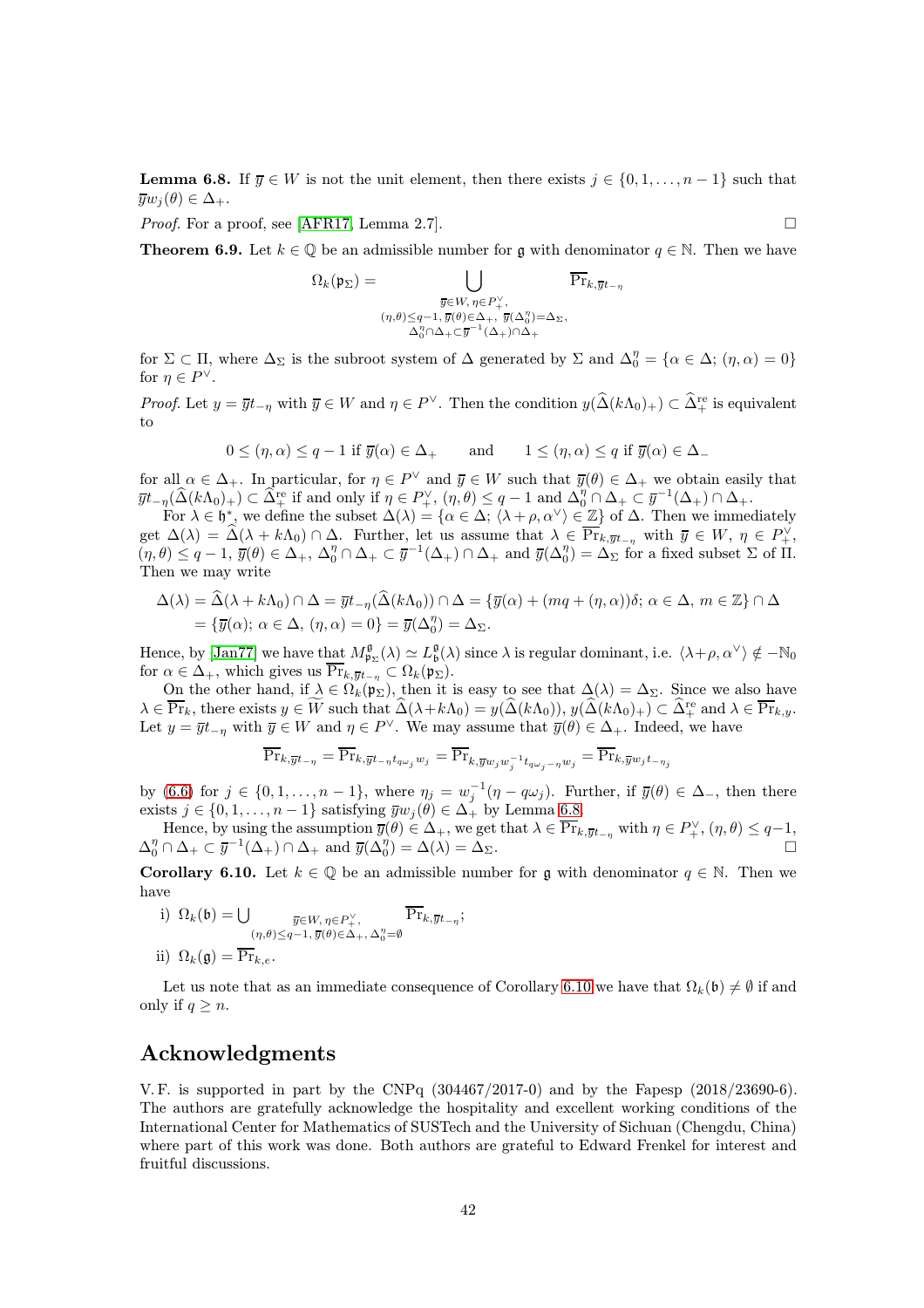**Lemma 6.8.** If $\overline{y} \in W$ is not the unit element, then there exists $j \in \{0, 1, \dots, n-1\}$ such that $\overline{y}w_j(\theta) \in \Delta_+$.

*Proof.* For a proof, see [AFR17, Lemma 2.7]. $\square$

**Theorem 6.9.** Let $k \in \mathbb{Q}$ be an admissible number for $\mathfrak{g}$ with denominator $q \in \mathbb{N}$. Then we have

$$\Omega_k(\mathfrak{p}_\Sigma) = \bigcup_{\substack{\overline{y} \in W,\, \eta \in P_+^\vee, \\ (\eta,\theta) \leq q-1,\, \overline{y}(\theta) \in \Delta_+,\, \overline{y}(\Delta_0^\eta) = \Delta_\Sigma, \\ \Delta_0^\eta \cap \Delta_+ \subset \overline{y}^{-1}(\Delta_+) \cap \Delta_+}} \overline{\mathrm{Pr}}_{k, \overline{y}t_{-\eta}}$$

for $\Sigma \subset \Pi$, where $\Delta_\Sigma$ is the subroot system of $\Delta$ generated by $\Sigma$ and $\Delta_0^\eta = \{\alpha \in \Delta;\, (\eta, \alpha) = 0\}$ for $\eta \in P^\vee$.

*Proof.* Let $y = \overline{y}t_{-\eta}$ with $\overline{y} \in W$ and $\eta \in P^\vee$. Then the condition $y(\widehat{\Delta}(k\Lambda_0)_+) \subset \widehat{\Delta}_+^{\mathrm{re}}$ is equivalent to

$$0 \leq (\eta, \alpha) \leq q - 1 \text{ if } \overline{y}(\alpha) \in \Delta_+ \qquad \text{and} \qquad 1 \leq (\eta, \alpha) \leq q \text{ if } \overline{y}(\alpha) \in \Delta_-$$

for all $\alpha \in \Delta_+$. In particular, for $\eta \in P^\vee$ and $\overline{y} \in W$ such that $\overline{y}(\theta) \in \Delta_+$ we obtain easily that $\overline{y}t_{-\eta}(\widehat{\Delta}(k\Lambda_0)_+) \subset \widehat{\Delta}_+^{\mathrm{re}}$ if and only if $\eta \in P_+^\vee$, $(\eta, \theta) \leq q - 1$ and $\Delta_0^\eta \cap \Delta_+ \subset \overline{y}^{-1}(\Delta_+) \cap \Delta_+$.

For $\lambda \in \mathfrak{h}^*$, we define the subset $\Delta(\lambda) = \{\alpha \in \Delta;\, \langle \lambda + \rho, \alpha^\vee \rangle \in \mathbb{Z}\}$ of $\Delta$. Then we immediately get $\Delta(\lambda) = \widehat{\Delta}(\lambda + k\Lambda_0) \cap \Delta$. Further, let us assume that $\lambda \in \overline{\mathrm{Pr}}_{k, \overline{y}t_{-\eta}}$ with $\overline{y} \in W$, $\eta \in P_+^\vee$, $(\eta, \theta) \leq q - 1$, $\overline{y}(\theta) \in \Delta_+$, $\Delta_0^\eta \cap \Delta_+ \subset \overline{y}^{-1}(\Delta_+) \cap \Delta_+$ and $\overline{y}(\Delta_0^\eta) = \Delta_\Sigma$ for a fixed subset $\Sigma$ of $\Pi$. Then we may write

$$\begin{aligned}
\Delta(\lambda) = \widehat{\Delta}(\lambda + k\Lambda_0) \cap \Delta &= \overline{y}t_{-\eta}(\widehat{\Delta}(k\Lambda_0)) \cap \Delta = \{\overline{y}(\alpha) + (mq + (\eta, \alpha))\delta;\, \alpha \in \Delta,\, m \in \mathbb{Z}\} \cap \Delta \\
&= \{\overline{y}(\alpha);\, \alpha \in \Delta,\, (\eta, \alpha) = 0\} = \overline{y}(\Delta_0^\eta) = \Delta_\Sigma.
\end{aligned}$$

Hence, by [Jan77] we have that $M_{\mathfrak{p}_\Sigma}^{\mathfrak{g}}(\lambda) \simeq L_{\mathfrak{b}}^{\mathfrak{g}}(\lambda)$ since $\lambda$ is regular dominant, i.e. $\langle \lambda + \rho, \alpha^\vee \rangle \notin -\mathbb{N}_0$ for $\alpha \in \Delta_+$, which gives us $\overline{\mathrm{Pr}}_{k, \overline{y}t_{-\eta}} \subset \Omega_k(\mathfrak{p}_\Sigma)$.

On the other hand, if $\lambda \in \Omega_k(\mathfrak{p}_\Sigma)$, then it is easy to see that $\Delta(\lambda) = \Delta_\Sigma$. Since we also have $\lambda \in \overline{\mathrm{Pr}}_k$, there exists $y \in \widetilde{W}$ such that $\widehat{\Delta}(\lambda + k\Lambda_0) = y(\widehat{\Delta}(k\Lambda_0))$, $y(\widehat{\Delta}(k\Lambda_0)_+) \subset \widehat{\Delta}_+^{\mathrm{re}}$ and $\lambda \in \overline{\mathrm{Pr}}_{k,y}$. Let $y = \overline{y}t_{-\eta}$ with $\overline{y} \in W$ and $\eta \in P^\vee$. We may assume that $\overline{y}(\theta) \in \Delta_+$. Indeed, we have

$$\overline{\mathrm{Pr}}_{k, \overline{y}t_{-\eta}} = \overline{\mathrm{Pr}}_{k, \overline{y}t_{-\eta}t_{q\omega_j}w_j} = \overline{\mathrm{Pr}}_{k, \overline{y}w_jw_j^{-1}t_{q\omega_j - \eta}w_j} = \overline{\mathrm{Pr}}_{k, \overline{y}w_jt_{-\eta_j}}$$

by (6.6) for $j \in \{0, 1, \dots, n-1\}$, where $\eta_j = w_j^{-1}(\eta - q\omega_j)$. Further, if $\overline{y}(\theta) \in \Delta_-$, then there exists $j \in \{0, 1, \dots, n-1\}$ satisfying $\overline{y}w_j(\theta) \in \Delta_+$ by Lemma 6.8.

Hence, by using the assumption $\overline{y}(\theta) \in \Delta_+$, we get that $\lambda \in \overline{\mathrm{Pr}}_{k, \overline{y}t_{-\eta}}$ with $\eta \in P_+^\vee$, $(\eta, \theta) \leq q - 1$, $\Delta_0^\eta \cap \Delta_+ \subset \overline{y}^{-1}(\Delta_+) \cap \Delta_+$ and $\overline{y}(\Delta_0^\eta) = \Delta(\lambda) = \Delta_\Sigma$. $\square$

**Corollary 6.10.** Let $k \in \mathbb{Q}$ be an admissible number for $\mathfrak{g}$ with denominator $q \in \mathbb{N}$. Then we have

i) $\Omega_k(\mathfrak{b}) = \bigcup_{\substack{\overline{y} \in W,\, \eta \in P_+^\vee, \\ (\eta,\theta) \leq q-1,\, \overline{y}(\theta) \in \Delta_+,\, \Delta_0^\eta = \emptyset}} \overline{\mathrm{Pr}}_{k, \overline{y}t_{-\eta}}$;

ii) $\Omega_k(\mathfrak{g}) = \overline{\mathrm{Pr}}_{k,e}$.

Let us note that as an immediate consequence of Corollary 6.10 we have that $\Omega_k(\mathfrak{b}) \neq \emptyset$ if and only if $q \geq n$.

## Acknowledgments

V. F. is supported in part by the CNPq (304467/2017-0) and by the Fapesp (2018/23690-6). The authors are gratefully acknowledge the hospitality and excellent working conditions of the International Center for Mathematics of SUSTech and the University of Sichuan (Chengdu, China) where part of this work was done. Both authors are grateful to Edward Frenkel for interest and fruitful discussions.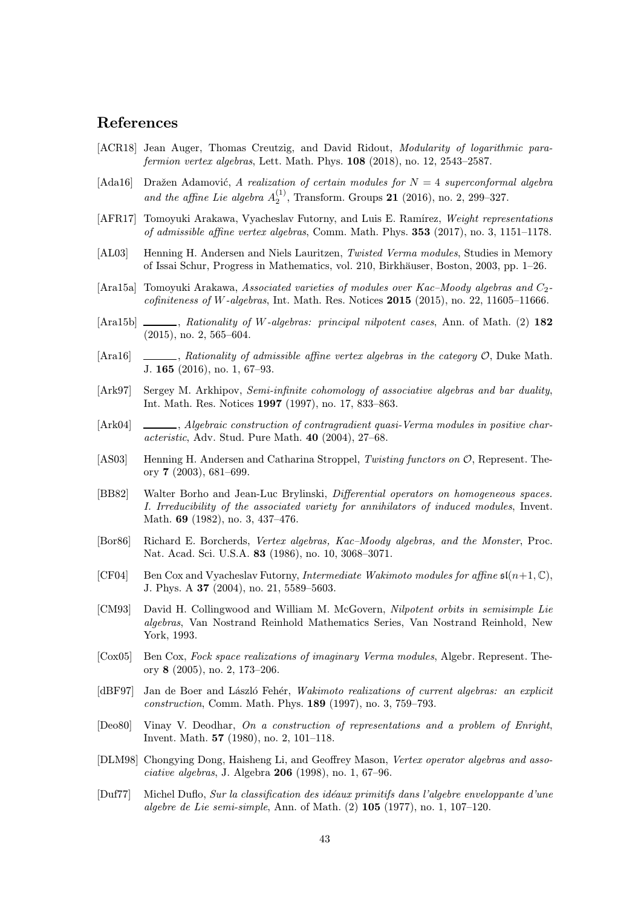## References

[ACR18] Jean Auger, Thomas Creutzig, and David Ridout, *Modularity of logarithmic parafermion vertex algebras*, Lett. Math. Phys. **108** (2018), no. 12, 2543–2587.

[Ada16] Dražen Adamović, *A realization of certain modules for $N = 4$ superconformal algebra and the affine Lie algebra $A_2^{(1)}$*, Transform. Groups **21** (2016), no. 2, 299–327.

[AFR17] Tomoyuki Arakawa, Vyacheslav Futorny, and Luis E. Ramírez, *Weight representations of admissible affine vertex algebras*, Comm. Math. Phys. **353** (2017), no. 3, 1151–1178.

[AL03] Henning H. Andersen and Niels Lauritzen, *Twisted Verma modules*, Studies in Memory of Issai Schur, Progress in Mathematics, vol. 210, Birkhäuser, Boston, 2003, pp. 1–26.

[Ara15a] Tomoyuki Arakawa, *Associated varieties of modules over Kac–Moody algebras and $C_2$-cofiniteness of W-algebras*, Int. Math. Res. Notices **2015** (2015), no. 22, 11605–11666.

[Ara15b] ______, *Rationality of W-algebras: principal nilpotent cases*, Ann. of Math. (2) **182** (2015), no. 2, 565–604.

[Ara16] ______, *Rationality of admissible affine vertex algebras in the category $\mathcal{O}$*, Duke Math. J. **165** (2016), no. 1, 67–93.

[Ark97] Sergey M. Arkhipov, *Semi-infinite cohomology of associative algebras and bar duality*, Int. Math. Res. Notices **1997** (1997), no. 17, 833–863.

[Ark04] ______, *Algebraic construction of contragradient quasi-Verma modules in positive characteristic*, Adv. Stud. Pure Math. **40** (2004), 27–68.

[AS03] Henning H. Andersen and Catharina Stroppel, *Twisting functors on $\mathcal{O}$*, Represent. Theory **7** (2003), 681–699.

[BB82] Walter Borho and Jean-Luc Brylinski, *Differential operators on homogeneous spaces. I. Irreducibility of the associated variety for annihilators of induced modules*, Invent. Math. **69** (1982), no. 3, 437–476.

[Bor86] Richard E. Borcherds, *Vertex algebras, Kac–Moody algebras, and the Monster*, Proc. Nat. Acad. Sci. U.S.A. **83** (1986), no. 10, 3068–3071.

[CF04] Ben Cox and Vyacheslav Futorny, *Intermediate Wakimoto modules for affine $\mathfrak{sl}(n+1, \mathbb{C})$*, J. Phys. A **37** (2004), no. 21, 5589–5603.

[CM93] David H. Collingwood and William M. McGovern, *Nilpotent orbits in semisimple Lie algebras*, Van Nostrand Reinhold Mathematics Series, Van Nostrand Reinhold, New York, 1993.

[Cox05] Ben Cox, *Fock space realizations of imaginary Verma modules*, Algebr. Represent. Theory **8** (2005), no. 2, 173–206.

[dBF97] Jan de Boer and László Fehér, *Wakimoto realizations of current algebras: an explicit construction*, Comm. Math. Phys. **189** (1997), no. 3, 759–793.

[Deo80] Vinay V. Deodhar, *On a construction of representations and a problem of Enright*, Invent. Math. **57** (1980), no. 2, 101–118.

[DLM98] Chongying Dong, Haisheng Li, and Geoffrey Mason, *Vertex operator algebras and associative algebras*, J. Algebra **206** (1998), no. 1, 67–96.

[Duf77] Michel Duflo, *Sur la classification des idéaux primitifs dans l'algebre enveloppante d'une algebre de Lie semi-simple*, Ann. of Math. (2) **105** (1977), no. 1, 107–120.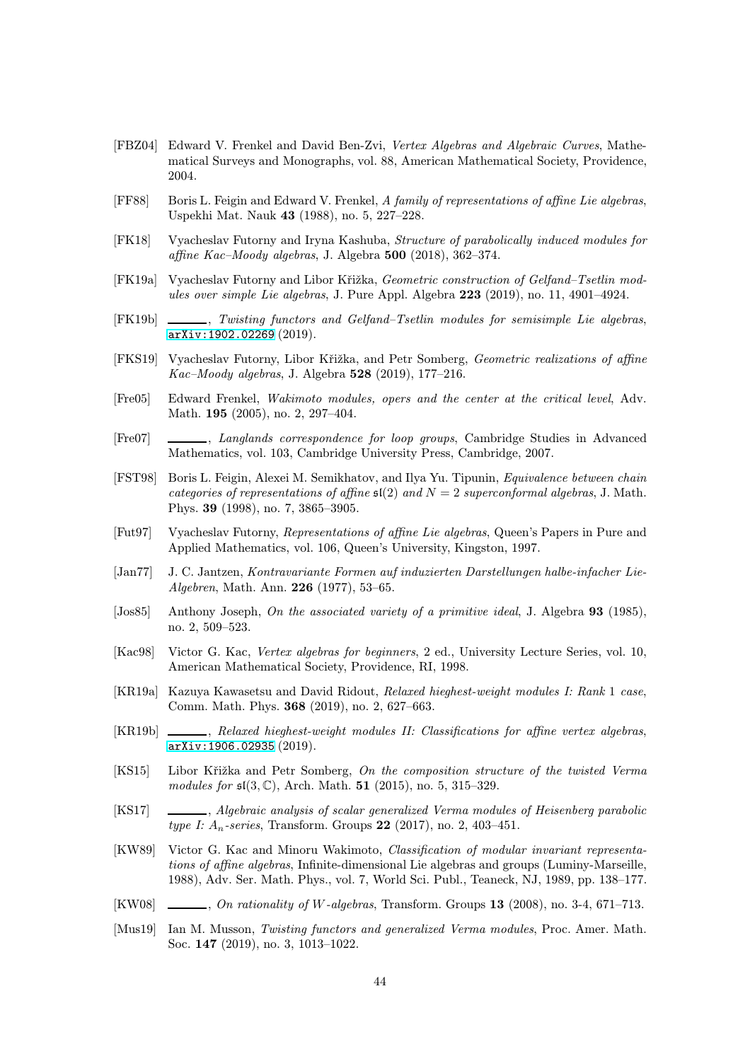[FBZ04] Edward V. Frenkel and David Ben-Zvi, *Vertex Algebras and Algebraic Curves*, Mathematical Surveys and Monographs, vol. 88, American Mathematical Society, Providence, 2004.

[FF88] Boris L. Feigin and Edward V. Frenkel, *A family of representations of affine Lie algebras*, Uspekhi Mat. Nauk **43** (1988), no. 5, 227–228.

[FK18] Vyacheslav Futorny and Iryna Kashuba, *Structure of parabolically induced modules for affine Kac–Moody algebras*, J. Algebra **500** (2018), 362–374.

[FK19a] Vyacheslav Futorny and Libor Křižka, *Geometric construction of Gelfand–Tsetlin modules over simple Lie algebras*, J. Pure Appl. Algebra **223** (2019), no. 11, 4901–4924.

[FK19b] ______, *Twisting functors and Gelfand–Tsetlin modules for semisimple Lie algebras*, arXiv:1902.02269 (2019).

[FKS19] Vyacheslav Futorny, Libor Křižka, and Petr Somberg, *Geometric realizations of affine Kac–Moody algebras*, J. Algebra **528** (2019), 177–216.

[Fre05] Edward Frenkel, *Wakimoto modules, opers and the center at the critical level*, Adv. Math. **195** (2005), no. 2, 297–404.

[Fre07] ______, *Langlands correspondence for loop groups*, Cambridge Studies in Advanced Mathematics, vol. 103, Cambridge University Press, Cambridge, 2007.

[FST98] Boris L. Feigin, Alexei M. Semikhatov, and Ilya Yu. Tipunin, *Equivalence between chain categories of representations of affine* $\mathfrak{sl}(2)$ *and* $N = 2$ *superconformal algebras*, J. Math. Phys. **39** (1998), no. 7, 3865–3905.

[Fut97] Vyacheslav Futorny, *Representations of affine Lie algebras*, Queen's Papers in Pure and Applied Mathematics, vol. 106, Queen's University, Kingston, 1997.

[Jan77] J. C. Jantzen, *Kontravariante Formen auf induzierten Darstellungen halbe-infacher Lie-Algebren*, Math. Ann. **226** (1977), 53–65.

[Jos85] Anthony Joseph, *On the associated variety of a primitive ideal*, J. Algebra **93** (1985), no. 2, 509–523.

[Kac98] Victor G. Kac, *Vertex algebras for beginners*, 2 ed., University Lecture Series, vol. 10, American Mathematical Society, Providence, RI, 1998.

[KR19a] Kazuya Kawasetsu and David Ridout, *Relaxed hieghest-weight modules I: Rank* 1 *case*, Comm. Math. Phys. **368** (2019), no. 2, 627–663.

[KR19b] ______, *Relaxed hieghest-weight modules II: Classifications for affine vertex algebras*, arXiv:1906.02935 (2019).

[KS15] Libor Křižka and Petr Somberg, *On the composition structure of the twisted Verma modules for* $\mathfrak{sl}(3, \mathbb{C})$, Arch. Math. **51** (2015), no. 5, 315–329.

[KS17] ______, *Algebraic analysis of scalar generalized Verma modules of Heisenberg parabolic type I:* $A_n$*-series*, Transform. Groups **22** (2017), no. 2, 403–451.

[KW89] Victor G. Kac and Minoru Wakimoto, *Classification of modular invariant representations of affine algebras*, Infinite-dimensional Lie algebras and groups (Luminy-Marseille, 1988), Adv. Ser. Math. Phys., vol. 7, World Sci. Publ., Teaneck, NJ, 1989, pp. 138–177.

[KW08] ______, *On rationality of* $W$*-algebras*, Transform. Groups **13** (2008), no. 3-4, 671–713.

[Mus19] Ian M. Musson, *Twisting functors and generalized Verma modules*, Proc. Amer. Math. Soc. **147** (2019), no. 3, 1013–1022.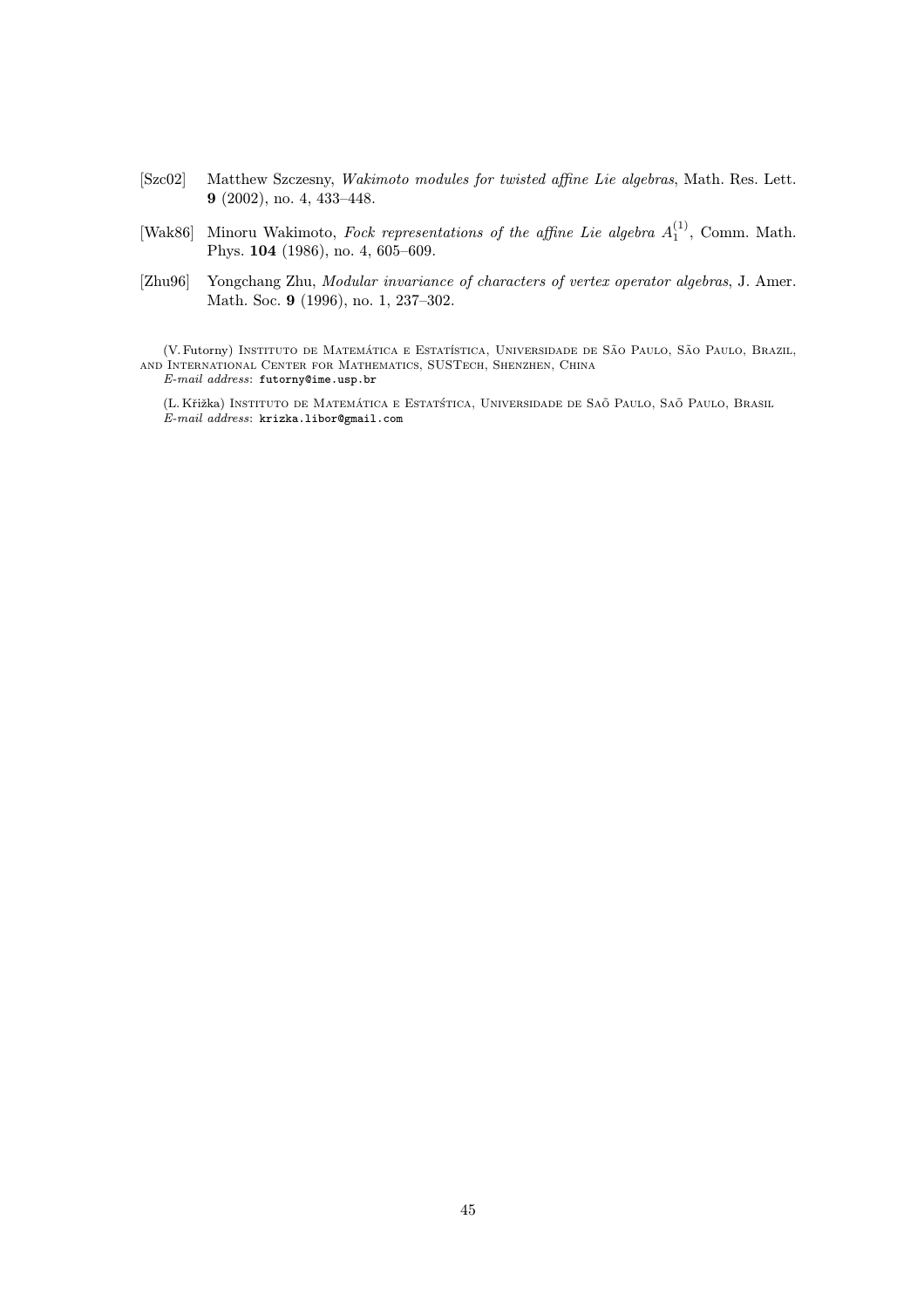[Szc02] Matthew Szczesny, *Wakimoto modules for twisted affine Lie algebras*, Math. Res. Lett. **9** (2002), no. 4, 433–448.

[Wak86] Minoru Wakimoto, *Fock representations of the affine Lie algebra $A_1^{(1)}$*, Comm. Math. Phys. **104** (1986), no. 4, 605–609.

[Zhu96] Yongchang Zhu, *Modular invariance of characters of vertex operator algebras*, J. Amer. Math. Soc. **9** (1996), no. 1, 237–302.

(V. Futorny) Instituto de Matemática e Estatística, Universidade de São Paulo, São Paulo, Brazil, and International Center for Mathematics, SUSTech, Shenzhen, China
*E-mail address*: futorny@ime.usp.br

(L. Křižka) Instituto de Matemática e Estatśtica, Universidade de Saõ Paulo, Saõ Paulo, Brasil
*E-mail address*: krizka.libor@gmail.com